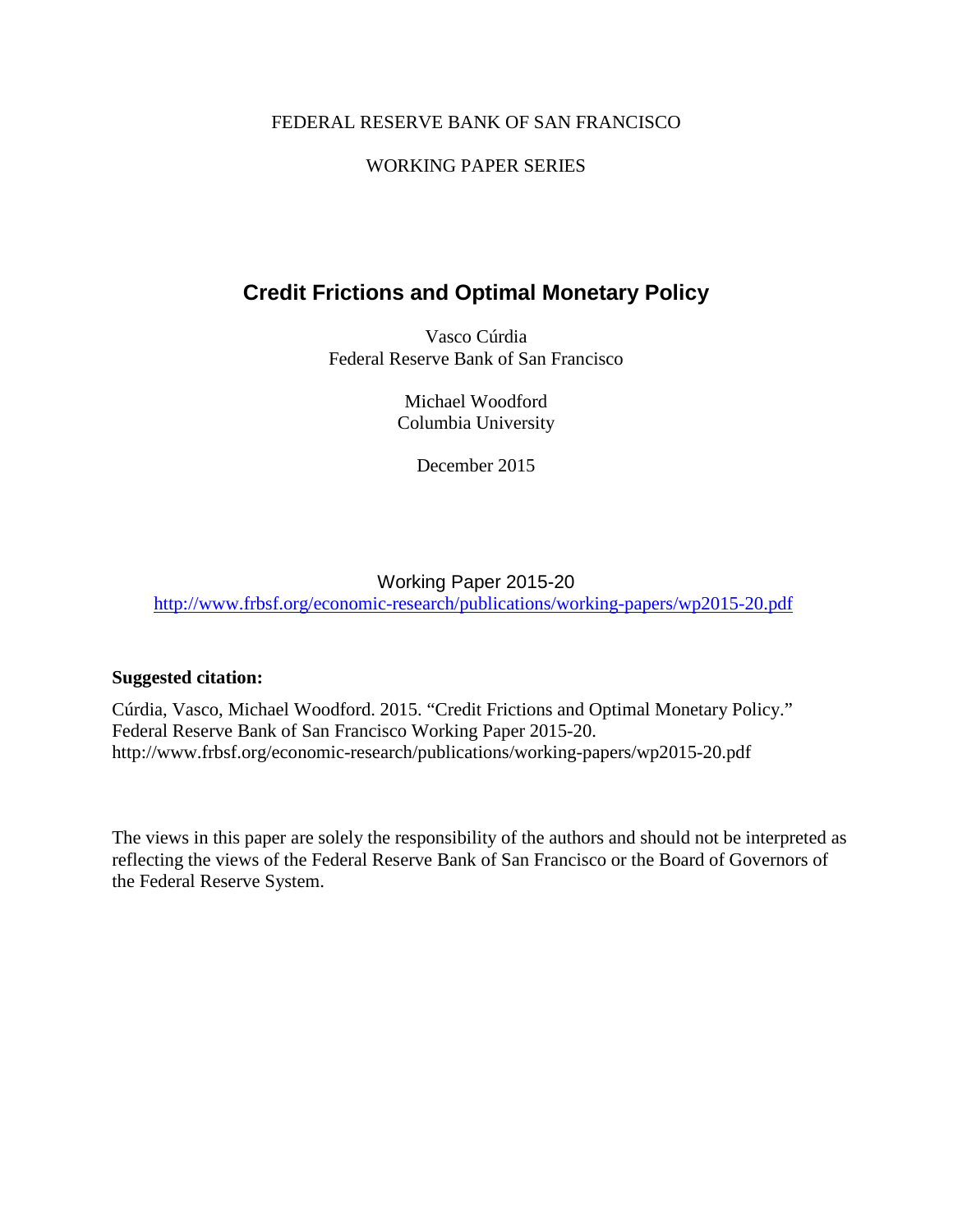FEDERAL RESERVE BANK OF SAN FRANCISCO

WORKING PAPER SERIES

# Credit Frictions and Optimal Monetary Policy

Vasco Cúrdia
Federal Reserve Bank of San Francisco

Michael Woodford
Columbia University

December 2015

Working Paper 2015-20
http://www.frbsf.org/economic-research/publications/working-papers/wp2015-20.pdf

**Suggested citation:**

Cúrdia, Vasco, Michael Woodford. 2015. "Credit Frictions and Optimal Monetary Policy." Federal Reserve Bank of San Francisco Working Paper 2015-20.
http://www.frbsf.org/economic-research/publications/working-papers/wp2015-20.pdf

The views in this paper are solely the responsibility of the authors and should not be interpreted as reflecting the views of the Federal Reserve Bank of San Francisco or the Board of Governors of the Federal Reserve System.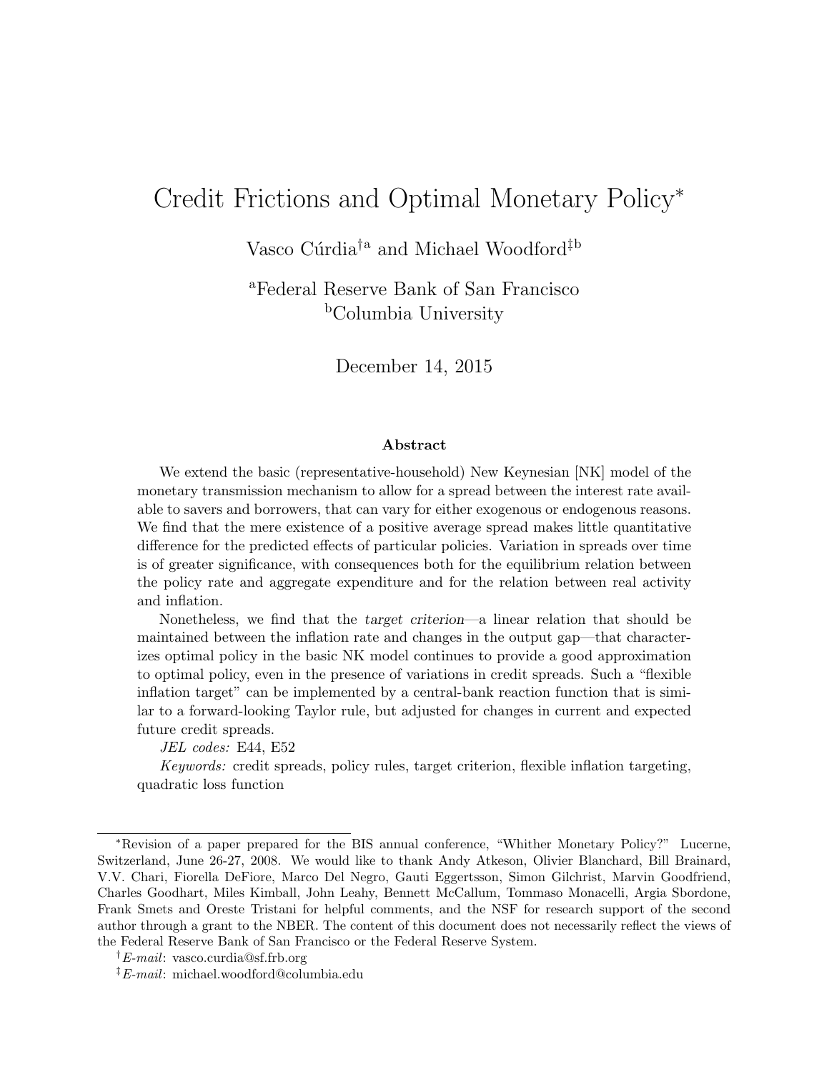# Credit Frictions and Optimal Monetary Policy*

Vasco Cúrdia[†a] and Michael Woodford[‡b]

[a]Federal Reserve Bank of San Francisco
[b]Columbia University

December 14, 2015

### Abstract

We extend the basic (representative-household) New Keynesian [NK] model of the monetary transmission mechanism to allow for a spread between the interest rate available to savers and borrowers, that can vary for either exogenous or endogenous reasons. We find that the mere existence of a positive average spread makes little quantitative difference for the predicted effects of particular policies. Variation in spreads over time is of greater significance, with consequences both for the equilibrium relation between the policy rate and aggregate expenditure and for the relation between real activity and inflation.

Nonetheless, we find that the *target criterion*—a linear relation that should be maintained between the inflation rate and changes in the output gap—that characterizes optimal policy in the basic NK model continues to provide a good approximation to optimal policy, even in the presence of variations in credit spreads. Such a "flexible inflation target" can be implemented by a central-bank reaction function that is similar to a forward-looking Taylor rule, but adjusted for changes in current and expected future credit spreads.

*JEL codes:* E44, E52

*Keywords:* credit spreads, policy rules, target criterion, flexible inflation targeting, quadratic loss function

---

*Revision of a paper prepared for the BIS annual conference, "Whither Monetary Policy?" Lucerne, Switzerland, June 26-27, 2008. We would like to thank Andy Atkeson, Olivier Blanchard, Bill Brainard, V.V. Chari, Fiorella DeFiore, Marco Del Negro, Gauti Eggertsson, Simon Gilchrist, Marvin Goodfriend, Charles Goodhart, Miles Kimball, John Leahy, Bennett McCallum, Tommaso Monacelli, Argia Sbordone, Frank Smets and Oreste Tristani for helpful comments, and the NSF for research support of the second author through a grant to the NBER. The content of this document does not necessarily reflect the views of the Federal Reserve Bank of San Francisco or the Federal Reserve System.

†*E-mail*: vasco.curdia@sf.frb.org

‡*E-mail*: michael.woodford@columbia.edu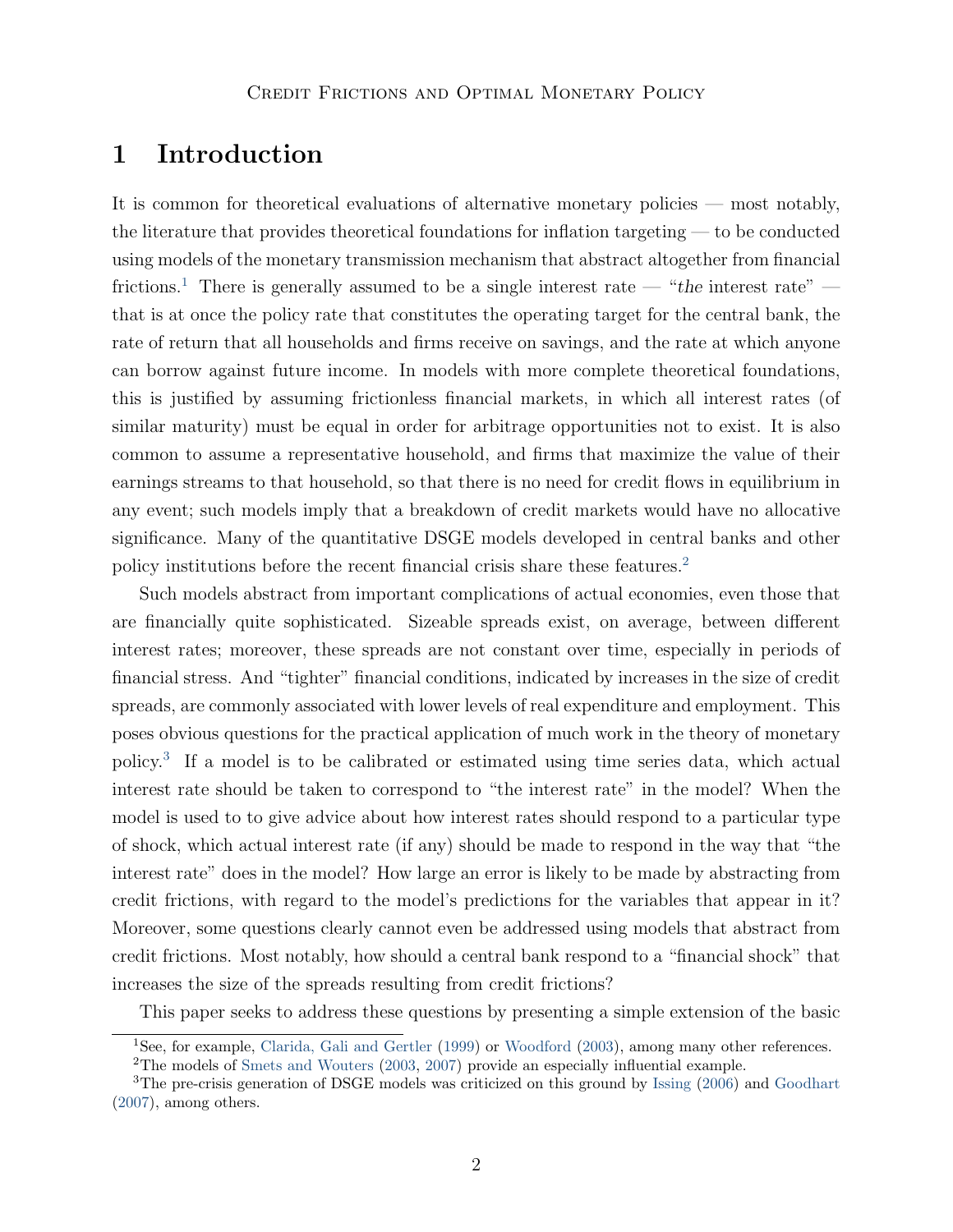# 1 Introduction

It is common for theoretical evaluations of alternative monetary policies — most notably, the literature that provides theoretical foundations for inflation targeting — to be conducted using models of the monetary transmission mechanism that abstract altogether from financial frictions.[1] There is generally assumed to be a single interest rate — "*the* interest rate" — that is at once the policy rate that constitutes the operating target for the central bank, the rate of return that all households and firms receive on savings, and the rate at which anyone can borrow against future income. In models with more complete theoretical foundations, this is justified by assuming frictionless financial markets, in which all interest rates (of similar maturity) must be equal in order for arbitrage opportunities not to exist. It is also common to assume a representative household, and firms that maximize the value of their earnings streams to that household, so that there is no need for credit flows in equilibrium in any event; such models imply that a breakdown of credit markets would have no allocative significance. Many of the quantitative DSGE models developed in central banks and other policy institutions before the recent financial crisis share these features.[2]

Such models abstract from important complications of actual economies, even those that are financially quite sophisticated. Sizeable spreads exist, on average, between different interest rates; moreover, these spreads are not constant over time, especially in periods of financial stress. And "tighter" financial conditions, indicated by increases in the size of credit spreads, are commonly associated with lower levels of real expenditure and employment. This poses obvious questions for the practical application of much work in the theory of monetary policy.[3] If a model is to be calibrated or estimated using time series data, which actual interest rate should be taken to correspond to "the interest rate" in the model? When the model is used to to give advice about how interest rates should respond to a particular type of shock, which actual interest rate (if any) should be made to respond in the way that "the interest rate" does in the model? How large an error is likely to be made by abstracting from credit frictions, with regard to the model's predictions for the variables that appear in it? Moreover, some questions clearly cannot even be addressed using models that abstract from credit frictions. Most notably, how should a central bank respond to a "financial shock" that increases the size of the spreads resulting from credit frictions?

This paper seeks to address these questions by presenting a simple extension of the basic

[1] See, for example, Clarida, Gali and Gertler (1999) or Woodford (2003), among many other references.

[2] The models of Smets and Wouters (2003, 2007) provide an especially influential example.

[3] The pre-crisis generation of DSGE models was criticized on this ground by Issing (2006) and Goodhart (2007), among others.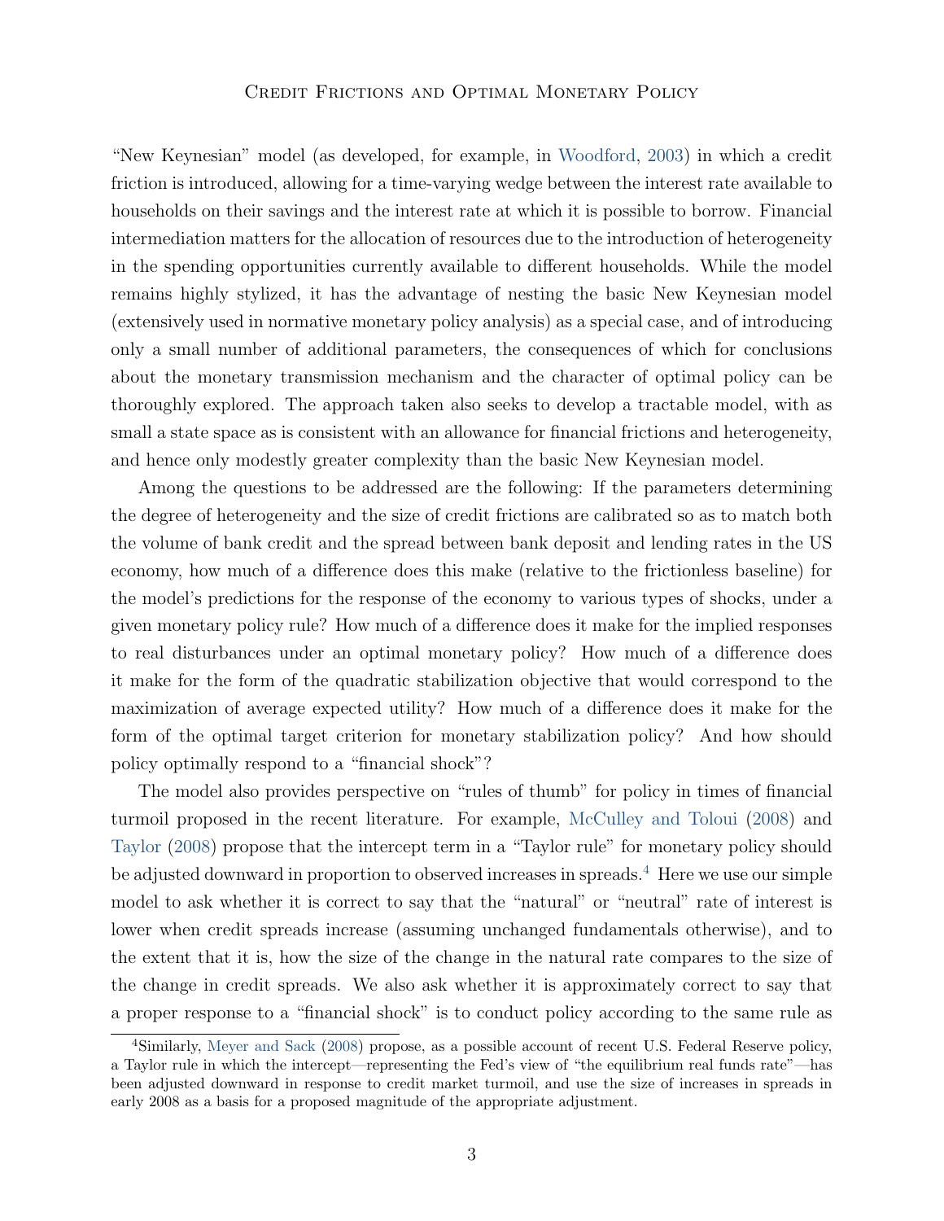"New Keynesian" model (as developed, for example, in Woodford, 2003) in which a credit friction is introduced, allowing for a time-varying wedge between the interest rate available to households on their savings and the interest rate at which it is possible to borrow. Financial intermediation matters for the allocation of resources due to the introduction of heterogeneity in the spending opportunities currently available to different households. While the model remains highly stylized, it has the advantage of nesting the basic New Keynesian model (extensively used in normative monetary policy analysis) as a special case, and of introducing only a small number of additional parameters, the consequences of which for conclusions about the monetary transmission mechanism and the character of optimal policy can be thoroughly explored. The approach taken also seeks to develop a tractable model, with as small a state space as is consistent with an allowance for financial frictions and heterogeneity, and hence only modestly greater complexity than the basic New Keynesian model.

Among the questions to be addressed are the following: If the parameters determining the degree of heterogeneity and the size of credit frictions are calibrated so as to match both the volume of bank credit and the spread between bank deposit and lending rates in the US economy, how much of a difference does this make (relative to the frictionless baseline) for the model's predictions for the response of the economy to various types of shocks, under a given monetary policy rule? How much of a difference does it make for the implied responses to real disturbances under an optimal monetary policy? How much of a difference does it make for the form of the quadratic stabilization objective that would correspond to the maximization of average expected utility? How much of a difference does it make for the form of the optimal target criterion for monetary stabilization policy? And how should policy optimally respond to a "financial shock"?

The model also provides perspective on "rules of thumb" for policy in times of financial turmoil proposed in the recent literature. For example, McCulley and Toloui (2008) and Taylor (2008) propose that the intercept term in a "Taylor rule" for monetary policy should be adjusted downward in proportion to observed increases in spreads.[4] Here we use our simple model to ask whether it is correct to say that the "natural" or "neutral" rate of interest is lower when credit spreads increase (assuming unchanged fundamentals otherwise), and to the extent that it is, how the size of the change in the natural rate compares to the size of the change in credit spreads. We also ask whether it is approximately correct to say that a proper response to a "financial shock" is to conduct policy according to the same rule as

[4]Similarly, Meyer and Sack (2008) propose, as a possible account of recent U.S. Federal Reserve policy, a Taylor rule in which the intercept—representing the Fed's view of "the equilibrium real funds rate"—has been adjusted downward in response to credit market turmoil, and use the size of increases in spreads in early 2008 as a basis for a proposed magnitude of the appropriate adjustment.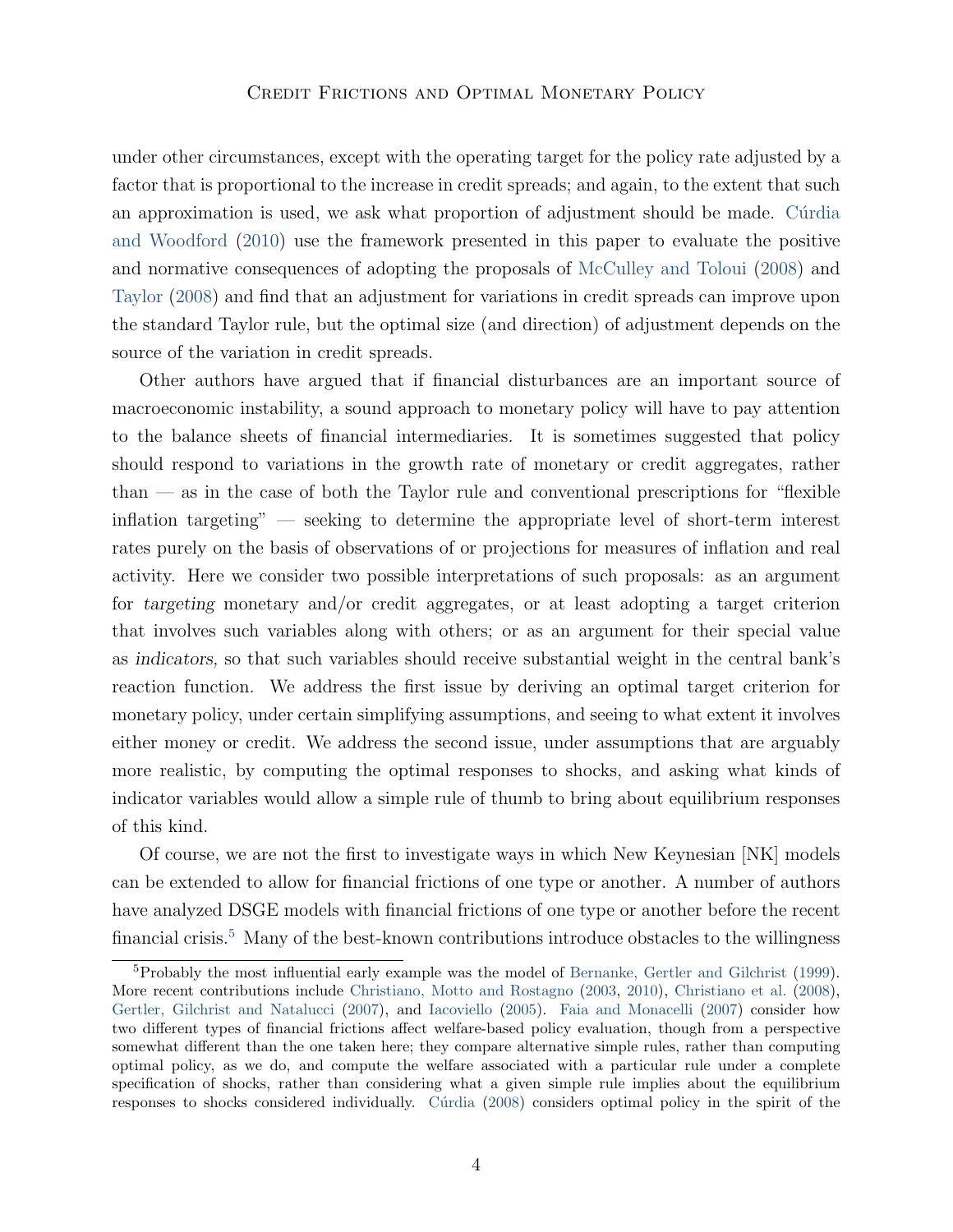under other circumstances, except with the operating target for the policy rate adjusted by a factor that is proportional to the increase in credit spreads; and again, to the extent that such an approximation is used, we ask what proportion of adjustment should be made. Cúrdia and Woodford (2010) use the framework presented in this paper to evaluate the positive and normative consequences of adopting the proposals of McCulley and Toloui (2008) and Taylor (2008) and find that an adjustment for variations in credit spreads can improve upon the standard Taylor rule, but the optimal size (and direction) of adjustment depends on the source of the variation in credit spreads.

Other authors have argued that if financial disturbances are an important source of macroeconomic instability, a sound approach to monetary policy will have to pay attention to the balance sheets of financial intermediaries. It is sometimes suggested that policy should respond to variations in the growth rate of monetary or credit aggregates, rather than — as in the case of both the Taylor rule and conventional prescriptions for "flexible inflation targeting" — seeking to determine the appropriate level of short-term interest rates purely on the basis of observations of or projections for measures of inflation and real activity. Here we consider two possible interpretations of such proposals: as an argument for *targeting* monetary and/or credit aggregates, or at least adopting a target criterion that involves such variables along with others; or as an argument for their special value as *indicators*, so that such variables should receive substantial weight in the central bank's reaction function. We address the first issue by deriving an optimal target criterion for monetary policy, under certain simplifying assumptions, and seeing to what extent it involves either money or credit. We address the second issue, under assumptions that are arguably more realistic, by computing the optimal responses to shocks, and asking what kinds of indicator variables would allow a simple rule of thumb to bring about equilibrium responses of this kind.

Of course, we are not the first to investigate ways in which New Keynesian [NK] models can be extended to allow for financial frictions of one type or another. A number of authors have analyzed DSGE models with financial frictions of one type or another before the recent financial crisis.[5] Many of the best-known contributions introduce obstacles to the willingness

[5] Probably the most influential early example was the model of Bernanke, Gertler and Gilchrist (1999). More recent contributions include Christiano, Motto and Rostagno (2003, 2010), Christiano et al. (2008), Gertler, Gilchrist and Natalucci (2007), and Iacoviello (2005). Faia and Monacelli (2007) consider how two different types of financial frictions affect welfare-based policy evaluation, though from a perspective somewhat different than the one taken here; they compare alternative simple rules, rather than computing optimal policy, as we do, and compute the welfare associated with a particular rule under a complete specification of shocks, rather than considering what a given simple rule implies about the equilibrium responses to shocks considered individually. Cúrdia (2008) considers optimal policy in the spirit of the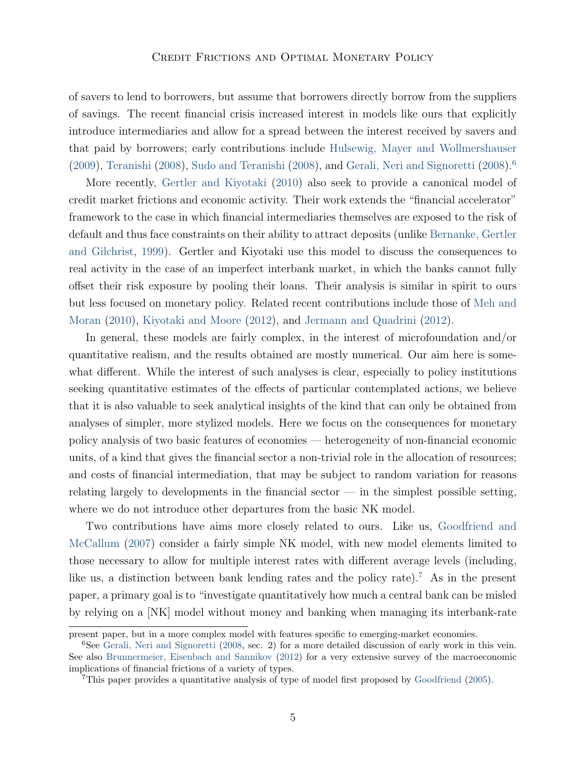of savers to lend to borrowers, but assume that borrowers directly borrow from the suppliers of savings. The recent financial crisis increased interest in models like ours that explicitly introduce intermediaries and allow for a spread between the interest received by savers and that paid by borrowers; early contributions include Hulsewig, Mayer and Wollmershauser (2009), Teranishi (2008), Sudo and Teranishi (2008), and Gerali, Neri and Signoretti (2008).[6]

More recently, Gertler and Kiyotaki (2010) also seek to provide a canonical model of credit market frictions and economic activity. Their work extends the "financial accelerator" framework to the case in which financial intermediaries themselves are exposed to the risk of default and thus face constraints on their ability to attract deposits (unlike Bernanke, Gertler and Gilchrist, 1999). Gertler and Kiyotaki use this model to discuss the consequences to real activity in the case of an imperfect interbank market, in which the banks cannot fully offset their risk exposure by pooling their loans. Their analysis is similar in spirit to ours but less focused on monetary policy. Related recent contributions include those of Meh and Moran (2010), Kiyotaki and Moore (2012), and Jermann and Quadrini (2012).

In general, these models are fairly complex, in the interest of microfoundation and/or quantitative realism, and the results obtained are mostly numerical. Our aim here is somewhat different. While the interest of such analyses is clear, especially to policy institutions seeking quantitative estimates of the effects of particular contemplated actions, we believe that it is also valuable to seek analytical insights of the kind that can only be obtained from analyses of simpler, more stylized models. Here we focus on the consequences for monetary policy analysis of two basic features of economies — heterogeneity of non-financial economic units, of a kind that gives the financial sector a non-trivial role in the allocation of resources; and costs of financial intermediation, that may be subject to random variation for reasons relating largely to developments in the financial sector — in the simplest possible setting, where we do not introduce other departures from the basic NK model.

Two contributions have aims more closely related to ours. Like us, Goodfriend and McCallum (2007) consider a fairly simple NK model, with new model elements limited to those necessary to allow for multiple interest rates with different average levels (including, like us, a distinction between bank lending rates and the policy rate).[7] As in the present paper, a primary goal is to "investigate quantitatively how much a central bank can be misled by relying on a [NK] model without money and banking when managing its interbank-rate

present paper, but in a more complex model with features specific to emerging-market economies.

[6]See Gerali, Neri and Signoretti (2008, sec. 2) for a more detailed discussion of early work in this vein. See also Brunnermeier, Eisenbach and Sannikov (2012) for a very extensive survey of the macroeconomic implications of financial frictions of a variety of types.

[7]This paper provides a quantitative analysis of type of model first proposed by Goodfriend (2005).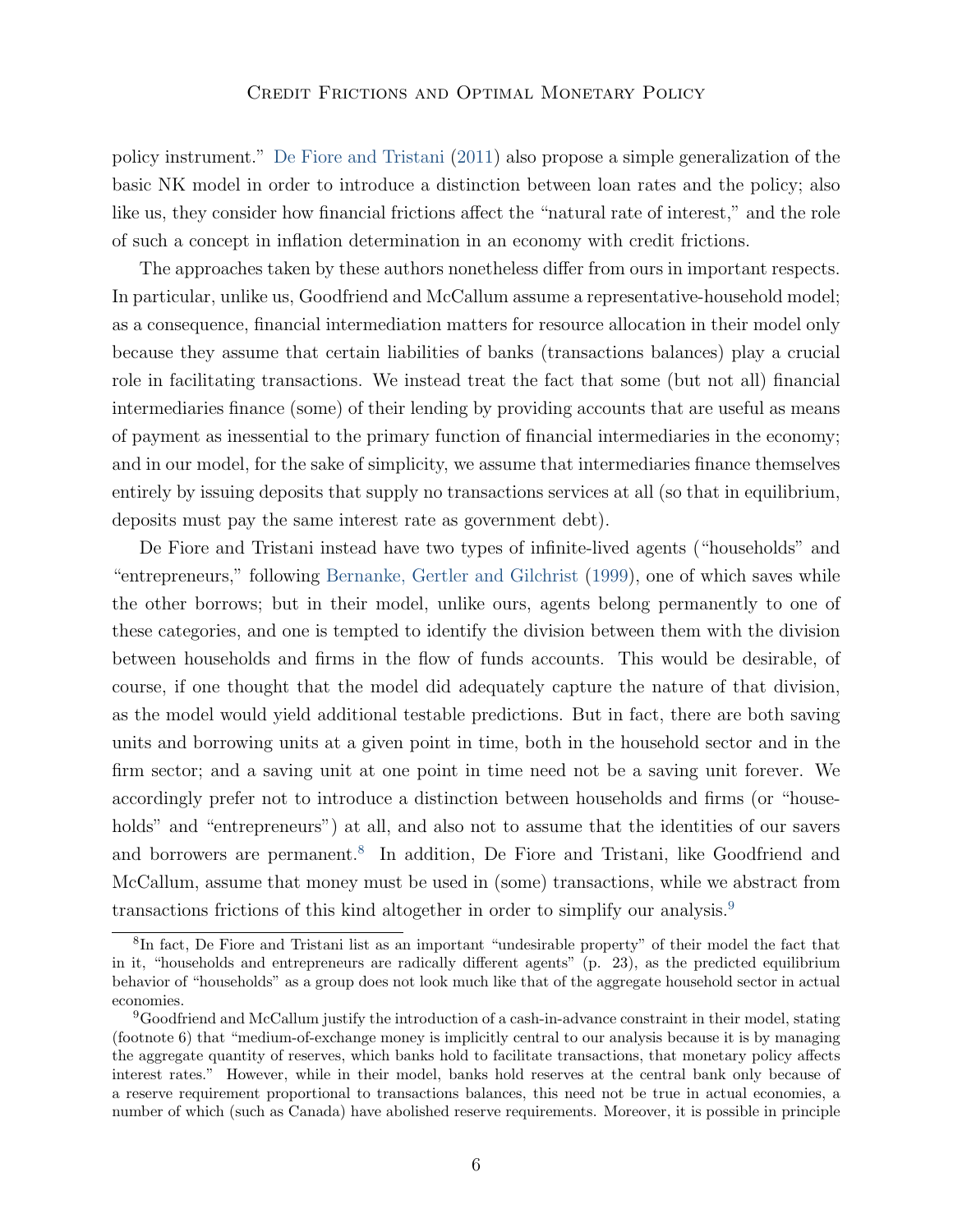policy instrument." De Fiore and Tristani (2011) also propose a simple generalization of the basic NK model in order to introduce a distinction between loan rates and the policy; also like us, they consider how financial frictions affect the "natural rate of interest," and the role of such a concept in inflation determination in an economy with credit frictions.

The approaches taken by these authors nonetheless differ from ours in important respects. In particular, unlike us, Goodfriend and McCallum assume a representative-household model; as a consequence, financial intermediation matters for resource allocation in their model only because they assume that certain liabilities of banks (transactions balances) play a crucial role in facilitating transactions. We instead treat the fact that some (but not all) financial intermediaries finance (some) of their lending by providing accounts that are useful as means of payment as inessential to the primary function of financial intermediaries in the economy; and in our model, for the sake of simplicity, we assume that intermediaries finance themselves entirely by issuing deposits that supply no transactions services at all (so that in equilibrium, deposits must pay the same interest rate as government debt).

De Fiore and Tristani instead have two types of infinite-lived agents ("households" and "entrepreneurs," following Bernanke, Gertler and Gilchrist (1999), one of which saves while the other borrows; but in their model, unlike ours, agents belong permanently to one of these categories, and one is tempted to identify the division between them with the division between households and firms in the flow of funds accounts. This would be desirable, of course, if one thought that the model did adequately capture the nature of that division, as the model would yield additional testable predictions. But in fact, there are both saving units and borrowing units at a given point in time, both in the household sector and in the firm sector; and a saving unit at one point in time need not be a saving unit forever. We accordingly prefer not to introduce a distinction between households and firms (or "households" and "entrepreneurs") at all, and also not to assume that the identities of our savers and borrowers are permanent.[8] In addition, De Fiore and Tristani, like Goodfriend and McCallum, assume that money must be used in (some) transactions, while we abstract from transactions frictions of this kind altogether in order to simplify our analysis.[9]

[8] In fact, De Fiore and Tristani list as an important "undesirable property" of their model the fact that in it, "households and entrepreneurs are radically different agents" (p. 23), as the predicted equilibrium behavior of "households" as a group does not look much like that of the aggregate household sector in actual economies.

[9] Goodfriend and McCallum justify the introduction of a cash-in-advance constraint in their model, stating (footnote 6) that "medium-of-exchange money is implicitly central to our analysis because it is by managing the aggregate quantity of reserves, which banks hold to facilitate transactions, that monetary policy affects interest rates." However, while in their model, banks hold reserves at the central bank only because of a reserve requirement proportional to transactions balances, this need not be true in actual economies, a number of which (such as Canada) have abolished reserve requirements. Moreover, it is possible in principle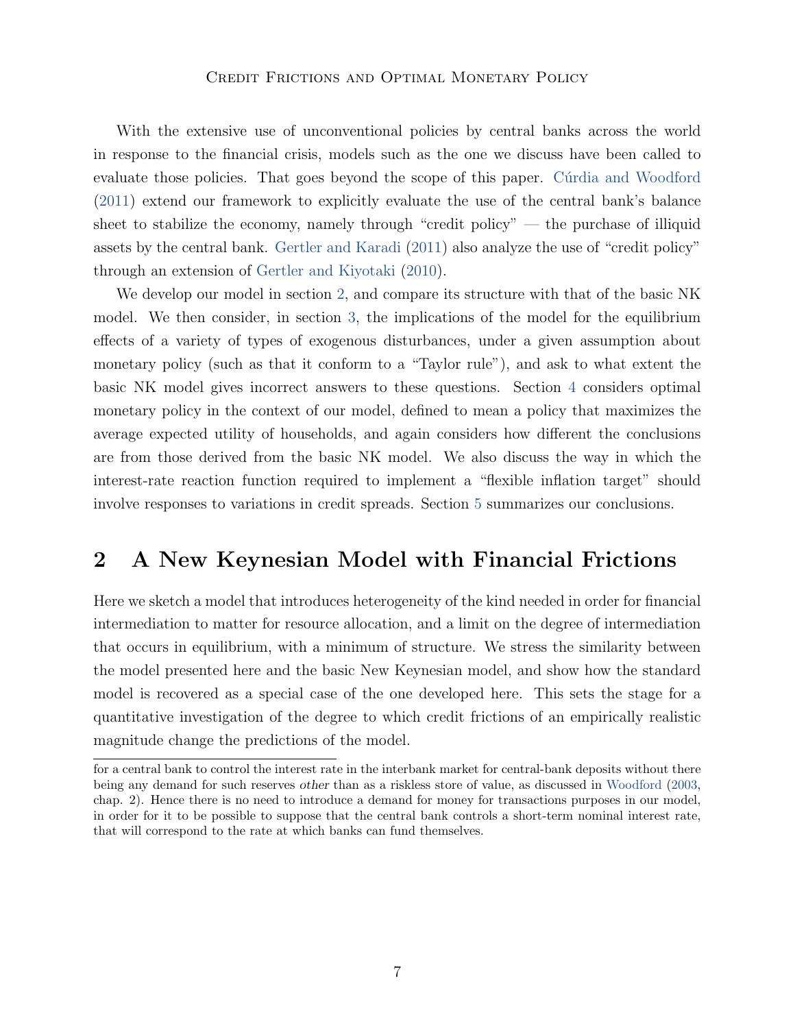With the extensive use of unconventional policies by central banks across the world in response to the financial crisis, models such as the one we discuss have been called to evaluate those policies. That goes beyond the scope of this paper. Cúrdia and Woodford (2011) extend our framework to explicitly evaluate the use of the central bank's balance sheet to stabilize the economy, namely through "credit policy" — the purchase of illiquid assets by the central bank. Gertler and Karadi (2011) also analyze the use of "credit policy" through an extension of Gertler and Kiyotaki (2010).

We develop our model in section 2, and compare its structure with that of the basic NK model. We then consider, in section 3, the implications of the model for the equilibrium effects of a variety of types of exogenous disturbances, under a given assumption about monetary policy (such as that it conform to a "Taylor rule"), and ask to what extent the basic NK model gives incorrect answers to these questions. Section 4 considers optimal monetary policy in the context of our model, defined to mean a policy that maximizes the average expected utility of households, and again considers how different the conclusions are from those derived from the basic NK model. We also discuss the way in which the interest-rate reaction function required to implement a "flexible inflation target" should involve responses to variations in credit spreads. Section 5 summarizes our conclusions.

## 2 A New Keynesian Model with Financial Frictions

Here we sketch a model that introduces heterogeneity of the kind needed in order for financial intermediation to matter for resource allocation, and a limit on the degree of intermediation that occurs in equilibrium, with a minimum of structure. We stress the similarity between the model presented here and the basic New Keynesian model, and show how the standard model is recovered as a special case of the one developed here. This sets the stage for a quantitative investigation of the degree to which credit frictions of an empirically realistic magnitude change the predictions of the model.

---

for a central bank to control the interest rate in the interbank market for central-bank deposits without there being any demand for such reserves *other* than as a riskless store of value, as discussed in Woodford (2003, chap. 2). Hence there is no need to introduce a demand for money for transactions purposes in our model, in order for it to be possible to suppose that the central bank controls a short-term nominal interest rate, that will correspond to the rate at which banks can fund themselves.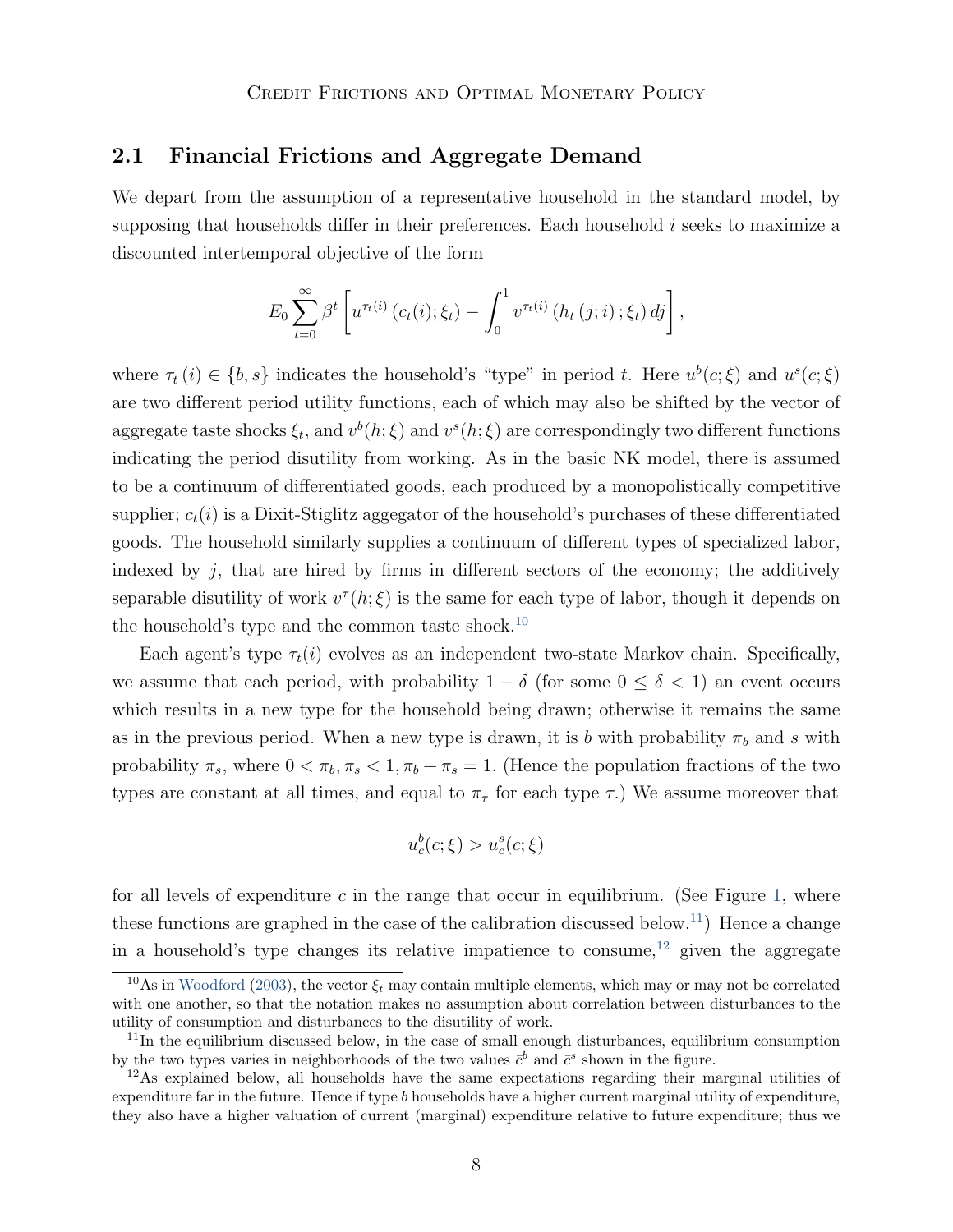## 2.1 Financial Frictions and Aggregate Demand

We depart from the assumption of a representative household in the standard model, by supposing that households differ in their preferences. Each household $i$ seeks to maximize a discounted intertemporal objective of the form

$$E_0 \sum_{t=0}^{\infty} \beta^t \left[ u^{\tau_t(i)} \left( c_t(i); \xi_t \right) - \int_0^1 v^{\tau_t(i)} \left( h_t \left( j; i \right); \xi_t \right) dj \right],$$

where $\tau_t(i) \in \{b, s\}$ indicates the household's "type" in period $t$. Here $u^b(c;\xi)$ and $u^s(c;\xi)$ are two different period utility functions, each of which may also be shifted by the vector of aggregate taste shocks $\xi_t$, and $v^b(h;\xi)$ and $v^s(h;\xi)$ are correspondingly two different functions indicating the period disutility from working. As in the basic NK model, there is assumed to be a continuum of differentiated goods, each produced by a monopolistically competitive supplier; $c_t(i)$ is a Dixit-Stiglitz aggegator of the household's purchases of these differentiated goods. The household similarly supplies a continuum of different types of specialized labor, indexed by $j$, that are hired by firms in different sectors of the economy; the additively separable disutility of work $v^\tau(h;\xi)$ is the same for each type of labor, though it depends on the household's type and the common taste shock.[10]

Each agent's type $\tau_t(i)$ evolves as an independent two-state Markov chain. Specifically, we assume that each period, with probability $1-\delta$ (for some $0 \leq \delta < 1$) an event occurs which results in a new type for the household being drawn; otherwise it remains the same as in the previous period. When a new type is drawn, it is $b$ with probability $\pi_b$ and $s$ with probability $\pi_s$, where $0 < \pi_b, \pi_s < 1, \pi_b + \pi_s = 1$. (Hence the population fractions of the two types are constant at all times, and equal to $\pi_\tau$ for each type $\tau$.) We assume moreover that

$$u_c^b(c;\xi) > u_c^s(c;\xi)$$

for all levels of expenditure $c$ in the range that occur in equilibrium. (See Figure 1, where these functions are graphed in the case of the calibration discussed below.[11]) Hence a change in a household's type changes its relative impatience to consume,[12] given the aggregate

[10] As in Woodford (2003), the vector $\xi_t$ may contain multiple elements, which may or may not be correlated with one another, so that the notation makes no assumption about correlation between disturbances to the utility of consumption and disturbances to the disutility of work.

[11] In the equilibrium discussed below, in the case of small enough disturbances, equilibrium consumption by the two types varies in neighborhoods of the two values $\bar{c}^b$ and $\bar{c}^s$ shown in the figure.

[12] As explained below, all households have the same expectations regarding their marginal utilities of expenditure far in the future. Hence if type $b$ households have a higher current marginal utility of expenditure, they also have a higher valuation of current (marginal) expenditure relative to future expenditure; thus we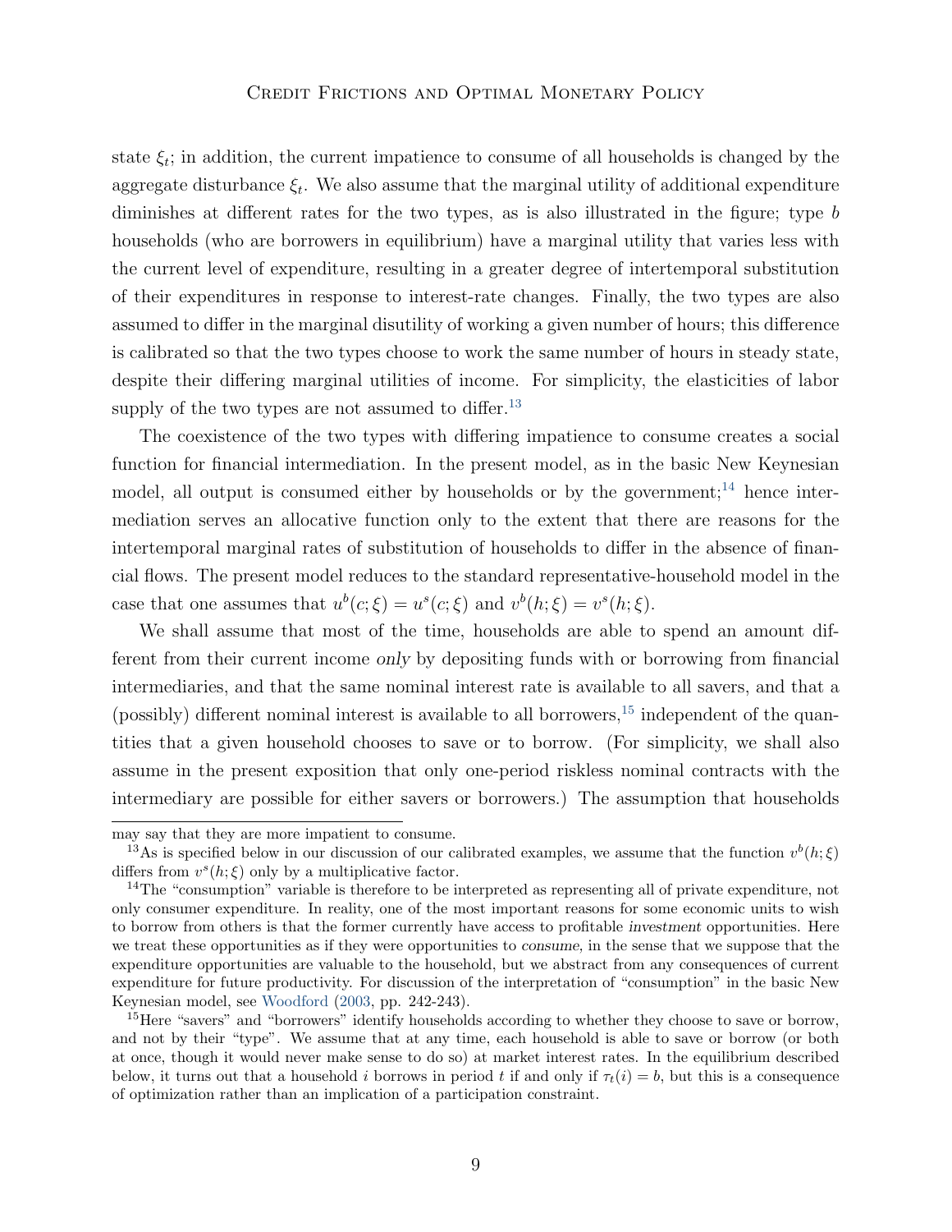state $\xi_t$; in addition, the current impatience to consume of all households is changed by the aggregate disturbance $\xi_t$. We also assume that the marginal utility of additional expenditure diminishes at different rates for the two types, as is also illustrated in the figure; type $b$ households (who are borrowers in equilibrium) have a marginal utility that varies less with the current level of expenditure, resulting in a greater degree of intertemporal substitution of their expenditures in response to interest-rate changes. Finally, the two types are also assumed to differ in the marginal disutility of working a given number of hours; this difference is calibrated so that the two types choose to work the same number of hours in steady state, despite their differing marginal utilities of income. For simplicity, the elasticities of labor supply of the two types are not assumed to differ.[13]

The coexistence of the two types with differing impatience to consume creates a social function for financial intermediation. In the present model, as in the basic New Keynesian model, all output is consumed either by households or by the government;[14] hence intermediation serves an allocative function only to the extent that there are reasons for the intertemporal marginal rates of substitution of households to differ in the absence of financial flows. The present model reduces to the standard representative-household model in the case that one assumes that $u^b(c;\xi) = u^s(c;\xi)$ and $v^b(h;\xi) = v^s(h;\xi)$.

We shall assume that most of the time, households are able to spend an amount different from their current income *only* by depositing funds with or borrowing from financial intermediaries, and that the same nominal interest rate is available to all savers, and that a (possibly) different nominal interest is available to all borrowers,[15] independent of the quantities that a given household chooses to save or to borrow. (For simplicity, we shall also assume in the present exposition that only one-period riskless nominal contracts with the intermediary are possible for either savers or borrowers.) The assumption that households

---

may say that they are more impatient to consume.

[13] As is specified below in our discussion of our calibrated examples, we assume that the function $v^b(h;\xi)$ differs from $v^s(h;\xi)$ only by a multiplicative factor.

[14] The "consumption" variable is therefore to be interpreted as representing all of private expenditure, not only consumer expenditure. In reality, one of the most important reasons for some economic units to wish to borrow from others is that the former currently have access to profitable *investment* opportunities. Here we treat these opportunities as if they were opportunities to *consume*, in the sense that we suppose that the expenditure opportunities are valuable to the household, but we abstract from any consequences of current expenditure for future productivity. For discussion of the interpretation of "consumption" in the basic New Keynesian model, see Woodford (2003, pp. 242-243).

[15] Here "savers" and "borrowers" identify households according to whether they choose to save or borrow, and not by their "type". We assume that at any time, each household is able to save or borrow (or both at once, though it would never make sense to do so) at market interest rates. In the equilibrium described below, it turns out that a household $i$ borrows in period $t$ if and only if $\tau_t(i) = b$, but this is a consequence of optimization rather than an implication of a participation constraint.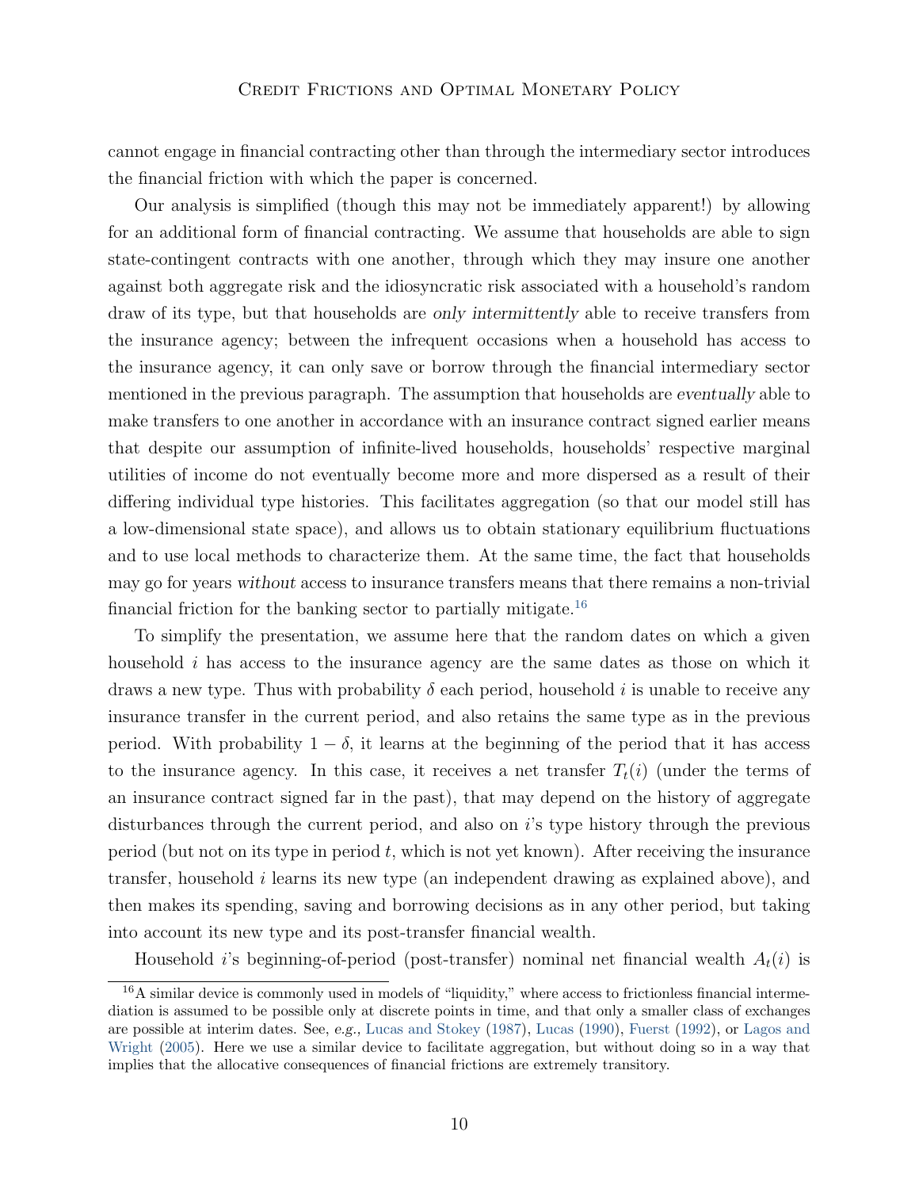cannot engage in financial contracting other than through the intermediary sector introduces the financial friction with which the paper is concerned.

Our analysis is simplified (though this may not be immediately apparent!) by allowing for an additional form of financial contracting. We assume that households are able to sign state-contingent contracts with one another, through which they may insure one another against both aggregate risk and the idiosyncratic risk associated with a household's random draw of its type, but that households are *only intermittently* able to receive transfers from the insurance agency; between the infrequent occasions when a household has access to the insurance agency, it can only save or borrow through the financial intermediary sector mentioned in the previous paragraph. The assumption that households are *eventually* able to make transfers to one another in accordance with an insurance contract signed earlier means that despite our assumption of infinite-lived households, households' respective marginal utilities of income do not eventually become more and more dispersed as a result of their differing individual type histories. This facilitates aggregation (so that our model still has a low-dimensional state space), and allows us to obtain stationary equilibrium fluctuations and to use local methods to characterize them. At the same time, the fact that households may go for years *without* access to insurance transfers means that there remains a non-trivial financial friction for the banking sector to partially mitigate.[16]

To simplify the presentation, we assume here that the random dates on which a given household $i$ has access to the insurance agency are the same dates as those on which it draws a new type. Thus with probability $\delta$ each period, household $i$ is unable to receive any insurance transfer in the current period, and also retains the same type as in the previous period. With probability $1 - \delta$, it learns at the beginning of the period that it has access to the insurance agency. In this case, it receives a net transfer $T_t(i)$ (under the terms of an insurance contract signed far in the past), that may depend on the history of aggregate disturbances through the current period, and also on $i$'s type history through the previous period (but not on its type in period $t$, which is not yet known). After receiving the insurance transfer, household $i$ learns its new type (an independent drawing as explained above), and then makes its spending, saving and borrowing decisions as in any other period, but taking into account its new type and its post-transfer financial wealth.

Household $i$'s beginning-of-period (post-transfer) nominal net financial wealth $A_t(i)$ is

[16] A similar device is commonly used in models of "liquidity," where access to frictionless financial intermediation is assumed to be possible only at discrete points in time, and that only a smaller class of exchanges are possible at interim dates. See, *e.g.,* Lucas and Stokey (1987), Lucas (1990), Fuerst (1992), or Lagos and Wright (2005). Here we use a similar device to facilitate aggregation, but without doing so in a way that implies that the allocative consequences of financial frictions are extremely transitory.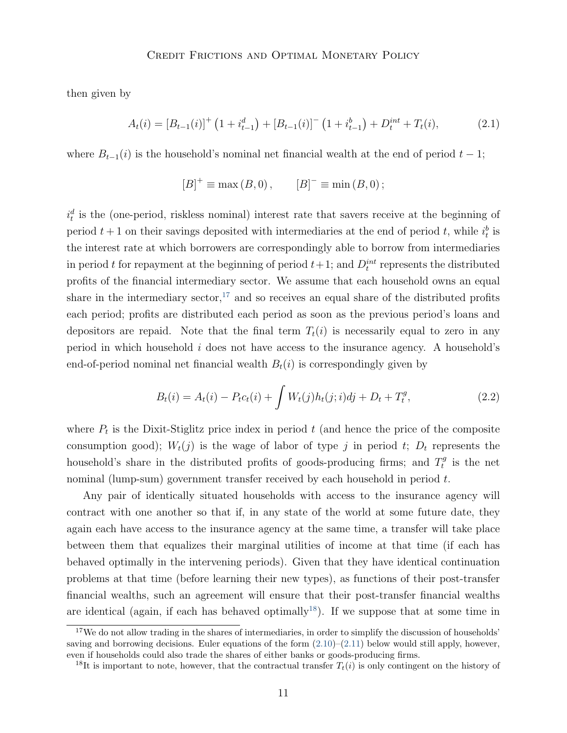then given by

$$A_t(i) = [B_{t-1}(i)]^+ \left(1 + i^d_{t-1}\right) + [B_{t-1}(i)]^- \left(1 + i^b_{t-1}\right) + D^{int}_t + T_t(i), \tag{2.1}$$

where $B_{t-1}(i)$ is the household's nominal net financial wealth at the end of period $t-1$;

$$[B]^+ \equiv \max(B, 0), \qquad [B]^- \equiv \min(B, 0);$$

$i^d_t$ is the (one-period, riskless nominal) interest rate that savers receive at the beginning of period $t+1$ on their savings deposited with intermediaries at the end of period $t$, while $i^b_t$ is the interest rate at which borrowers are correspondingly able to borrow from intermediaries in period $t$ for repayment at the beginning of period $t+1$; and $D^{int}_t$ represents the distributed profits of the financial intermediary sector. We assume that each household owns an equal share in the intermediary sector,[17] and so receives an equal share of the distributed profits each period; profits are distributed each period as soon as the previous period's loans and depositors are repaid. Note that the final term $T_t(i)$ is necessarily equal to zero in any period in which household $i$ does not have access to the insurance agency. A household's end-of-period nominal net financial wealth $B_t(i)$ is correspondingly given by

$$B_t(i) = A_t(i) - P_t c_t(i) + \int W_t(j) h_t(j; i) dj + D_t + T^g_t, \tag{2.2}$$

where $P_t$ is the Dixit-Stiglitz price index in period $t$ (and hence the price of the composite consumption good); $W_t(j)$ is the wage of labor of type $j$ in period $t$; $D_t$ represents the household's share in the distributed profits of goods-producing firms; and $T^g_t$ is the net nominal (lump-sum) government transfer received by each household in period $t$.

Any pair of identically situated households with access to the insurance agency will contract with one another so that if, in any state of the world at some future date, they again each have access to the insurance agency at the same time, a transfer will take place between them that equalizes their marginal utilities of income at that time (if each has behaved optimally in the intervening periods). Given that they have identical continuation problems at that time (before learning their new types), as functions of their post-transfer financial wealths, such an agreement will ensure that their post-transfer financial wealths are identical (again, if each has behaved optimally[18]). If we suppose that at some time in

[17] We do not allow trading in the shares of intermediaries, in order to simplify the discussion of households' saving and borrowing decisions. Euler equations of the form (2.10)–(2.11) below would still apply, however, even if households could also trade the shares of either banks or goods-producing firms.

[18] It is important to note, however, that the contractual transfer $T_t(i)$ is only contingent on the history of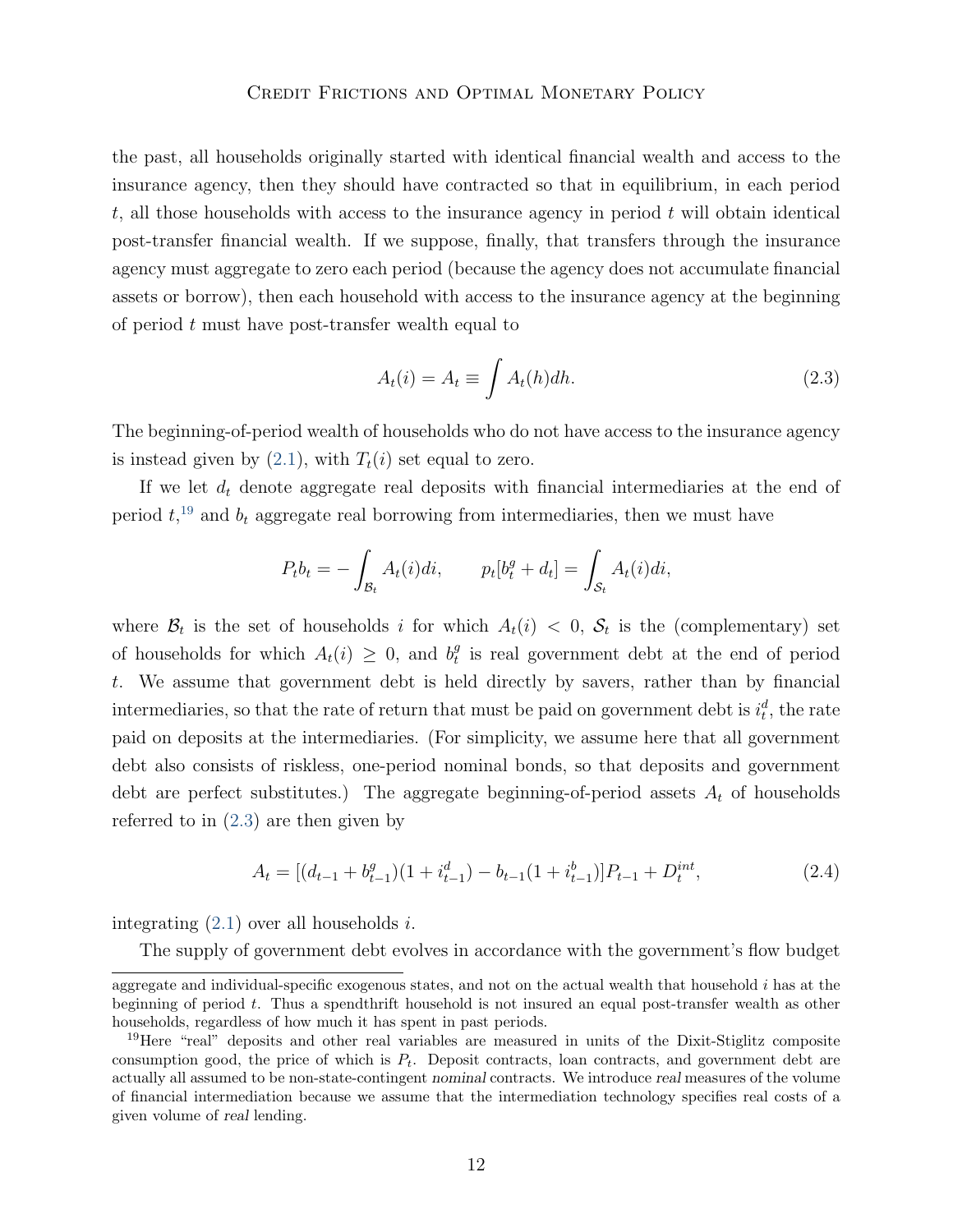the past, all households originally started with identical financial wealth and access to the insurance agency, then they should have contracted so that in equilibrium, in each period $t$, all those households with access to the insurance agency in period $t$ will obtain identical post-transfer financial wealth. If we suppose, finally, that transfers through the insurance agency must aggregate to zero each period (because the agency does not accumulate financial assets or borrow), then each household with access to the insurance agency at the beginning of period $t$ must have post-transfer wealth equal to

$$A_t(i) = A_t \equiv \int A_t(h)dh. \tag{2.3}$$

The beginning-of-period wealth of households who do not have access to the insurance agency is instead given by (2.1), with $T_t(i)$ set equal to zero.

If we let $d_t$ denote aggregate real deposits with financial intermediaries at the end of period $t$,[19] and $b_t$ aggregate real borrowing from intermediaries, then we must have

$$P_t b_t = -\int_{\mathcal{B}_t} A_t(i)di, \qquad p_t[b_t^g + d_t] = \int_{\mathcal{S}_t} A_t(i)di,$$

where $\mathcal{B}_t$ is the set of households $i$ for which $A_t(i) < 0$, $\mathcal{S}_t$ is the (complementary) set of households for which $A_t(i) \geq 0$, and $b_t^g$ is real government debt at the end of period $t$. We assume that government debt is held directly by savers, rather than by financial intermediaries, so that the rate of return that must be paid on government debt is $i_t^d$, the rate paid on deposits at the intermediaries. (For simplicity, we assume here that all government debt also consists of riskless, one-period nominal bonds, so that deposits and government debt are perfect substitutes.) The aggregate beginning-of-period assets $A_t$ of households referred to in (2.3) are then given by

$$A_t = [(d_{t-1} + b_{t-1}^g)(1 + i_{t-1}^d) - b_{t-1}(1 + i_{t-1}^b)]P_{t-1} + D_t^{int}, \tag{2.4}$$

integrating (2.1) over all households $i$.

The supply of government debt evolves in accordance with the government's flow budget

---

aggregate and individual-specific exogenous states, and not on the actual wealth that household $i$ has at the beginning of period $t$. Thus a spendthrift household is not insured an equal post-transfer wealth as other households, regardless of how much it has spent in past periods.

[19] Here "real" deposits and other real variables are measured in units of the Dixit-Stiglitz composite consumption good, the price of which is $P_t$. Deposit contracts, loan contracts, and government debt are actually all assumed to be non-state-contingent *nominal* contracts. We introduce *real* measures of the volume of financial intermediation because we assume that the intermediation technology specifies real costs of a given volume of *real* lending.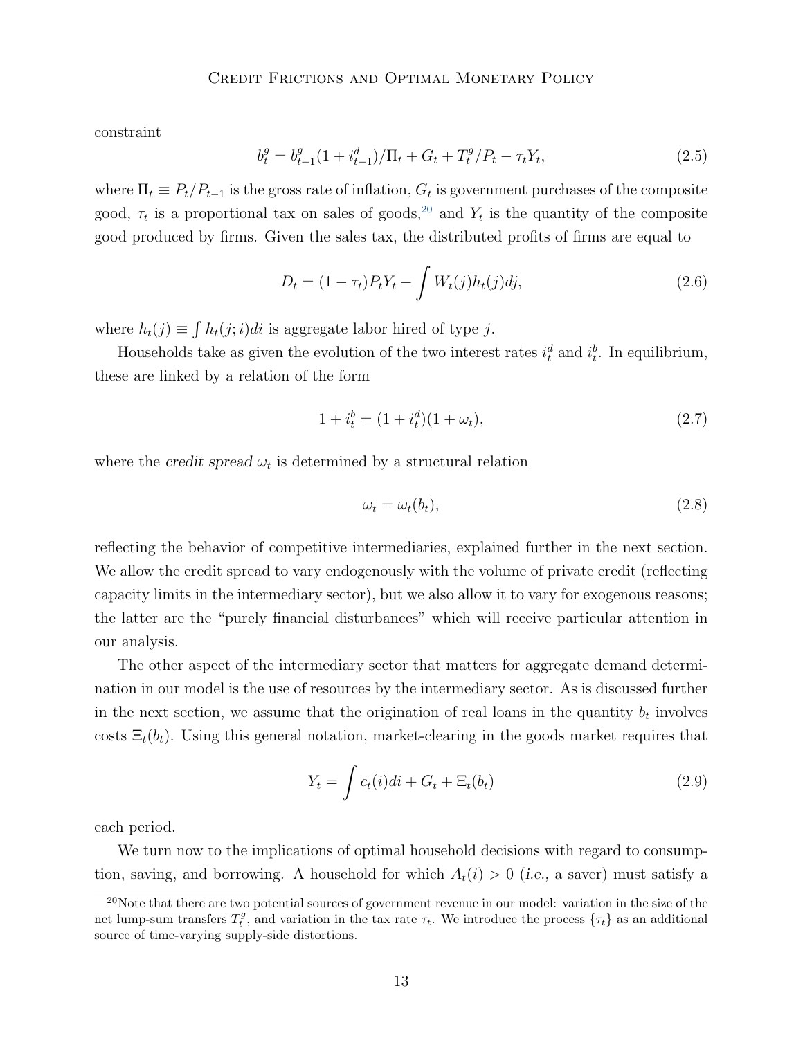constraint

$$b_t^g = b_{t-1}^g(1 + i_{t-1}^d)/\Pi_t + G_t + T_t^g/P_t - \tau_t Y_t, \tag{2.5}$$

where $\Pi_t \equiv P_t/P_{t-1}$ is the gross rate of inflation, $G_t$ is government purchases of the composite good, $\tau_t$ is a proportional tax on sales of goods,[20] and $Y_t$ is the quantity of the composite good produced by firms. Given the sales tax, the distributed profits of firms are equal to

$$D_t = (1 - \tau_t)P_t Y_t - \int W_t(j) h_t(j) dj, \tag{2.6}$$

where $h_t(j) \equiv \int h_t(j; i) di$ is aggregate labor hired of type $j$.

Households take as given the evolution of the two interest rates $i_t^d$ and $i_t^b$. In equilibrium, these are linked by a relation of the form

$$1 + i_t^b = (1 + i_t^d)(1 + \omega_t), \tag{2.7}$$

where the *credit spread* $\omega_t$ is determined by a structural relation

$$\omega_t = \omega_t(b_t), \tag{2.8}$$

reflecting the behavior of competitive intermediaries, explained further in the next section. We allow the credit spread to vary endogenously with the volume of private credit (reflecting capacity limits in the intermediary sector), but we also allow it to vary for exogenous reasons; the latter are the "purely financial disturbances" which will receive particular attention in our analysis.

The other aspect of the intermediary sector that matters for aggregate demand determination in our model is the use of resources by the intermediary sector. As is discussed further in the next section, we assume that the origination of real loans in the quantity $b_t$ involves costs $\Xi_t(b_t)$. Using this general notation, market-clearing in the goods market requires that

$$Y_t = \int c_t(i) di + G_t + \Xi_t(b_t) \tag{2.9}$$

each period.

We turn now to the implications of optimal household decisions with regard to consumption, saving, and borrowing. A household for which $A_t(i) > 0$ (*i.e.*, a saver) must satisfy a

[20] Note that there are two potential sources of government revenue in our model: variation in the size of the net lump-sum transfers $T_t^g$, and variation in the tax rate $\tau_t$. We introduce the process $\{\tau_t\}$ as an additional source of time-varying supply-side distortions.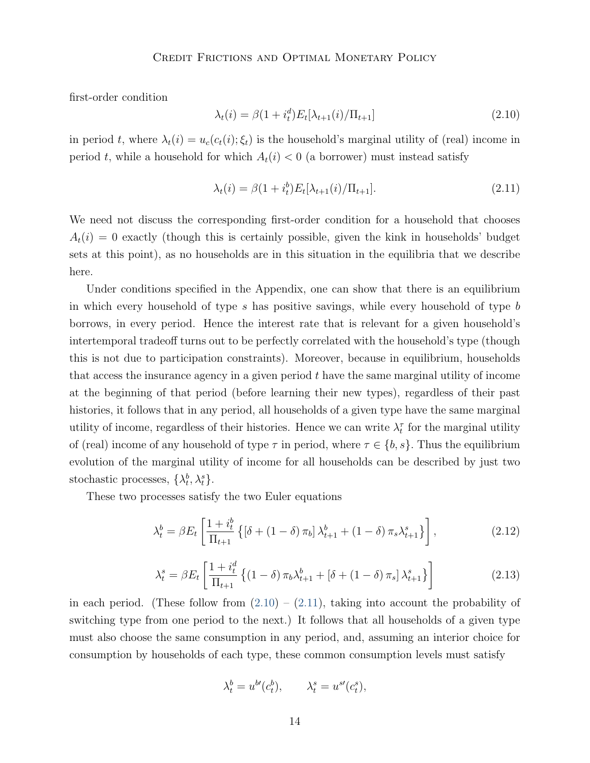first-order condition

$$\lambda_t(i) = \beta(1 + i^d_t) E_t[\lambda_{t+1}(i)/\Pi_{t+1}] \tag{2.10}$$

in period $t$, where $\lambda_t(i) = u_c(c_t(i); \xi_t)$ is the household's marginal utility of (real) income in period $t$, while a household for which $A_t(i) < 0$ (a borrower) must instead satisfy

$$\lambda_t(i) = \beta(1 + i^b_t) E_t[\lambda_{t+1}(i)/\Pi_{t+1}]. \tag{2.11}$$

We need not discuss the corresponding first-order condition for a household that chooses $A_t(i) = 0$ exactly (though this is certainly possible, given the kink in households' budget sets at this point), as no households are in this situation in the equilibria that we describe here.

Under conditions specified in the Appendix, one can show that there is an equilibrium in which every household of type $s$ has positive savings, while every household of type $b$ borrows, in every period. Hence the interest rate that is relevant for a given household's intertemporal tradeoff turns out to be perfectly correlated with the household's type (though this is not due to participation constraints). Moreover, because in equilibrium, households that access the insurance agency in a given period $t$ have the same marginal utility of income at the beginning of that period (before learning their new types), regardless of their past histories, it follows that in any period, all households of a given type have the same marginal utility of income, regardless of their histories. Hence we can write $\lambda^\tau_t$ for the marginal utility of (real) income of any household of type $\tau$ in period, where $\tau \in \{b, s\}$. Thus the equilibrium evolution of the marginal utility of income for all households can be described by just two stochastic processes, $\{\lambda^b_t, \lambda^s_t\}$.

These two processes satisfy the two Euler equations

$$\lambda^b_t = \beta E_t \left[ \frac{1 + i^b_t}{\Pi_{t+1}} \left\{ [\delta + (1 - \delta)\, \pi_b]\, \lambda^b_{t+1} + (1 - \delta)\, \pi_s \lambda^s_{t+1} \right\} \right], \tag{2.12}$$

$$\lambda^s_t = \beta E_t \left[ \frac{1 + i^d_t}{\Pi_{t+1}} \left\{ (1 - \delta)\, \pi_b \lambda^b_{t+1} + [\delta + (1 - \delta)\, \pi_s]\, \lambda^s_{t+1} \right\} \right] \tag{2.13}$$

in each period. (These follow from (2.10) – (2.11), taking into account the probability of switching type from one period to the next.) It follows that all households of a given type must also choose the same consumption in any period, and, assuming an interior choice for consumption by households of each type, these common consumption levels must satisfy

$$\lambda^b_t = u^{b\prime}(c^b_t), \qquad \lambda^s_t = u^{s\prime}(c^s_t),$$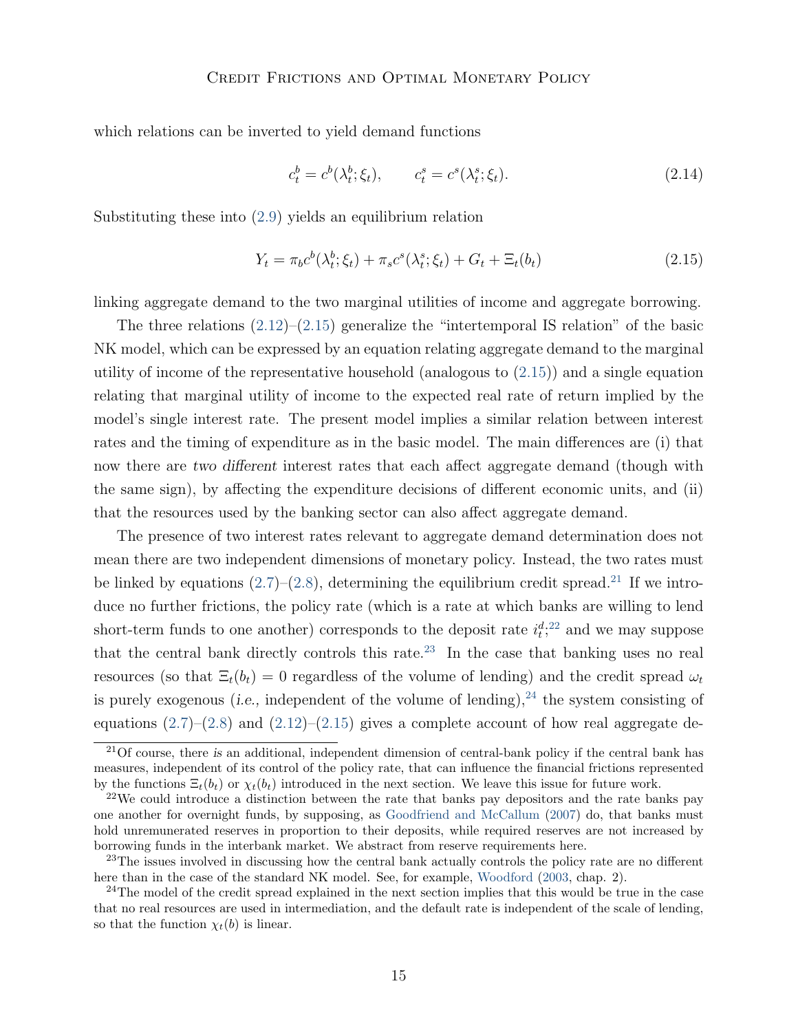which relations can be inverted to yield demand functions

$$c_t^b = c^b(\lambda_t^b; \xi_t), \qquad c_t^s = c^s(\lambda_t^s; \xi_t). \tag{2.14}$$

Substituting these into (2.9) yields an equilibrium relation

$$Y_t = \pi_b c^b(\lambda_t^b; \xi_t) + \pi_s c^s(\lambda_t^s; \xi_t) + G_t + \Xi_t(b_t) \tag{2.15}$$

linking aggregate demand to the two marginal utilities of income and aggregate borrowing.

The three relations (2.12)–(2.15) generalize the "intertemporal IS relation" of the basic NK model, which can be expressed by an equation relating aggregate demand to the marginal utility of income of the representative household (analogous to (2.15)) and a single equation relating that marginal utility of income to the expected real rate of return implied by the model's single interest rate. The present model implies a similar relation between interest rates and the timing of expenditure as in the basic model. The main differences are (i) that now there are *two different* interest rates that each affect aggregate demand (though with the same sign), by affecting the expenditure decisions of different economic units, and (ii) that the resources used by the banking sector can also affect aggregate demand.

The presence of two interest rates relevant to aggregate demand determination does not mean there are two independent dimensions of monetary policy. Instead, the two rates must be linked by equations (2.7)–(2.8), determining the equilibrium credit spread.[21] If we introduce no further frictions, the policy rate (which is a rate at which banks are willing to lend short-term funds to one another) corresponds to the deposit rate $i_t^d$;[22] and we may suppose that the central bank directly controls this rate.[23] In the case that banking uses no real resources (so that $\Xi_t(b_t) = 0$ regardless of the volume of lending) and the credit spread $\omega_t$ is purely exogenous (*i.e.,* independent of the volume of lending),[24] the system consisting of equations (2.7)–(2.8) and (2.12)–(2.15) gives a complete account of how real aggregate de-

[21] Of course, there *is* an additional, independent dimension of central-bank policy if the central bank has measures, independent of its control of the policy rate, that can influence the financial frictions represented by the functions $\Xi_t(b_t)$ or $\chi_t(b_t)$ introduced in the next section. We leave this issue for future work.

[22] We could introduce a distinction between the rate that banks pay depositors and the rate banks pay one another for overnight funds, by supposing, as Goodfriend and McCallum (2007) do, that banks must hold unremunerated reserves in proportion to their deposits, while required reserves are not increased by borrowing funds in the interbank market. We abstract from reserve requirements here.

[23] The issues involved in discussing how the central bank actually controls the policy rate are no different here than in the case of the standard NK model. See, for example, Woodford (2003, chap. 2).

[24] The model of the credit spread explained in the next section implies that this would be true in the case that no real resources are used in intermediation, and the default rate is independent of the scale of lending, so that the function $\chi_t(b)$ is linear.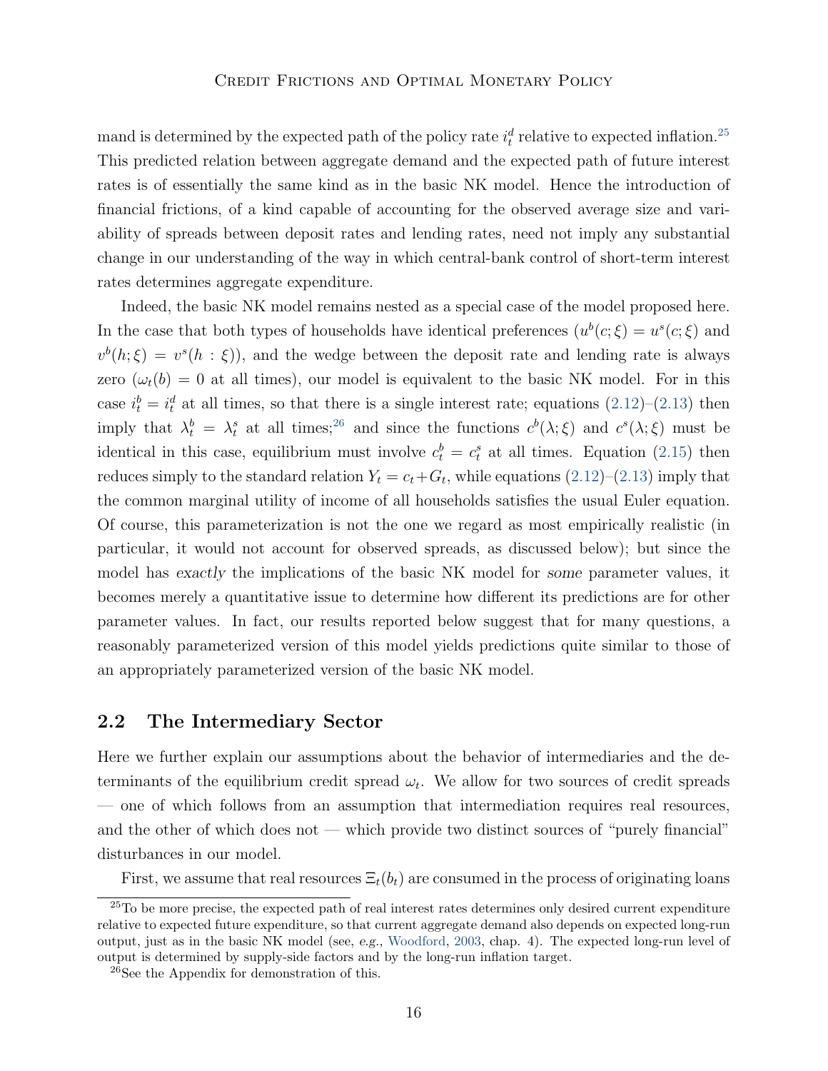mand is determined by the expected path of the policy rate $i_t^d$ relative to expected inflation.[25] This predicted relation between aggregate demand and the expected path of future interest rates is of essentially the same kind as in the basic NK model. Hence the introduction of financial frictions, of a kind capable of accounting for the observed average size and variability of spreads between deposit rates and lending rates, need not imply any substantial change in our understanding of the way in which central-bank control of short-term interest rates determines aggregate expenditure.

Indeed, the basic NK model remains nested as a special case of the model proposed here. In the case that both types of households have identical preferences ($u^b(c;\xi) = u^s(c;\xi)$ and $v^b(h;\xi) = v^s(h:\xi)$), and the wedge between the deposit rate and lending rate is always zero ($\omega_t(b) = 0$ at all times), our model is equivalent to the basic NK model. For in this case $i_t^b = i_t^d$ at all times, so that there is a single interest rate; equations (2.12)–(2.13) then imply that $\lambda_t^b = \lambda_t^s$ at all times;[26] and since the functions $c^b(\lambda;\xi)$ and $c^s(\lambda;\xi)$ must be identical in this case, equilibrium must involve $c_t^b = c_t^s$ at all times. Equation (2.15) then reduces simply to the standard relation $Y_t = c_t + G_t$, while equations (2.12)–(2.13) imply that the common marginal utility of income of all households satisfies the usual Euler equation. Of course, this parameterization is not the one we regard as most empirically realistic (in particular, it would not account for observed spreads, as discussed below); but since the model has *exactly* the implications of the basic NK model for *some* parameter values, it becomes merely a quantitative issue to determine how different its predictions are for other parameter values. In fact, our results reported below suggest that for many questions, a reasonably parameterized version of this model yields predictions quite similar to those of an appropriately parameterized version of the basic NK model.

## 2.2 The Intermediary Sector

Here we further explain our assumptions about the behavior of intermediaries and the determinants of the equilibrium credit spread $\omega_t$. We allow for two sources of credit spreads — one of which follows from an assumption that intermediation requires real resources, and the other of which does not — which provide two distinct sources of "purely financial" disturbances in our model.

First, we assume that real resources $\Xi_t(b_t)$ are consumed in the process of originating loans

---

[25] To be more precise, the expected path of real interest rates determines only desired current expenditure relative to expected future expenditure, so that current aggregate demand also depends on expected long-run output, just as in the basic NK model (see, *e.g.,* Woodford, 2003, chap. 4). The expected long-run level of output is determined by supply-side factors and by the long-run inflation target.

[26] See the Appendix for demonstration of this.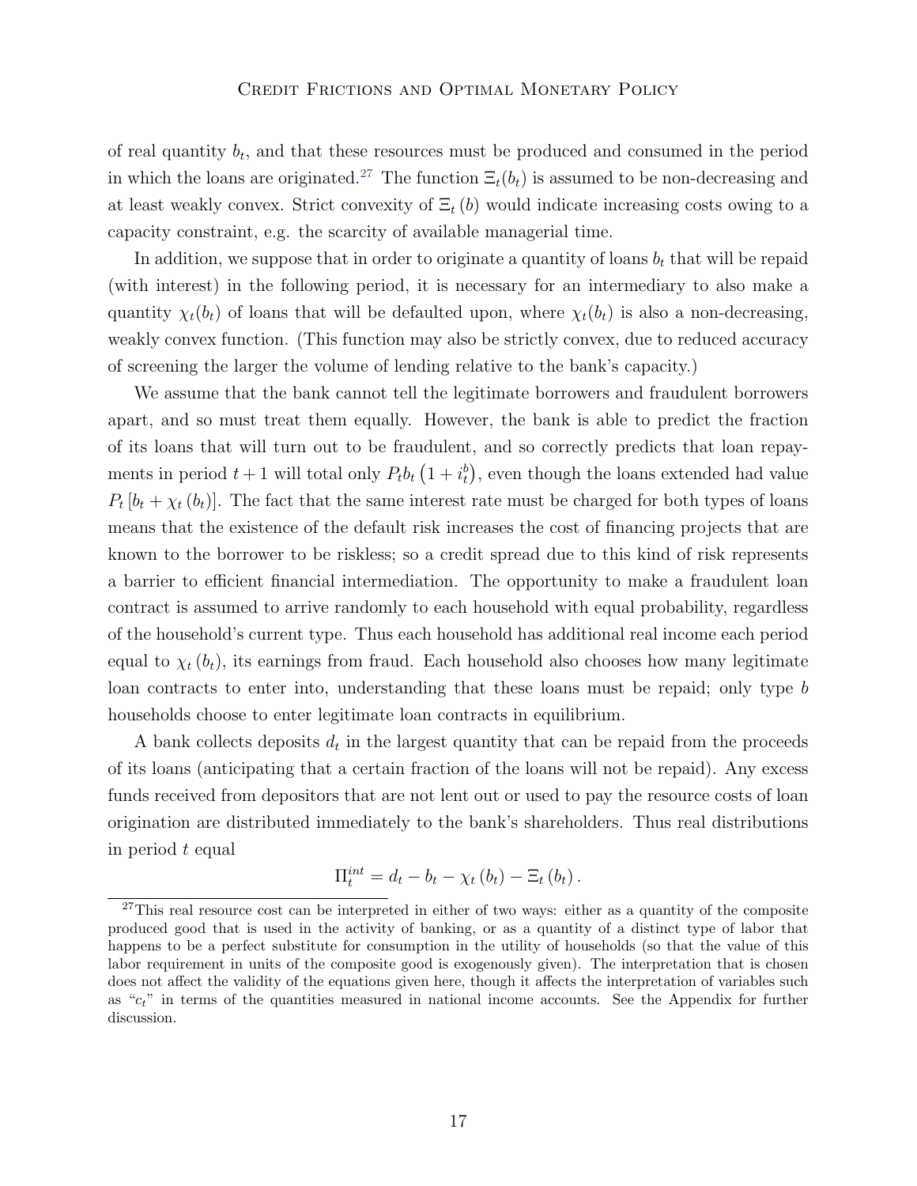of real quantity $b_t$, and that these resources must be produced and consumed in the period in which the loans are originated.[27] The function $\Xi_t(b_t)$ is assumed to be non-decreasing and at least weakly convex. Strict convexity of $\Xi_t(b)$ would indicate increasing costs owing to a capacity constraint, e.g. the scarcity of available managerial time.

In addition, we suppose that in order to originate a quantity of loans $b_t$ that will be repaid (with interest) in the following period, it is necessary for an intermediary to also make a quantity $\chi_t(b_t)$ of loans that will be defaulted upon, where $\chi_t(b_t)$ is also a non-decreasing, weakly convex function. (This function may also be strictly convex, due to reduced accuracy of screening the larger the volume of lending relative to the bank's capacity.)

We assume that the bank cannot tell the legitimate borrowers and fraudulent borrowers apart, and so must treat them equally. However, the bank is able to predict the fraction of its loans that will turn out to be fraudulent, and so correctly predicts that loan repayments in period $t+1$ will total only $P_t b_t \left(1 + i_t^b\right)$, even though the loans extended had value $P_t \left[b_t + \chi_t(b_t)\right]$. The fact that the same interest rate must be charged for both types of loans means that the existence of the default risk increases the cost of financing projects that are known to the borrower to be riskless; so a credit spread due to this kind of risk represents a barrier to efficient financial intermediation. The opportunity to make a fraudulent loan contract is assumed to arrive randomly to each household with equal probability, regardless of the household's current type. Thus each household has additional real income each period equal to $\chi_t(b_t)$, its earnings from fraud. Each household also chooses how many legitimate loan contracts to enter into, understanding that these loans must be repaid; only type $b$ households choose to enter legitimate loan contracts in equilibrium.

A bank collects deposits $d_t$ in the largest quantity that can be repaid from the proceeds of its loans (anticipating that a certain fraction of the loans will not be repaid). Any excess funds received from depositors that are not lent out or used to pay the resource costs of loan origination are distributed immediately to the bank's shareholders. Thus real distributions in period $t$ equal

$$\Pi_t^{int} = d_t - b_t - \chi_t(b_t) - \Xi_t(b_t).$$

[27] This real resource cost can be interpreted in either of two ways: either as a quantity of the composite produced good that is used in the activity of banking, or as a quantity of a distinct type of labor that happens to be a perfect substitute for consumption in the utility of households (so that the value of this labor requirement in units of the composite good is exogenously given). The interpretation that is chosen does not affect the validity of the equations given here, though it affects the interpretation of variables such as "$c_t$" in terms of the quantities measured in national income accounts. See the Appendix for further discussion.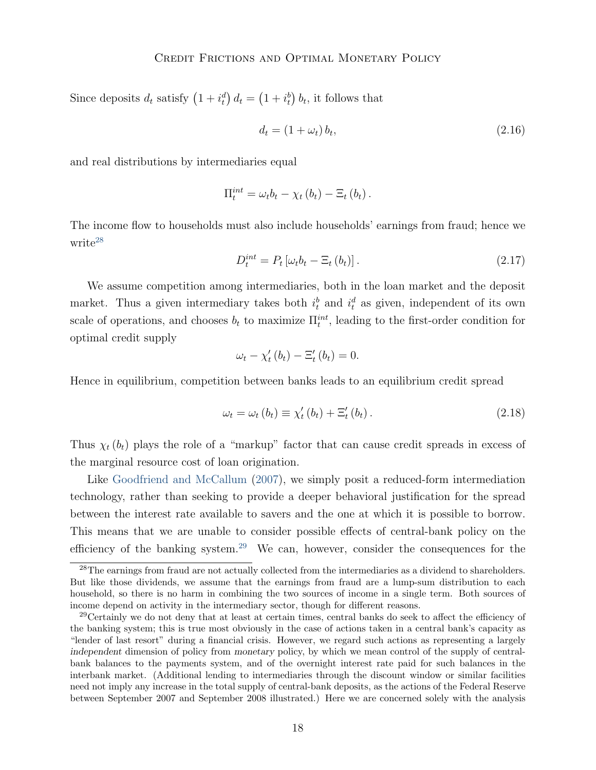Since deposits $d_t$ satisfy $\left(1+i_t^d\right) d_t = \left(1+i_t^b\right) b_t$, it follows that

$$d_t = (1+\omega_t)\, b_t, \tag{2.16}$$

and real distributions by intermediaries equal

$$\Pi_t^{int} = \omega_t b_t - \chi_t\left(b_t\right) - \Xi_t\left(b_t\right).$$

The income flow to households must also include households' earnings from fraud; hence we write[28]

$$D_t^{int} = P_t\left[\omega_t b_t - \Xi_t\left(b_t\right)\right]. \tag{2.17}$$

We assume competition among intermediaries, both in the loan market and the deposit market. Thus a given intermediary takes both $i_t^b$ and $i_t^d$ as given, independent of its own scale of operations, and chooses $b_t$ to maximize $\Pi_t^{int}$, leading to the first-order condition for optimal credit supply

$$\omega_t - \chi_t'\left(b_t\right) - \Xi_t'\left(b_t\right) = 0.$$

Hence in equilibrium, competition between banks leads to an equilibrium credit spread

$$\omega_t = \omega_t\left(b_t\right) \equiv \chi_t'\left(b_t\right) + \Xi_t'\left(b_t\right). \tag{2.18}$$

Thus $\chi_t\left(b_t\right)$ plays the role of a "markup" factor that can cause credit spreads in excess of the marginal resource cost of loan origination.

Like Goodfriend and McCallum (2007), we simply posit a reduced-form intermediation technology, rather than seeking to provide a deeper behavioral justification for the spread between the interest rate available to savers and the one at which it is possible to borrow. This means that we are unable to consider possible effects of central-bank policy on the efficiency of the banking system.[29] We can, however, consider the consequences for the

[28] The earnings from fraud are not actually collected from the intermediaries as a dividend to shareholders. But like those dividends, we assume that the earnings from fraud are a lump-sum distribution to each household, so there is no harm in combining the two sources of income in a single term. Both sources of income depend on activity in the intermediary sector, though for different reasons.

[29] Certainly we do not deny that at least at certain times, central banks do seek to affect the efficiency of the banking system; this is true most obviously in the case of actions taken in a central bank's capacity as "lender of last resort" during a financial crisis. However, we regard such actions as representing a largely *independent* dimension of policy from *monetary* policy, by which we mean control of the supply of central-bank balances to the payments system, and of the overnight interest rate paid for such balances in the interbank market. (Additional lending to intermediaries through the discount window or similar facilities need not imply any increase in the total supply of central-bank deposits, as the actions of the Federal Reserve between September 2007 and September 2008 illustrated.) Here we are concerned solely with the analysis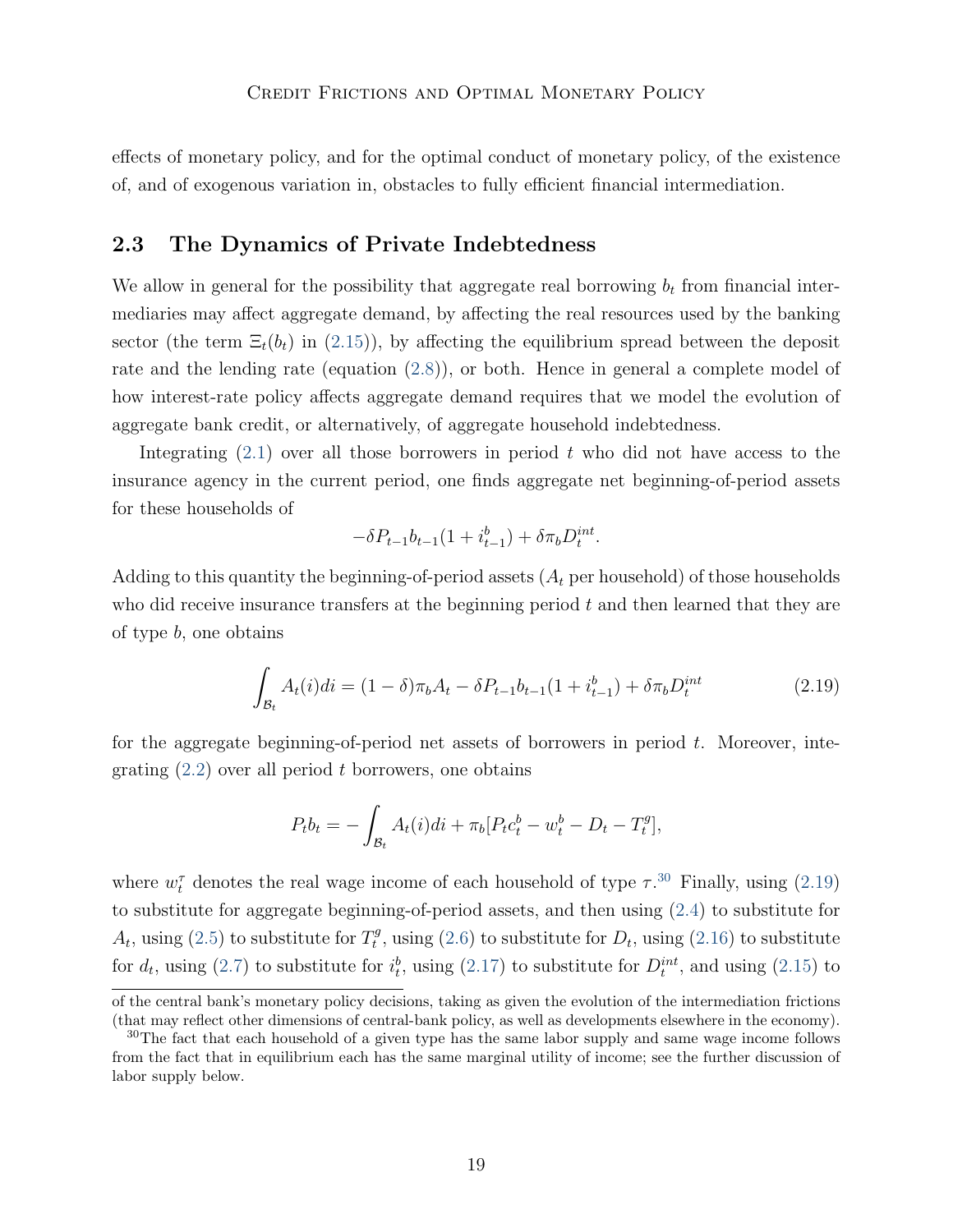effects of monetary policy, and for the optimal conduct of monetary policy, of the existence of, and of exogenous variation in, obstacles to fully efficient financial intermediation.

## 2.3 The Dynamics of Private Indebtedness

We allow in general for the possibility that aggregate real borrowing $b_t$ from financial intermediaries may affect aggregate demand, by affecting the real resources used by the banking sector (the term $\Xi_t(b_t)$ in (2.15)), by affecting the equilibrium spread between the deposit rate and the lending rate (equation (2.8)), or both. Hence in general a complete model of how interest-rate policy affects aggregate demand requires that we model the evolution of aggregate bank credit, or alternatively, of aggregate household indebtedness.

Integrating (2.1) over all those borrowers in period $t$ who did not have access to the insurance agency in the current period, one finds aggregate net beginning-of-period assets for these households of

$$-\delta P_{t-1} b_{t-1}(1 + i^b_{t-1}) + \delta \pi_b D^{int}_t.$$

Adding to this quantity the beginning-of-period assets ($A_t$ per household) of those households who did receive insurance transfers at the beginning period $t$ and then learned that they are of type $b$, one obtains

$$\int_{\mathcal{B}_t} A_t(i)di = (1-\delta)\pi_b A_t - \delta P_{t-1} b_{t-1}(1 + i^b_{t-1}) + \delta \pi_b D^{int}_t \tag{2.19}$$

for the aggregate beginning-of-period net assets of borrowers in period $t$. Moreover, integrating (2.2) over all period $t$ borrowers, one obtains

$$P_t b_t = -\int_{\mathcal{B}_t} A_t(i)di + \pi_b [P_t c^b_t - w^b_t - D_t - T^g_t],$$

where $w^\tau_t$ denotes the real wage income of each household of type $\tau$.[30] Finally, using (2.19) to substitute for aggregate beginning-of-period assets, and then using (2.4) to substitute for $A_t$, using (2.5) to substitute for $T^g_t$, using (2.6) to substitute for $D_t$, using (2.16) to substitute for $d_t$, using (2.7) to substitute for $i^b_t$, using (2.17) to substitute for $D^{int}_t$, and using (2.15) to

of the central bank's monetary policy decisions, taking as given the evolution of the intermediation frictions (that may reflect other dimensions of central-bank policy, as well as developments elsewhere in the economy).

[30] The fact that each household of a given type has the same labor supply and same wage income follows from the fact that in equilibrium each has the same marginal utility of income; see the further discussion of labor supply below.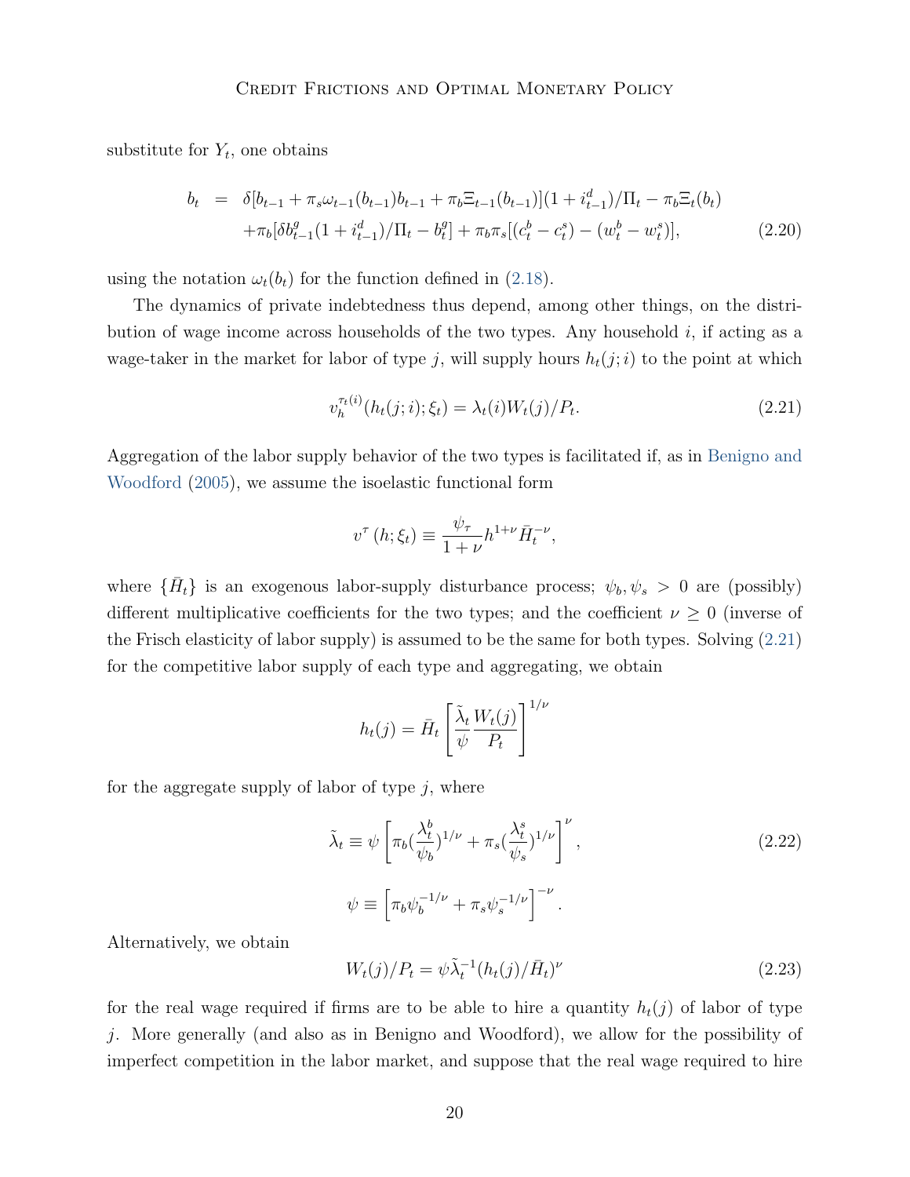substitute for $Y_t$, one obtains

$$
\begin{aligned}
b_t &= \delta[b_{t-1} + \pi_s \omega_{t-1}(b_{t-1}) b_{t-1} + \pi_b \Xi_{t-1}(b_{t-1})](1 + i_{t-1}^d)/\Pi_t - \pi_b \Xi_t(b_t) \\
&\quad + \pi_b[\delta b_{t-1}^g (1 + i_{t-1}^d)/\Pi_t - b_t^g] + \pi_b \pi_s[(c_t^b - c_t^s) - (w_t^b - w_t^s)], \qquad (2.20)
\end{aligned}
$$

using the notation $\omega_t(b_t)$ for the function defined in (2.18).

The dynamics of private indebtedness thus depend, among other things, on the distribution of wage income across households of the two types. Any household $i$, if acting as a wage-taker in the market for labor of type $j$, will supply hours $h_t(j;i)$ to the point at which

$$
v_h^{\tau_t(i)}(h_t(j;i);\xi_t) = \lambda_t(i) W_t(j)/P_t. \qquad (2.21)
$$

Aggregation of the labor supply behavior of the two types is facilitated if, as in Benigno and Woodford (2005), we assume the isoelastic functional form

$$
v^\tau(h;\xi_t) \equiv \frac{\psi_\tau}{1+\nu} h^{1+\nu} \bar{H}_t^{-\nu},
$$

where $\{\bar{H}_t\}$ is an exogenous labor-supply disturbance process; $\psi_b, \psi_s > 0$ are (possibly) different multiplicative coefficients for the two types; and the coefficient $\nu \geq 0$ (inverse of the Frisch elasticity of labor supply) is assumed to be the same for both types. Solving (2.21) for the competitive labor supply of each type and aggregating, we obtain

$$
h_t(j) = \bar{H}_t \left[ \frac{\tilde{\lambda}_t}{\psi} \frac{W_t(j)}{P_t} \right]^{1/\nu}
$$

for the aggregate supply of labor of type $j$, where

$$
\tilde{\lambda}_t \equiv \psi \left[ \pi_b \left(\frac{\lambda_t^b}{\psi_b}\right)^{1/\nu} + \pi_s \left(\frac{\lambda_t^s}{\psi_s}\right)^{1/\nu} \right]^\nu, \qquad (2.22)
$$

$$
\psi \equiv \left[ \pi_b \psi_b^{-1/\nu} + \pi_s \psi_s^{-1/\nu} \right]^{-\nu}.
$$

Alternatively, we obtain

$$
W_t(j)/P_t = \psi \tilde{\lambda}_t^{-1} (h_t(j)/\bar{H}_t)^\nu \qquad (2.23)
$$

for the real wage required if firms are to be able to hire a quantity $h_t(j)$ of labor of type $j$. More generally (and also as in Benigno and Woodford), we allow for the possibility of imperfect competition in the labor market, and suppose that the real wage required to hire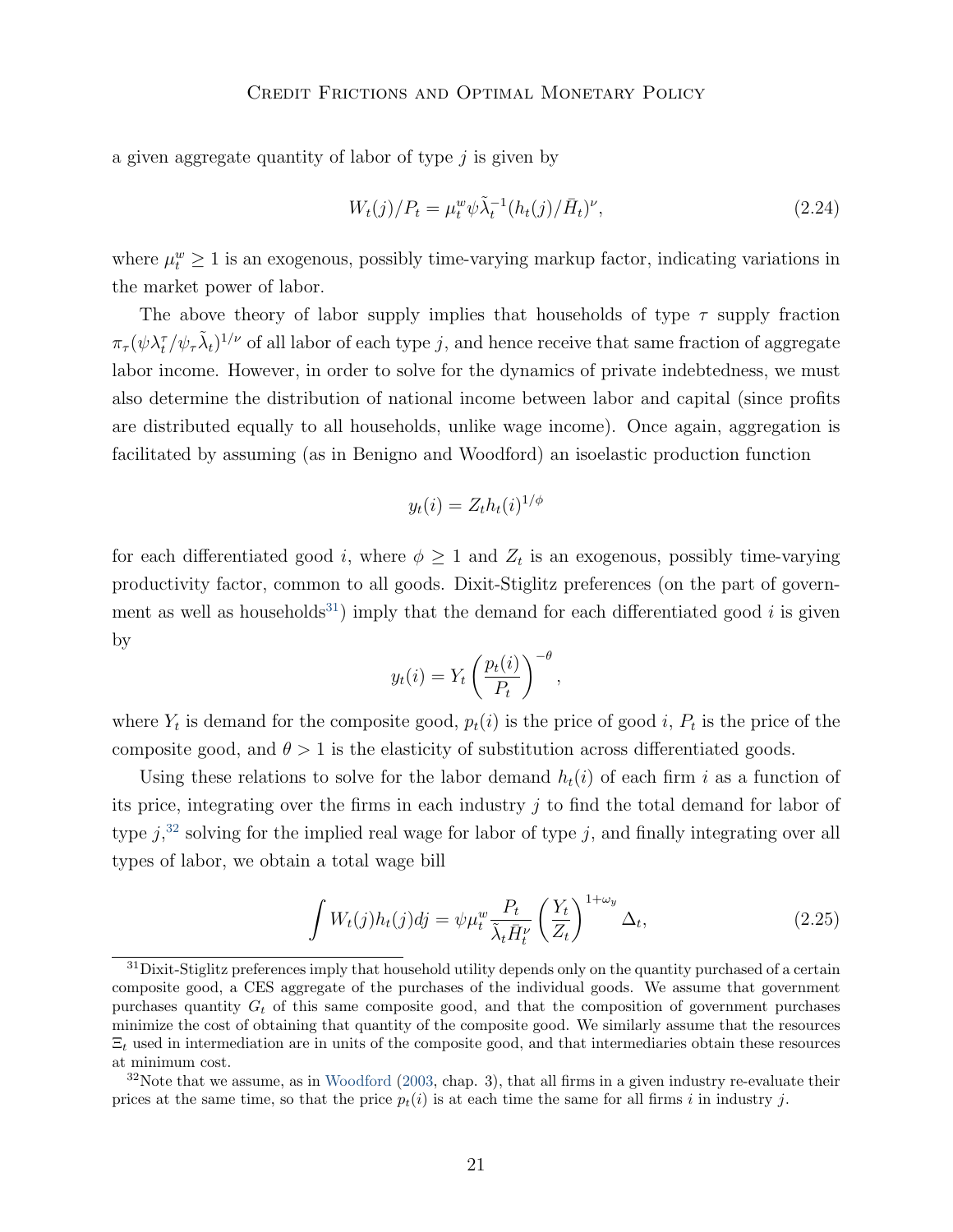a given aggregate quantity of labor of type $j$ is given by

$$W_t(j)/P_t = \mu_t^w \psi \tilde{\lambda}_t^{-1}(h_t(j)/\bar{H}_t)^\nu, \tag{2.24}$$

where $\mu_t^w \geq 1$ is an exogenous, possibly time-varying markup factor, indicating variations in the market power of labor.

The above theory of labor supply implies that households of type $\tau$ supply fraction $\pi_\tau(\psi\lambda_t^\tau/\psi_\tau\tilde{\lambda}_t)^{1/\nu}$ of all labor of each type $j$, and hence receive that same fraction of aggregate labor income. However, in order to solve for the dynamics of private indebtedness, we must also determine the distribution of national income between labor and capital (since profits are distributed equally to all households, unlike wage income). Once again, aggregation is facilitated by assuming (as in Benigno and Woodford) an isoelastic production function

$$y_t(i) = Z_t h_t(i)^{1/\phi}$$

for each differentiated good $i$, where $\phi \geq 1$ and $Z_t$ is an exogenous, possibly time-varying productivity factor, common to all goods. Dixit-Stiglitz preferences (on the part of government as well as households[31]) imply that the demand for each differentiated good $i$ is given by

$$y_t(i) = Y_t \left(\frac{p_t(i)}{P_t}\right)^{-\theta},$$

where $Y_t$ is demand for the composite good, $p_t(i)$ is the price of good $i$, $P_t$ is the price of the composite good, and $\theta > 1$ is the elasticity of substitution across differentiated goods.

Using these relations to solve for the labor demand $h_t(i)$ of each firm $i$ as a function of its price, integrating over the firms in each industry $j$ to find the total demand for labor of type $j$,[32] solving for the implied real wage for labor of type $j$, and finally integrating over all types of labor, we obtain a total wage bill

$$\int W_t(j)h_t(j)dj = \psi\mu_t^w \frac{P_t}{\tilde{\lambda}_t \bar{H}_t^\nu}\left(\frac{Y_t}{Z_t}\right)^{1+\omega_y}\Delta_t, \tag{2.25}$$

[31] Dixit-Stiglitz preferences imply that household utility depends only on the quantity purchased of a certain composite good, a CES aggregate of the purchases of the individual goods. We assume that government purchases quantity $G_t$ of this same composite good, and that the composition of government purchases minimize the cost of obtaining that quantity of the composite good. We similarly assume that the resources $\Xi_t$ used in intermediation are in units of the composite good, and that intermediaries obtain these resources at minimum cost.

[32] Note that we assume, as in Woodford (2003, chap. 3), that all firms in a given industry re-evaluate their prices at the same time, so that the price $p_t(i)$ is at each time the same for all firms $i$ in industry $j$.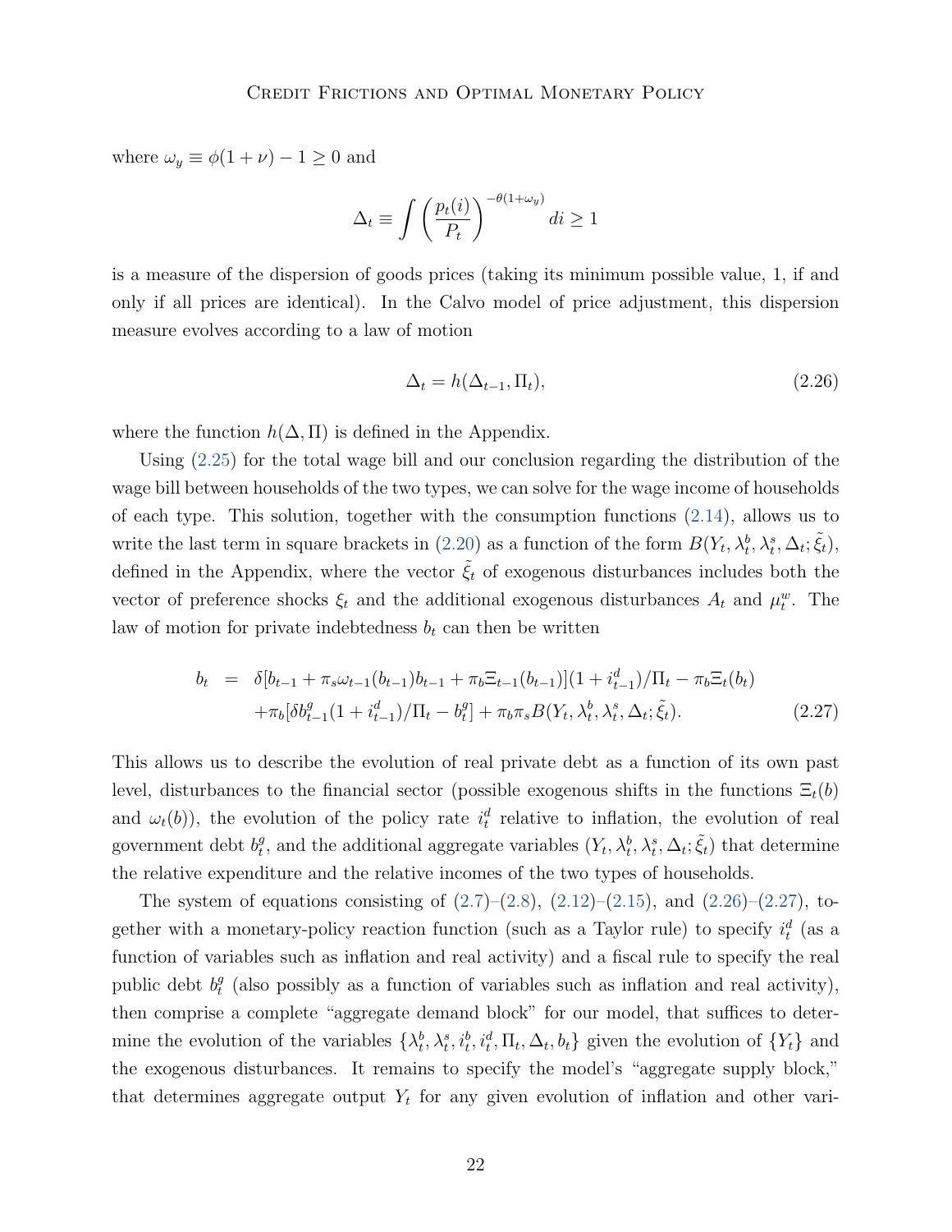where $\omega_y \equiv \phi(1+\nu) - 1 \geq 0$ and

$$\Delta_t \equiv \int \left( \frac{p_t(i)}{P_t} \right)^{-\theta(1+\omega_y)} di \geq 1$$

is a measure of the dispersion of goods prices (taking its minimum possible value, 1, if and only if all prices are identical). In the Calvo model of price adjustment, this dispersion measure evolves according to a law of motion

$$\Delta_t = h(\Delta_{t-1}, \Pi_t), \tag{2.26}$$

where the function $h(\Delta, \Pi)$ is defined in the Appendix.

Using (2.25) for the total wage bill and our conclusion regarding the distribution of the wage bill between households of the two types, we can solve for the wage income of households of each type. This solution, together with the consumption functions (2.14), allows us to write the last term in square brackets in (2.20) as a function of the form $B(Y_t, \lambda_t^b, \lambda_t^s, \Delta_t; \tilde{\xi}_t)$, defined in the Appendix, where the vector $\tilde{\xi}_t$ of exogenous disturbances includes both the vector of preference shocks $\xi_t$ and the additional exogenous disturbances $A_t$ and $\mu_t^w$. The law of motion for private indebtedness $b_t$ can then be written

$$\begin{aligned} b_t &= \delta[b_{t-1} + \pi_s \omega_{t-1}(b_{t-1}) b_{t-1} + \pi_b \Xi_{t-1}(b_{t-1})](1 + i_{t-1}^d)/\Pi_t - \pi_b \Xi_t(b_t) \\ &\quad + \pi_b[\delta b_{t-1}^g (1 + i_{t-1}^d)/\Pi_t - b_t^g] + \pi_b \pi_s B(Y_t, \lambda_t^b, \lambda_t^s, \Delta_t; \tilde{\xi}_t). \end{aligned} \tag{2.27}$$

This allows us to describe the evolution of real private debt as a function of its own past level, disturbances to the financial sector (possible exogenous shifts in the functions $\Xi_t(b)$ and $\omega_t(b)$), the evolution of the policy rate $i_t^d$ relative to inflation, the evolution of real government debt $b_t^g$, and the additional aggregate variables $(Y_t, \lambda_t^b, \lambda_t^s, \Delta_t; \tilde{\xi}_t)$ that determine the relative expenditure and the relative incomes of the two types of households.

The system of equations consisting of (2.7)–(2.8), (2.12)–(2.15), and (2.26)–(2.27), together with a monetary-policy reaction function (such as a Taylor rule) to specify $i_t^d$ (as a function of variables such as inflation and real activity) and a fiscal rule to specify the real public debt $b_t^g$ (also possibly as a function of variables such as inflation and real activity), then comprise a complete "aggregate demand block" for our model, that suffices to determine the evolution of the variables $\{\lambda_t^b, \lambda_t^s, i_t^b, i_t^d, \Pi_t, \Delta_t, b_t\}$ given the evolution of $\{Y_t\}$ and the exogenous disturbances. It remains to specify the model's "aggregate supply block," that determines aggregate output $Y_t$ for any given evolution of inflation and other vari-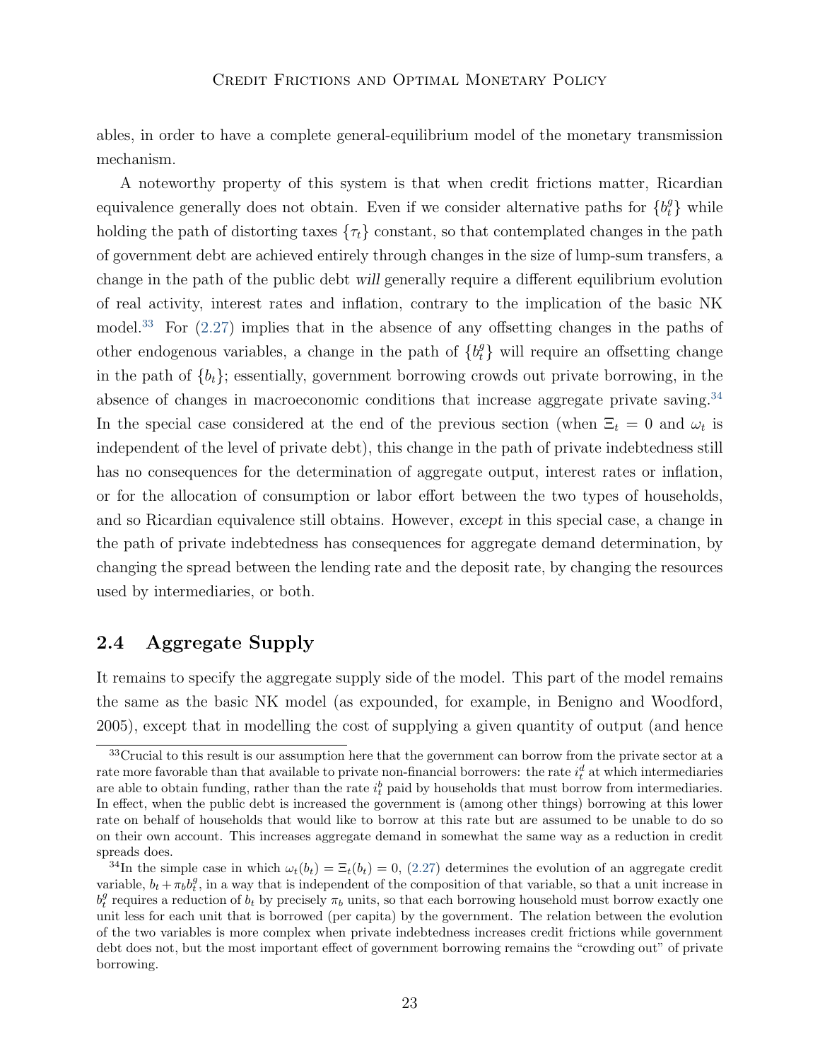ables, in order to have a complete general-equilibrium model of the monetary transmission mechanism.

A noteworthy property of this system is that when credit frictions matter, Ricardian equivalence generally does not obtain. Even if we consider alternative paths for $\{b_t^g\}$ while holding the path of distorting taxes $\{\tau_t\}$ constant, so that contemplated changes in the path of government debt are achieved entirely through changes in the size of lump-sum transfers, a change in the path of the public debt *will* generally require a different equilibrium evolution of real activity, interest rates and inflation, contrary to the implication of the basic NK model.[33] For (2.27) implies that in the absence of any offsetting changes in the paths of other endogenous variables, a change in the path of $\{b_t^g\}$ will require an offsetting change in the path of $\{b_t\}$; essentially, government borrowing crowds out private borrowing, in the absence of changes in macroeconomic conditions that increase aggregate private saving.[34] In the special case considered at the end of the previous section (when $\Xi_t = 0$ and $\omega_t$ is independent of the level of private debt), this change in the path of private indebtedness still has no consequences for the determination of aggregate output, interest rates or inflation, or for the allocation of consumption or labor effort between the two types of households, and so Ricardian equivalence still obtains. However, *except* in this special case, a change in the path of private indebtedness has consequences for aggregate demand determination, by changing the spread between the lending rate and the deposit rate, by changing the resources used by intermediaries, or both.

## 2.4 Aggregate Supply

It remains to specify the aggregate supply side of the model. This part of the model remains the same as the basic NK model (as expounded, for example, in Benigno and Woodford, 2005), except that in modelling the cost of supplying a given quantity of output (and hence

---

[33] Crucial to this result is our assumption here that the government can borrow from the private sector at a rate more favorable than that available to private non-financial borrowers: the rate $i_t^d$ at which intermediaries are able to obtain funding, rather than the rate $i_t^b$ paid by households that must borrow from intermediaries. In effect, when the public debt is increased the government is (among other things) borrowing at this lower rate on behalf of households that would like to borrow at this rate but are assumed to be unable to do so on their own account. This increases aggregate demand in somewhat the same way as a reduction in credit spreads does.

[34] In the simple case in which $\omega_t(b_t) = \Xi_t(b_t) = 0$, (2.27) determines the evolution of an aggregate credit variable, $b_t + \pi_b b_t^g$, in a way that is independent of the composition of that variable, so that a unit increase in $b_t^g$ requires a reduction of $b_t$ by precisely $\pi_b$ units, so that each borrowing household must borrow exactly one unit less for each unit that is borrowed (per capita) by the government. The relation between the evolution of the two variables is more complex when private indebtedness increases credit frictions while government debt does not, but the most important effect of government borrowing remains the "crowding out" of private borrowing.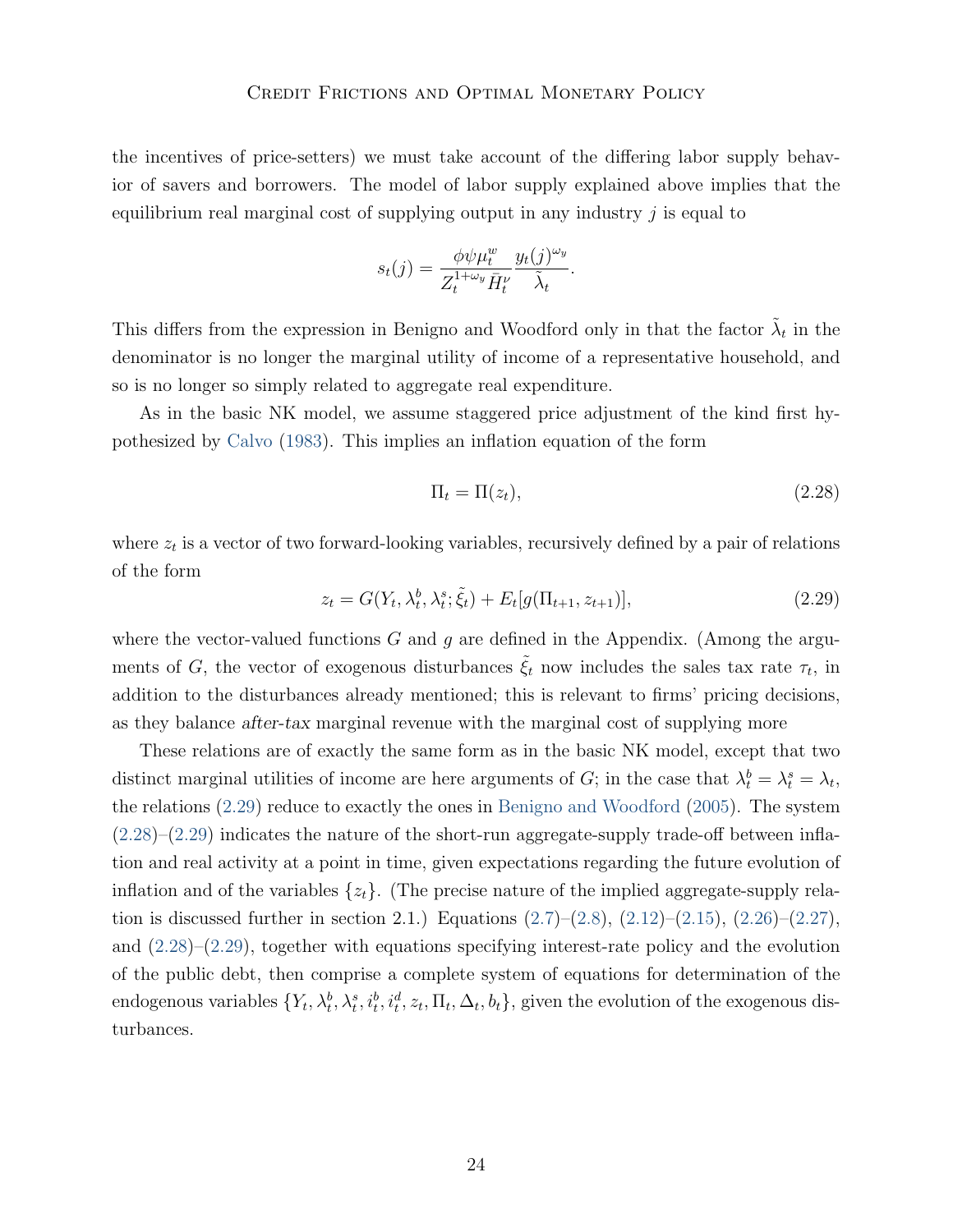the incentives of price-setters) we must take account of the differing labor supply behavior of savers and borrowers. The model of labor supply explained above implies that the equilibrium real marginal cost of supplying output in any industry $j$ is equal to

$$s_t(j) = \frac{\phi \psi \mu_t^w}{Z_t^{1+\omega_y} \bar{H}_t^{\nu}} \frac{y_t(j)^{\omega_y}}{\tilde{\lambda}_t}.$$

This differs from the expression in Benigno and Woodford only in that the factor $\tilde{\lambda}_t$ in the denominator is no longer the marginal utility of income of a representative household, and so is no longer so simply related to aggregate real expenditure.

As in the basic NK model, we assume staggered price adjustment of the kind first hypothesized by Calvo (1983). This implies an inflation equation of the form

$$\Pi_t = \Pi(z_t), \tag{2.28}$$

where $z_t$ is a vector of two forward-looking variables, recursively defined by a pair of relations of the form

$$z_t = G(Y_t, \lambda_t^b, \lambda_t^s; \tilde{\xi}_t) + E_t[g(\Pi_{t+1}, z_{t+1})], \tag{2.29}$$

where the vector-valued functions $G$ and $g$ are defined in the Appendix. (Among the arguments of $G$, the vector of exogenous disturbances $\tilde{\xi}_t$ now includes the sales tax rate $\tau_t$, in addition to the disturbances already mentioned; this is relevant to firms' pricing decisions, as they balance *after-tax* marginal revenue with the marginal cost of supplying more

These relations are of exactly the same form as in the basic NK model, except that two distinct marginal utilities of income are here arguments of $G$; in the case that $\lambda_t^b = \lambda_t^s = \lambda_t$, the relations (2.29) reduce to exactly the ones in Benigno and Woodford (2005). The system (2.28)–(2.29) indicates the nature of the short-run aggregate-supply trade-off between inflation and real activity at a point in time, given expectations regarding the future evolution of inflation and of the variables $\{z_t\}$. (The precise nature of the implied aggregate-supply relation is discussed further in section 2.1.) Equations (2.7)–(2.8), (2.12)–(2.15), (2.26)–(2.27), and (2.28)–(2.29), together with equations specifying interest-rate policy and the evolution of the public debt, then comprise a complete system of equations for determination of the endogenous variables $\{Y_t, \lambda_t^b, \lambda_t^s, i_t^b, i_t^d, z_t, \Pi_t, \Delta_t, b_t\}$, given the evolution of the exogenous disturbances.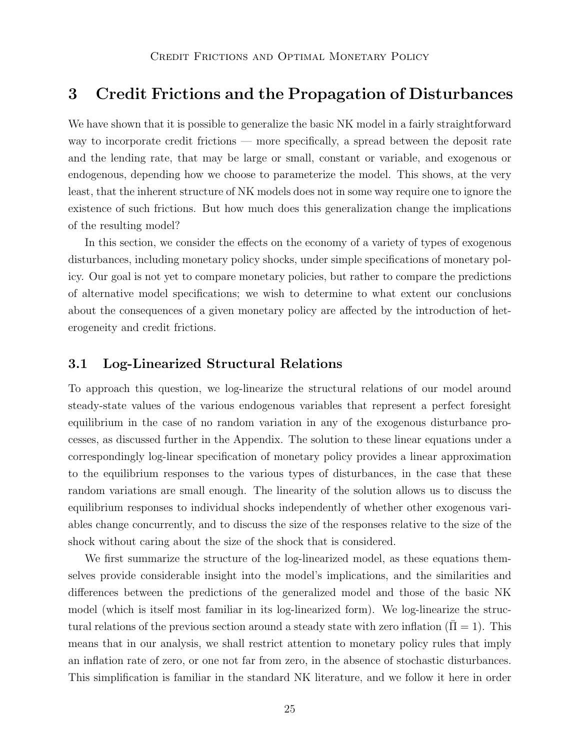## 3 Credit Frictions and the Propagation of Disturbances

We have shown that it is possible to generalize the basic NK model in a fairly straightforward way to incorporate credit frictions — more specifically, a spread between the deposit rate and the lending rate, that may be large or small, constant or variable, and exogenous or endogenous, depending how we choose to parameterize the model. This shows, at the very least, that the inherent structure of NK models does not in some way require one to ignore the existence of such frictions. But how much does this generalization change the implications of the resulting model?

In this section, we consider the effects on the economy of a variety of types of exogenous disturbances, including monetary policy shocks, under simple specifications of monetary policy. Our goal is not yet to compare monetary policies, but rather to compare the predictions of alternative model specifications; we wish to determine to what extent our conclusions about the consequences of a given monetary policy are affected by the introduction of heterogeneity and credit frictions.

### 3.1 Log-Linearized Structural Relations

To approach this question, we log-linearize the structural relations of our model around steady-state values of the various endogenous variables that represent a perfect foresight equilibrium in the case of no random variation in any of the exogenous disturbance processes, as discussed further in the Appendix. The solution to these linear equations under a correspondingly log-linear specification of monetary policy provides a linear approximation to the equilibrium responses to the various types of disturbances, in the case that these random variations are small enough. The linearity of the solution allows us to discuss the equilibrium responses to individual shocks independently of whether other exogenous variables change concurrently, and to discuss the size of the responses relative to the size of the shock without caring about the size of the shock that is considered.

We first summarize the structure of the log-linearized model, as these equations themselves provide considerable insight into the model's implications, and the similarities and differences between the predictions of the generalized model and those of the basic NK model (which is itself most familiar in its log-linearized form). We log-linearize the structural relations of the previous section around a steady state with zero inflation ($\bar{\Pi} = 1$). This means that in our analysis, we shall restrict attention to monetary policy rules that imply an inflation rate of zero, or one not far from zero, in the absence of stochastic disturbances. This simplification is familiar in the standard NK literature, and we follow it here in order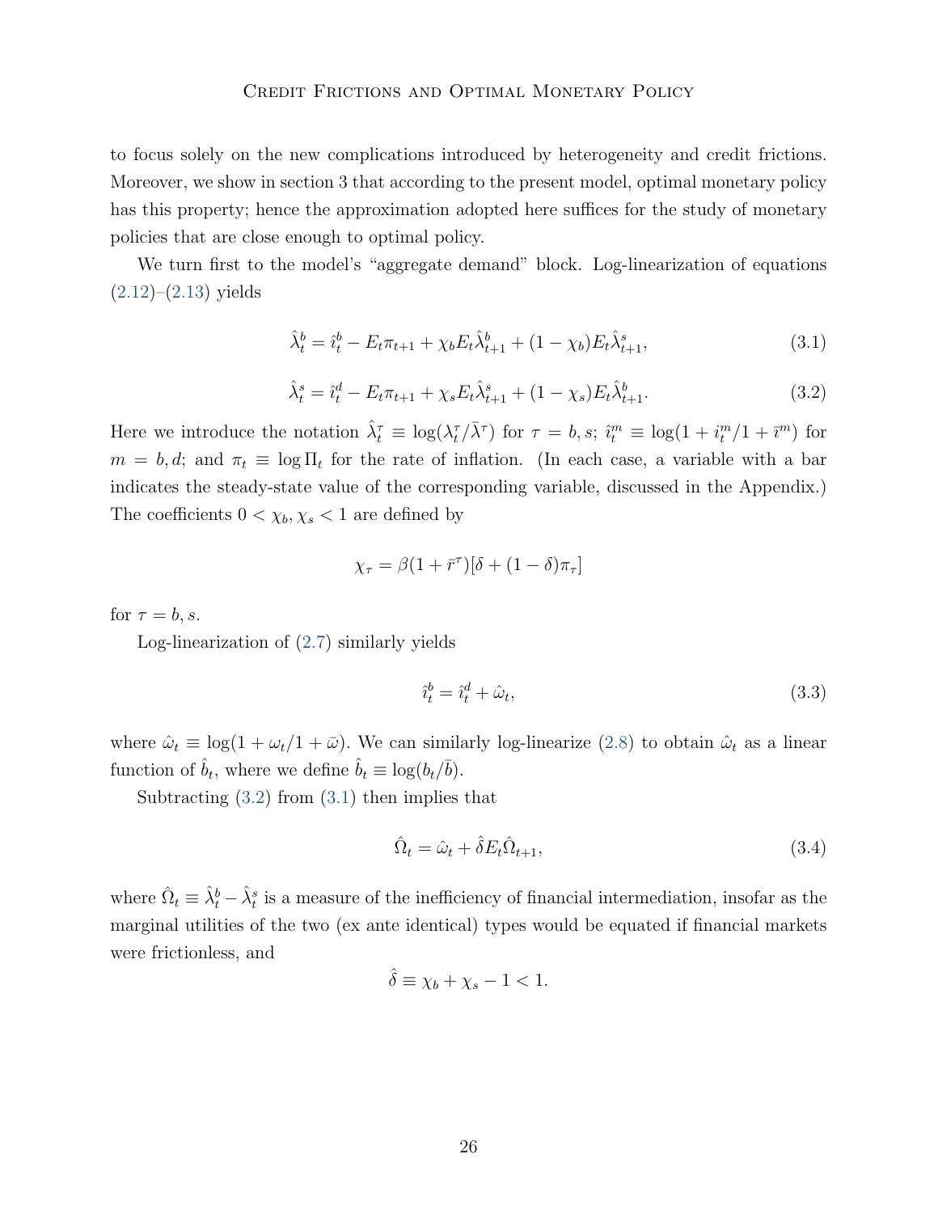to focus solely on the new complications introduced by heterogeneity and credit frictions. Moreover, we show in section 3 that according to the present model, optimal monetary policy has this property; hence the approximation adopted here suffices for the study of monetary policies that are close enough to optimal policy.

We turn first to the model's "aggregate demand" block. Log-linearization of equations (2.12)–(2.13) yields

$$\hat{\lambda}^b_t = \hat{\imath}^b_t - E_t\pi_{t+1} + \chi_b E_t\hat{\lambda}^b_{t+1} + (1-\chi_b)E_t\hat{\lambda}^s_{t+1}, \tag{3.1}$$

$$\hat{\lambda}^s_t = \hat{\imath}^d_t - E_t\pi_{t+1} + \chi_s E_t\hat{\lambda}^s_{t+1} + (1-\chi_s)E_t\hat{\lambda}^b_{t+1}. \tag{3.2}$$

Here we introduce the notation $\hat{\lambda}^\tau_t \equiv \log(\lambda^\tau_t/\bar{\lambda}^\tau)$ for $\tau = b, s$; $\hat{\imath}^m_t \equiv \log(1 + i^m_t/1 + \bar{\imath}^m)$ for $m = b, d$; and $\pi_t \equiv \log \Pi_t$ for the rate of inflation. (In each case, a variable with a bar indicates the steady-state value of the corresponding variable, discussed in the Appendix.) The coefficients $0 < \chi_b, \chi_s < 1$ are defined by

$$\chi_\tau = \beta(1 + \bar{r}^\tau)[\delta + (1-\delta)\pi_\tau]$$

for $\tau = b, s$.

Log-linearization of (2.7) similarly yields

$$\hat{\imath}^b_t = \hat{\imath}^d_t + \hat{\omega}_t, \tag{3.3}$$

where $\hat{\omega}_t \equiv \log(1 + \omega_t/1 + \bar{\omega})$. We can similarly log-linearize (2.8) to obtain $\hat{\omega}_t$ as a linear function of $\hat{b}_t$, where we define $\hat{b}_t \equiv \log(b_t/\bar{b})$.

Subtracting (3.2) from (3.1) then implies that

$$\hat{\Omega}_t = \hat{\omega}_t + \hat{\delta} E_t\hat{\Omega}_{t+1}, \tag{3.4}$$

where $\hat{\Omega}_t \equiv \hat{\lambda}^b_t - \hat{\lambda}^s_t$ is a measure of the inefficiency of financial intermediation, insofar as the marginal utilities of the two (ex ante identical) types would be equated if financial markets were frictionless, and

$$\hat{\delta} \equiv \chi_b + \chi_s - 1 < 1.$$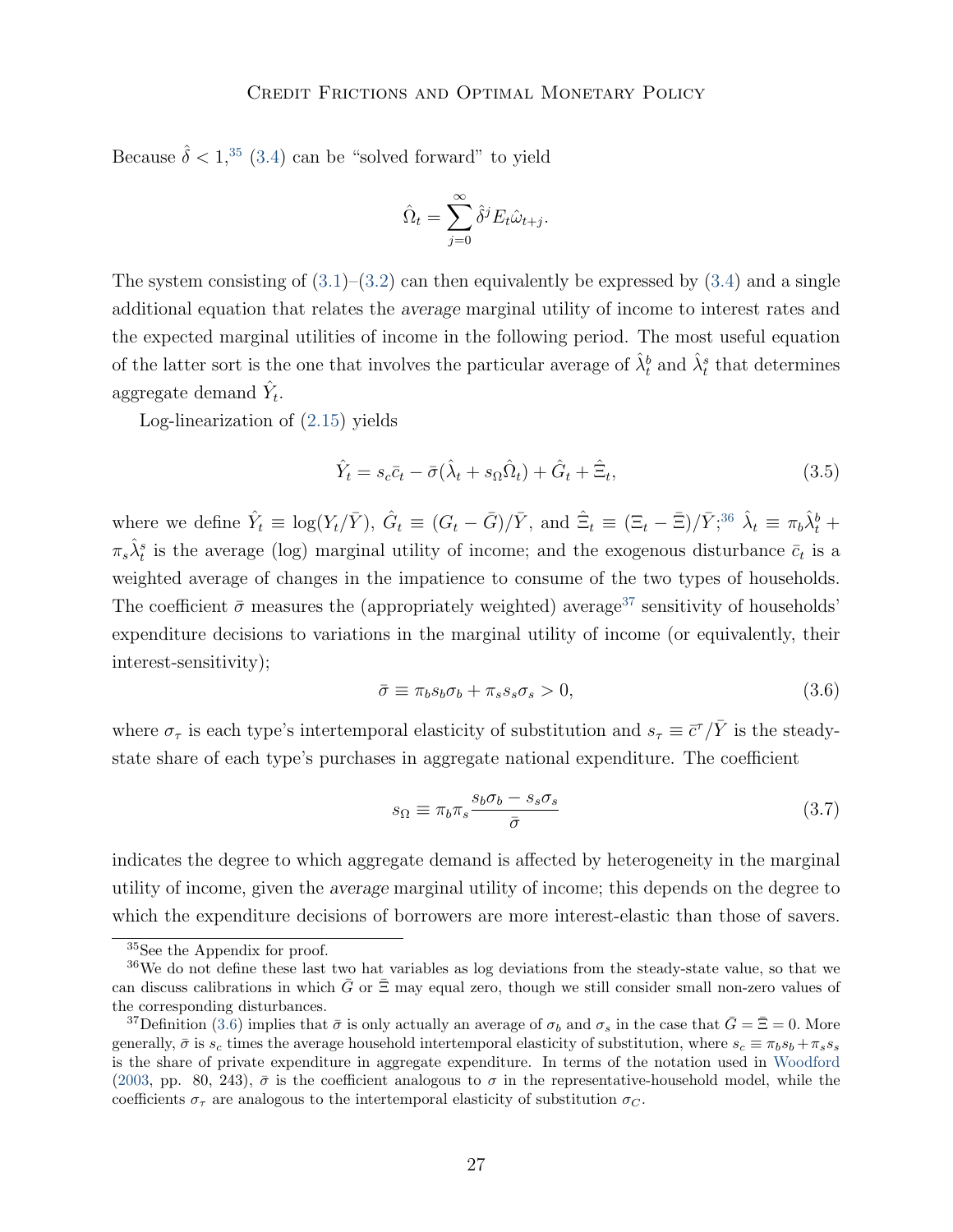Because $\hat{\delta} < 1$,[35] (3.4) can be "solved forward" to yield

$$\hat{\Omega}_t = \sum_{j=0}^{\infty} \hat{\delta}^j E_t \hat{\omega}_{t+j}.$$

The system consisting of (3.1)–(3.2) can then equivalently be expressed by (3.4) and a single additional equation that relates the *average* marginal utility of income to interest rates and the expected marginal utilities of income in the following period. The most useful equation of the latter sort is the one that involves the particular average of $\hat{\lambda}_t^b$ and $\hat{\lambda}_t^s$ that determines aggregate demand $\hat{Y}_t$.

Log-linearization of (2.15) yields

$$\hat{Y}_t = s_c \bar{c}_t - \bar{\sigma}(\hat{\lambda}_t + s_\Omega \hat{\Omega}_t) + \hat{G}_t + \hat{\Xi}_t, \tag{3.5}$$

where we define $\hat{Y}_t \equiv \log(Y_t/\bar{Y})$, $\hat{G}_t \equiv (G_t - \bar{G})/\bar{Y}$, and $\hat{\Xi}_t \equiv (\Xi_t - \bar{\Xi})/\bar{Y}$;[36] $\hat{\lambda}_t \equiv \pi_b \hat{\lambda}_t^b + \pi_s \hat{\lambda}_t^s$ is the average (log) marginal utility of income; and the exogenous disturbance $\bar{c}_t$ is a weighted average of changes in the impatience to consume of the two types of households. The coefficient $\bar{\sigma}$ measures the (appropriately weighted) average[37] sensitivity of households' expenditure decisions to variations in the marginal utility of income (or equivalently, their interest-sensitivity);

$$\bar{\sigma} \equiv \pi_b s_b \sigma_b + \pi_s s_s \sigma_s > 0, \tag{3.6}$$

where $\sigma_\tau$ is each type's intertemporal elasticity of substitution and $s_\tau \equiv \bar{c}^\tau/\bar{Y}$ is the steady-state share of each type's purchases in aggregate national expenditure. The coefficient

$$s_\Omega \equiv \pi_b \pi_s \frac{s_b \sigma_b - s_s \sigma_s}{\bar{\sigma}} \tag{3.7}$$

indicates the degree to which aggregate demand is affected by heterogeneity in the marginal utility of income, given the *average* marginal utility of income; this depends on the degree to which the expenditure decisions of borrowers are more interest-elastic than those of savers.

---

[35] See the Appendix for proof.

[36] We do not define these last two hat variables as log deviations from the steady-state value, so that we can discuss calibrations in which $\bar{G}$ or $\bar{\Xi}$ may equal zero, though we still consider small non-zero values of the corresponding disturbances.

[37] Definition (3.6) implies that $\bar{\sigma}$ is only actually an average of $\sigma_b$ and $\sigma_s$ in the case that $\bar{G} = \bar{\Xi} = 0$. More generally, $\bar{\sigma}$ is $s_c$ times the average household intertemporal elasticity of substitution, where $s_c \equiv \pi_b s_b + \pi_s s_s$ is the share of private expenditure in aggregate expenditure. In terms of the notation used in Woodford (2003, pp. 80, 243), $\bar{\sigma}$ is the coefficient analogous to $\sigma$ in the representative-household model, while the coefficients $\sigma_\tau$ are analogous to the intertemporal elasticity of substitution $\sigma_C$.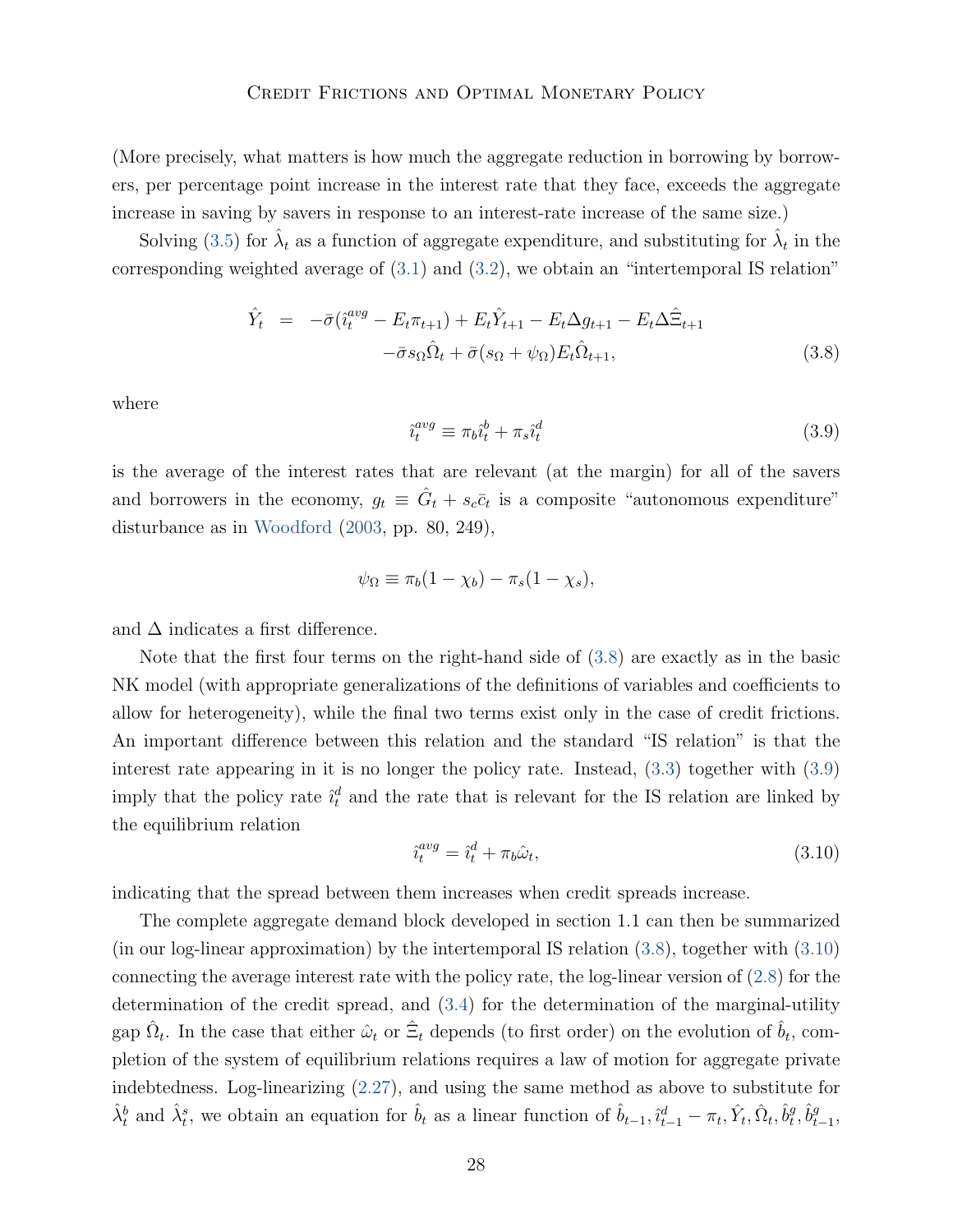(More precisely, what matters is how much the aggregate reduction in borrowing by borrowers, per percentage point increase in the interest rate that they face, exceeds the aggregate increase in saving by savers in response to an interest-rate increase of the same size.)

Solving (3.5) for $\hat{\lambda}_t$ as a function of aggregate expenditure, and substituting for $\hat{\lambda}_t$ in the corresponding weighted average of (3.1) and (3.2), we obtain an "intertemporal IS relation"

$$
\begin{aligned}
\hat{Y}_t \;\; = \;\; & -\bar{\sigma}(\hat{\imath}_t^{avg} - E_t\pi_{t+1}) + E_t\hat{Y}_{t+1} - E_t\Delta g_{t+1} - E_t\Delta\hat{\Xi}_{t+1} \\
& -\bar{\sigma}s_\Omega\hat{\Omega}_t + \bar{\sigma}(s_\Omega + \psi_\Omega)E_t\hat{\Omega}_{t+1}, \qquad (3.8)
\end{aligned}
$$

where

$$
\hat{\imath}_t^{avg} \equiv \pi_b\hat{\imath}_t^b + \pi_s\hat{\imath}_t^d \qquad (3.9)
$$

is the average of the interest rates that are relevant (at the margin) for all of the savers and borrowers in the economy, $g_t \equiv \hat{G}_t + s_c\bar{c}_t$ is a composite "autonomous expenditure" disturbance as in Woodford (2003, pp. 80, 249),

$$
\psi_\Omega \equiv \pi_b(1-\chi_b) - \pi_s(1-\chi_s),
$$

and $\Delta$ indicates a first difference.

Note that the first four terms on the right-hand side of (3.8) are exactly as in the basic NK model (with appropriate generalizations of the definitions of variables and coefficients to allow for heterogeneity), while the final two terms exist only in the case of credit frictions. An important difference between this relation and the standard "IS relation" is that the interest rate appearing in it is no longer the policy rate. Instead, (3.3) together with (3.9) imply that the policy rate $\hat{\imath}_t^d$ and the rate that is relevant for the IS relation are linked by the equilibrium relation

$$
\hat{\imath}_t^{avg} = \hat{\imath}_t^d + \pi_b\hat{\omega}_t, \qquad (3.10)
$$

indicating that the spread between them increases when credit spreads increase.

The complete aggregate demand block developed in section 1.1 can then be summarized (in our log-linear approximation) by the intertemporal IS relation (3.8), together with (3.10) connecting the average interest rate with the policy rate, the log-linear version of (2.8) for the determination of the credit spread, and (3.4) for the determination of the marginal-utility gap $\hat{\Omega}_t$. In the case that either $\hat{\omega}_t$ or $\hat{\Xi}_t$ depends (to first order) on the evolution of $\hat{b}_t$, completion of the system of equilibrium relations requires a law of motion for aggregate private indebtedness. Log-linearizing (2.27), and using the same method as above to substitute for $\hat{\lambda}_t^b$ and $\hat{\lambda}_t^s$, we obtain an equation for $\hat{b}_t$ as a linear function of $\hat{b}_{t-1}, \hat{\imath}_{t-1}^d - \pi_t, \hat{Y}_t, \hat{\Omega}_t, \hat{b}_t^g, \hat{b}_{t-1}^g,$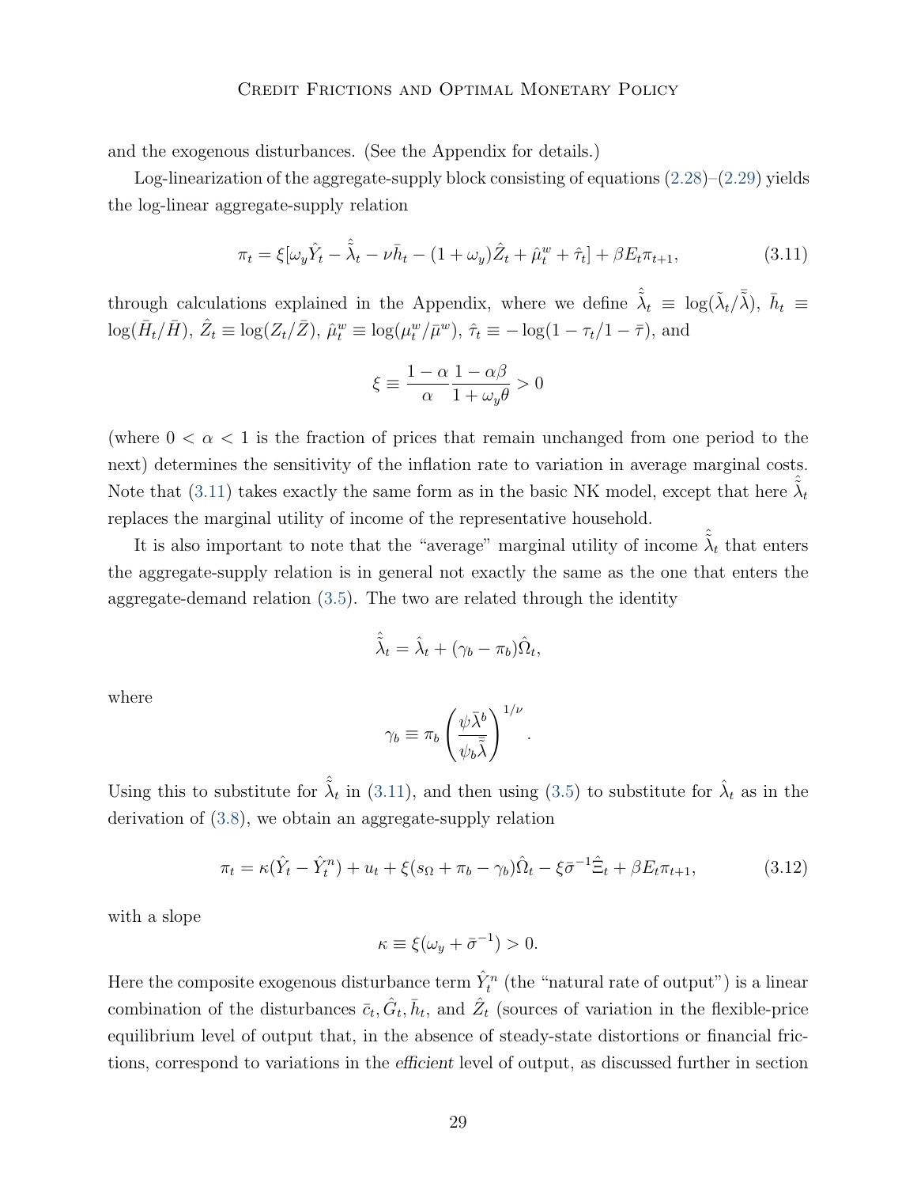and the exogenous disturbances. (See the Appendix for details.)

Log-linearization of the aggregate-supply block consisting of equations (2.28)–(2.29) yields the log-linear aggregate-supply relation

$$\pi_t = \xi[\omega_y \hat{Y}_t - \hat{\tilde{\lambda}}_t - \nu \bar{h}_t - (1+\omega_y)\hat{Z}_t + \hat{\mu}^w_t + \hat{\tau}_t] + \beta E_t \pi_{t+1}, \tag{3.11}$$

through calculations explained in the Appendix, where we define $\hat{\tilde{\lambda}}_t \equiv \log(\tilde{\lambda}_t/\bar{\tilde{\lambda}})$, $\bar{h}_t \equiv \log(\bar{H}_t/\bar{H})$, $\hat{Z}_t \equiv \log(Z_t/\bar{Z})$, $\hat{\mu}^w_t \equiv \log(\mu^w_t/\bar{\mu}^w)$, $\hat{\tau}_t \equiv -\log(1-\tau_t/1-\bar{\tau})$, and

$$\xi \equiv \frac{1-\alpha}{\alpha}\frac{1-\alpha\beta}{1+\omega_y\theta} > 0$$

(where $0 < \alpha < 1$ is the fraction of prices that remain unchanged from one period to the next) determines the sensitivity of the inflation rate to variation in average marginal costs. Note that (3.11) takes exactly the same form as in the basic NK model, except that here $\hat{\tilde{\lambda}}_t$ replaces the marginal utility of income of the representative household.

It is also important to note that the "average" marginal utility of income $\hat{\tilde{\lambda}}_t$ that enters the aggregate-supply relation is in general not exactly the same as the one that enters the aggregate-demand relation (3.5). The two are related through the identity

$$\hat{\tilde{\lambda}}_t = \hat{\lambda}_t + (\gamma_b - \pi_b)\hat{\Omega}_t,$$

where

$$\gamma_b \equiv \pi_b \left(\frac{\psi \bar{\lambda}^b}{\psi_b \bar{\tilde{\lambda}}}\right)^{1/\nu}.$$

Using this to substitute for $\hat{\tilde{\lambda}}_t$ in (3.11), and then using (3.5) to substitute for $\hat{\lambda}_t$ as in the derivation of (3.8), we obtain an aggregate-supply relation

$$\pi_t = \kappa(\hat{Y}_t - \hat{Y}^n_t) + u_t + \xi(s_\Omega + \pi_b - \gamma_b)\hat{\Omega}_t - \xi\bar{\sigma}^{-1}\hat{\Xi}_t + \beta E_t \pi_{t+1}, \tag{3.12}$$

with a slope

$$\kappa \equiv \xi(\omega_y + \bar{\sigma}^{-1}) > 0.$$

Here the composite exogenous disturbance term $\hat{Y}^n_t$ (the "natural rate of output") is a linear combination of the disturbances $\bar{c}_t, \hat{G}_t, \bar{h}_t$, and $\hat{Z}_t$ (sources of variation in the flexible-price equilibrium level of output that, in the absence of steady-state distortions or financial frictions, correspond to variations in the *efficient* level of output, as discussed further in section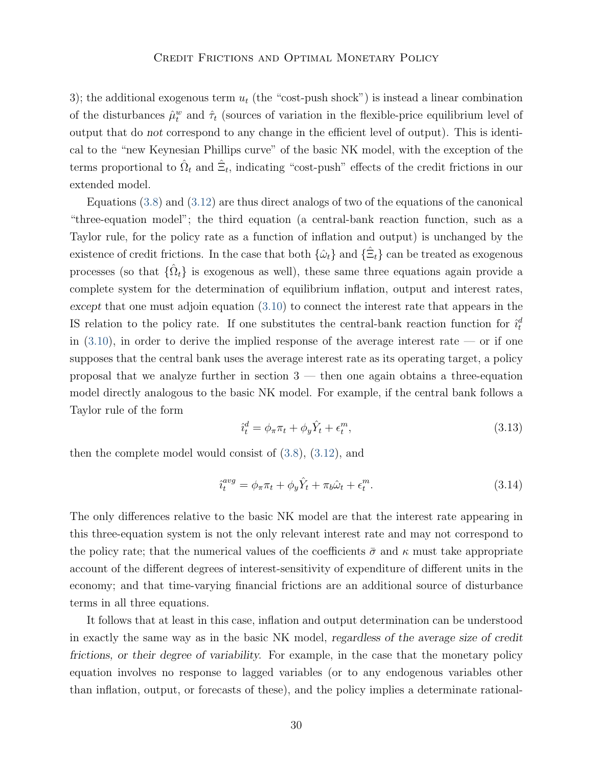3); the additional exogenous term $u_t$ (the "cost-push shock") is instead a linear combination of the disturbances $\hat{\mu}_t^w$ and $\hat{\tau}_t$ (sources of variation in the flexible-price equilibrium level of output that do *not* correspond to any change in the efficient level of output). This is identical to the "new Keynesian Phillips curve" of the basic NK model, with the exception of the terms proportional to $\hat{\Omega}_t$ and $\hat{\Xi}_t$, indicating "cost-push" effects of the credit frictions in our extended model.

Equations (3.8) and (3.12) are thus direct analogs of two of the equations of the canonical "three-equation model"; the third equation (a central-bank reaction function, such as a Taylor rule, for the policy rate as a function of inflation and output) is unchanged by the existence of credit frictions. In the case that both $\{\hat{\omega}_t\}$ and $\{\hat{\Xi}_t\}$ can be treated as exogenous processes (so that $\{\hat{\Omega}_t\}$ is exogenous as well), these same three equations again provide a complete system for the determination of equilibrium inflation, output and interest rates, *except* that one must adjoin equation (3.10) to connect the interest rate that appears in the IS relation to the policy rate. If one substitutes the central-bank reaction function for $\hat{\imath}_t^d$ in (3.10), in order to derive the implied response of the average interest rate — or if one supposes that the central bank uses the average interest rate as its operating target, a policy proposal that we analyze further in section 3 — then one again obtains a three-equation model directly analogous to the basic NK model. For example, if the central bank follows a Taylor rule of the form

$$\hat{\imath}_t^d = \phi_\pi \pi_t + \phi_y \hat{Y}_t + \epsilon_t^m, \tag{3.13}$$

then the complete model would consist of (3.8), (3.12), and

$$\hat{\imath}_t^{avg} = \phi_\pi \pi_t + \phi_y \hat{Y}_t + \pi_b \hat{\omega}_t + \epsilon_t^m. \tag{3.14}$$

The only differences relative to the basic NK model are that the interest rate appearing in this three-equation system is not the only relevant interest rate and may not correspond to the policy rate; that the numerical values of the coefficients $\bar{\sigma}$ and $\kappa$ must take appropriate account of the different degrees of interest-sensitivity of expenditure of different units in the economy; and that time-varying financial frictions are an additional source of disturbance terms in all three equations.

It follows that at least in this case, inflation and output determination can be understood in exactly the same way as in the basic NK model, *regardless of the average size of credit frictions, or their degree of variability.* For example, in the case that the monetary policy equation involves no response to lagged variables (or to any endogenous variables other than inflation, output, or forecasts of these), and the policy implies a determinate rational-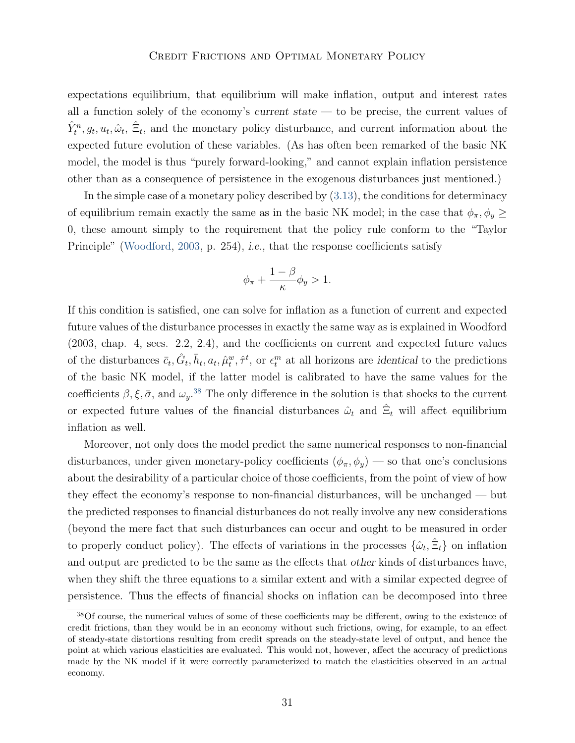expectations equilibrium, that equilibrium will make inflation, output and interest rates all a function solely of the economy's *current state* — to be precise, the current values of $\hat{Y}_t^n, g_t, u_t, \hat{\omega}_t, \hat{\Xi}_t$, and the monetary policy disturbance, and current information about the expected future evolution of these variables. (As has often been remarked of the basic NK model, the model is thus "purely forward-looking," and cannot explain inflation persistence other than as a consequence of persistence in the exogenous disturbances just mentioned.)

In the simple case of a monetary policy described by (3.13), the conditions for determinacy of equilibrium remain exactly the same as in the basic NK model; in the case that $\phi_\pi, \phi_y \geq 0$, these amount simply to the requirement that the policy rule conform to the "Taylor Principle" (Woodford, 2003, p. 254), *i.e.,* that the response coefficients satisfy

$$\phi_\pi + \frac{1-\beta}{\kappa}\phi_y > 1.$$

If this condition is satisfied, one can solve for inflation as a function of current and expected future values of the disturbance processes in exactly the same way as is explained in Woodford (2003, chap. 4, secs. 2.2, 2.4), and the coefficients on current and expected future values of the disturbances $\bar{c}_t, \hat{G}_t, \bar{h}_t, a_t, \hat{\mu}_t^w, \hat{\tau}^t$, or $\epsilon_t^m$ at all horizons are *identical* to the predictions of the basic NK model, if the latter model is calibrated to have the same values for the coefficients $\beta, \xi, \bar{\sigma}$, and $\omega_y$.[38] The only difference in the solution is that shocks to the current or expected future values of the financial disturbances $\hat{\omega}_t$ and $\hat{\Xi}_t$ will affect equilibrium inflation as well.

Moreover, not only does the model predict the same numerical responses to non-financial disturbances, under given monetary-policy coefficients $(\phi_\pi, \phi_y)$ — so that one's conclusions about the desirability of a particular choice of those coefficients, from the point of view of how they effect the economy's response to non-financial disturbances, will be unchanged — but the predicted responses to financial disturbances do not really involve any new considerations (beyond the mere fact that such disturbances can occur and ought to be measured in order to properly conduct policy). The effects of variations in the processes $\{\hat{\omega}_t, \hat{\Xi}_t\}$ on inflation and output are predicted to be the same as the effects that *other* kinds of disturbances have, when they shift the three equations to a similar extent and with a similar expected degree of persistence. Thus the effects of financial shocks on inflation can be decomposed into three

[38] Of course, the numerical values of some of these coefficients may be different, owing to the existence of credit frictions, than they would be in an economy without such frictions, owing, for example, to an effect of steady-state distortions resulting from credit spreads on the steady-state level of output, and hence the point at which various elasticities are evaluated. This would not, however, affect the accuracy of predictions made by the NK model if it were correctly parameterized to match the elasticities observed in an actual economy.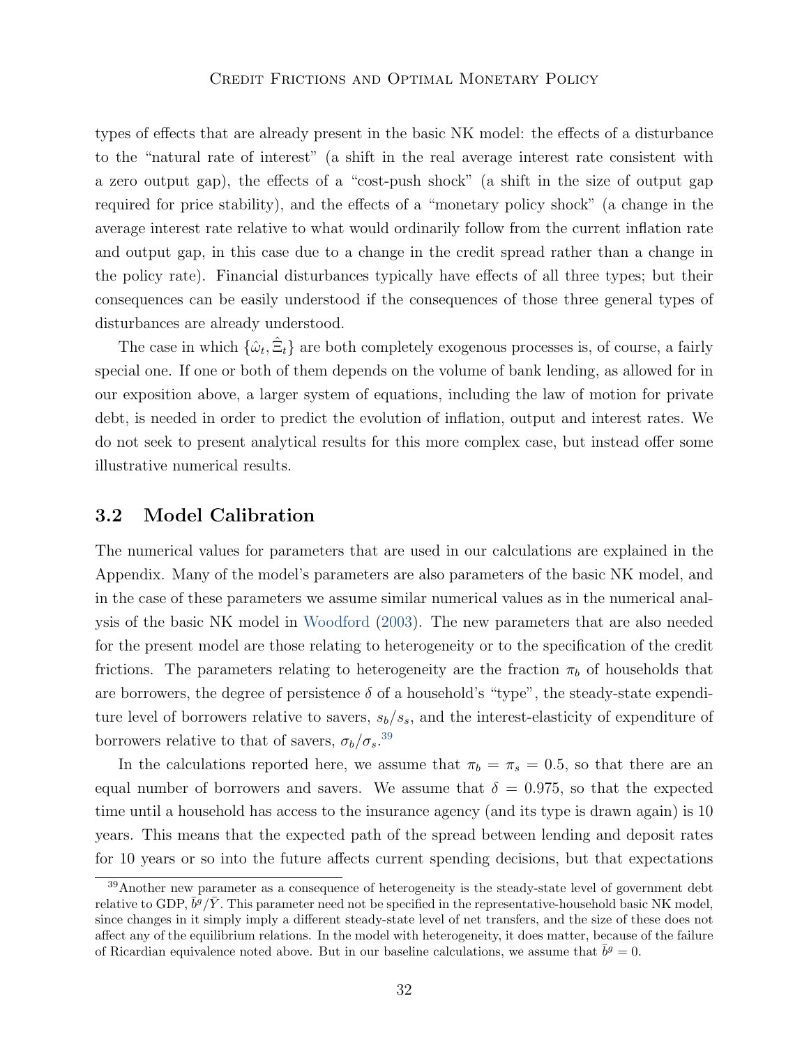types of effects that are already present in the basic NK model: the effects of a disturbance to the "natural rate of interest" (a shift in the real average interest rate consistent with a zero output gap), the effects of a "cost-push shock" (a shift in the size of output gap required for price stability), and the effects of a "monetary policy shock" (a change in the average interest rate relative to what would ordinarily follow from the current inflation rate and output gap, in this case due to a change in the credit spread rather than a change in the policy rate). Financial disturbances typically have effects of all three types; but their consequences can be easily understood if the consequences of those three general types of disturbances are already understood.

The case in which $\{\hat{\omega}_t, \hat{\Xi}_t\}$ are both completely exogenous processes is, of course, a fairly special one. If one or both of them depends on the volume of bank lending, as allowed for in our exposition above, a larger system of equations, including the law of motion for private debt, is needed in order to predict the evolution of inflation, output and interest rates. We do not seek to present analytical results for this more complex case, but instead offer some illustrative numerical results.

## 3.2 Model Calibration

The numerical values for parameters that are used in our calculations are explained in the Appendix. Many of the model's parameters are also parameters of the basic NK model, and in the case of these parameters we assume similar numerical values as in the numerical analysis of the basic NK model in Woodford (2003). The new parameters that are also needed for the present model are those relating to heterogeneity or to the specification of the credit frictions. The parameters relating to heterogeneity are the fraction $\pi_b$ of households that are borrowers, the degree of persistence $\delta$ of a household's "type", the steady-state expenditure level of borrowers relative to savers, $s_b/s_s$, and the interest-elasticity of expenditure of borrowers relative to that of savers, $\sigma_b/\sigma_s$.[39]

In the calculations reported here, we assume that $\pi_b = \pi_s = 0.5$, so that there are an equal number of borrowers and savers. We assume that $\delta = 0.975$, so that the expected time until a household has access to the insurance agency (and its type is drawn again) is 10 years. This means that the expected path of the spread between lending and deposit rates for 10 years or so into the future affects current spending decisions, but that expectations

[39] Another new parameter as a consequence of heterogeneity is the steady-state level of government debt relative to GDP, $\bar{b}^g/\bar{Y}$. This parameter need not be specified in the representative-household basic NK model, since changes in it simply imply a different steady-state level of net transfers, and the size of these does not affect any of the equilibrium relations. In the model with heterogeneity, it does matter, because of the failure of Ricardian equivalence noted above. But in our baseline calculations, we assume that $\bar{b}^g = 0$.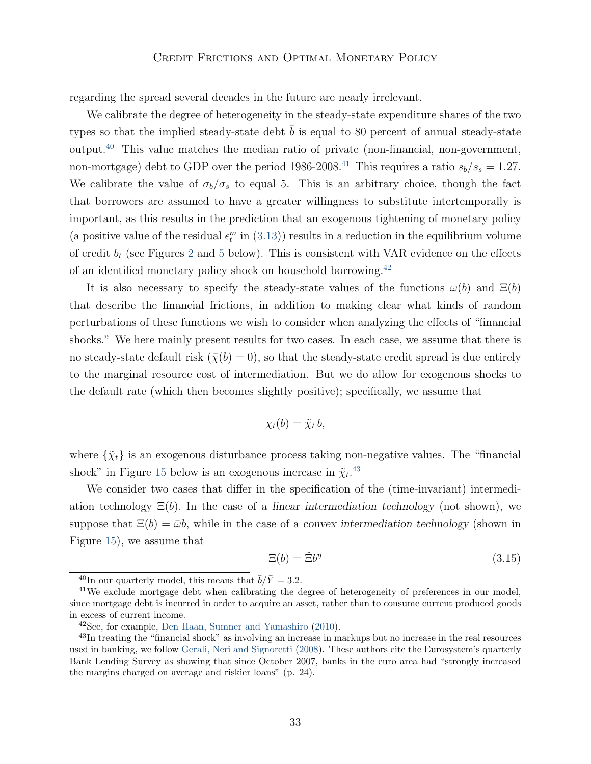regarding the spread several decades in the future are nearly irrelevant.

We calibrate the degree of heterogeneity in the steady-state expenditure shares of the two types so that the implied steady-state debt $\bar{b}$ is equal to 80 percent of annual steady-state output.[40] This value matches the median ratio of private (non-financial, non-government, non-mortgage) debt to GDP over the period 1986-2008.[41] This requires a ratio $s_b/s_s = 1.27$. We calibrate the value of $\sigma_b/\sigma_s$ to equal 5. This is an arbitrary choice, though the fact that borrowers are assumed to have a greater willingness to substitute intertemporally is important, as this results in the prediction that an exogenous tightening of monetary policy (a positive value of the residual $\epsilon_t^m$ in (3.13)) results in a reduction in the equilibrium volume of credit $b_t$ (see Figures 2 and 5 below). This is consistent with VAR evidence on the effects of an identified monetary policy shock on household borrowing.[42]

It is also necessary to specify the steady-state values of the functions $\omega(b)$ and $\Xi(b)$ that describe the financial frictions, in addition to making clear what kinds of random perturbations of these functions we wish to consider when analyzing the effects of "financial shocks." We here mainly present results for two cases. In each case, we assume that there is no steady-state default risk ($\bar{\chi}(b) = 0$), so that the steady-state credit spread is due entirely to the marginal resource cost of intermediation. But we do allow for exogenous shocks to the default rate (which then becomes slightly positive); specifically, we assume that

$$\chi_t(b) = \tilde{\chi}_t \, b,$$

where $\{\tilde{\chi}_t\}$ is an exogenous disturbance process taking non-negative values. The "financial shock" in Figure 15 below is an exogenous increase in $\tilde{\chi}_t$.[43]

We consider two cases that differ in the specification of the (time-invariant) intermediation technology $\Xi(b)$. In the case of a *linear intermediation technology* (not shown), we suppose that $\Xi(b) = \bar{\omega} b$, while in the case of a *convex intermediation technology* (shown in Figure 15), we assume that

$$\Xi(b) = \tilde{\Xi} b^{\eta} \tag{3.15}$$

[40] In our quarterly model, this means that $\bar{b}/\bar{Y} = 3.2$.

[41] We exclude mortgage debt when calibrating the degree of heterogeneity of preferences in our model, since mortgage debt is incurred in order to acquire an asset, rather than to consume current produced goods in excess of current income.

[42] See, for example, Den Haan, Sumner and Yamashiro (2010).

[43] In treating the "financial shock" as involving an increase in markups but no increase in the real resources used in banking, we follow Gerali, Neri and Signoretti (2008). These authors cite the Eurosystem's quarterly Bank Lending Survey as showing that since October 2007, banks in the euro area had "strongly increased the margins charged on average and riskier loans" (p. 24).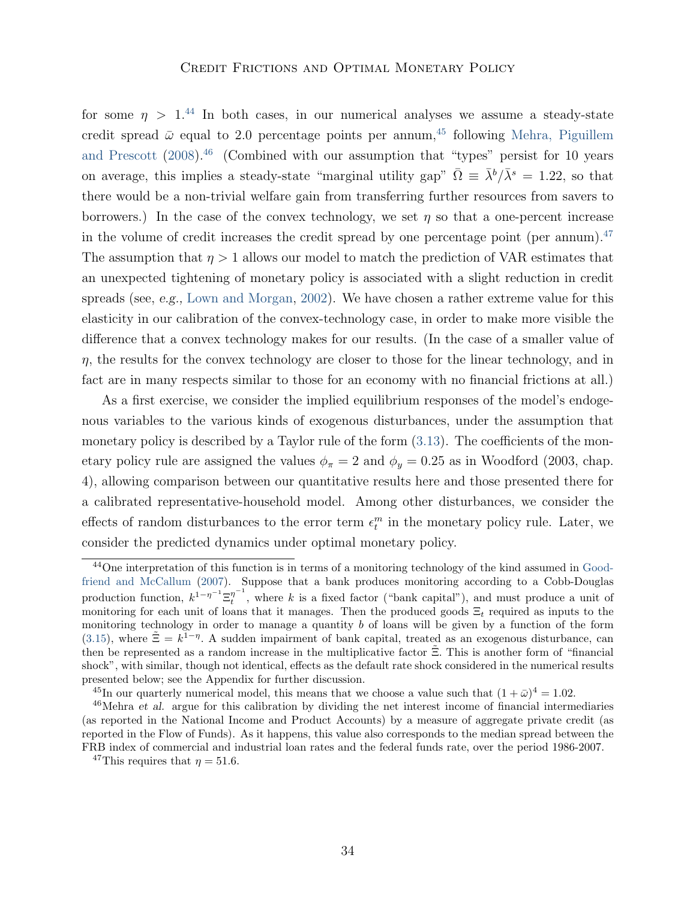for some $\eta > 1$.[44] In both cases, in our numerical analyses we assume a steady-state credit spread $\bar{\omega}$ equal to 2.0 percentage points per annum,[45] following Mehra, Piguillem and Prescott (2008).[46] (Combined with our assumption that "types" persist for 10 years on average, this implies a steady-state "marginal utility gap" $\bar{\Omega} \equiv \bar{\lambda}^b/\bar{\lambda}^s = 1.22$, so that there would be a non-trivial welfare gain from transferring further resources from savers to borrowers.) In the case of the convex technology, we set $\eta$ so that a one-percent increase in the volume of credit increases the credit spread by one percentage point (per annum).[47] The assumption that $\eta > 1$ allows our model to match the prediction of VAR estimates that an unexpected tightening of monetary policy is associated with a slight reduction in credit spreads (see, *e.g.*, Lown and Morgan, 2002). We have chosen a rather extreme value for this elasticity in our calibration of the convex-technology case, in order to make more visible the difference that a convex technology makes for our results. (In the case of a smaller value of $\eta$, the results for the convex technology are closer to those for the linear technology, and in fact are in many respects similar to those for an economy with no financial frictions at all.)

As a first exercise, we consider the implied equilibrium responses of the model's endogenous variables to the various kinds of exogenous disturbances, under the assumption that monetary policy is described by a Taylor rule of the form (3.13). The coefficients of the monetary policy rule are assigned the values $\phi_\pi = 2$ and $\phi_y = 0.25$ as in Woodford (2003, chap. 4), allowing comparison between our quantitative results here and those presented there for a calibrated representative-household model. Among other disturbances, we consider the effects of random disturbances to the error term $\epsilon_t^m$ in the monetary policy rule. Later, we consider the predicted dynamics under optimal monetary policy.

---

[44] One interpretation of this function is in terms of a monitoring technology of the kind assumed in Goodfriend and McCallum (2007). Suppose that a bank produces monitoring according to a Cobb-Douglas production function, $k^{1-\eta^{-1}}\Xi_t^{\eta^{-1}}$, where $k$ is a fixed factor ("bank capital"), and must produce a unit of monitoring for each unit of loans that it manages. Then the produced goods $\Xi_t$ required as inputs to the monitoring technology in order to manage a quantity $b$ of loans will be given by a function of the form (3.15), where $\tilde{\Xi} = k^{1-\eta}$. A sudden impairment of bank capital, treated as an exogenous disturbance, can then be represented as a random increase in the multiplicative factor $\tilde{\Xi}$. This is another form of "financial shock", with similar, though not identical, effects as the default rate shock considered in the numerical results presented below; see the Appendix for further discussion.

[45] In our quarterly numerical model, this means that we choose a value such that $(1 + \bar{\omega})^4 = 1.02$.

[46] Mehra *et al.* argue for this calibration by dividing the net interest income of financial intermediaries (as reported in the National Income and Product Accounts) by a measure of aggregate private credit (as reported in the Flow of Funds). As it happens, this value also corresponds to the median spread between the FRB index of commercial and industrial loan rates and the federal funds rate, over the period 1986-2007.

[47] This requires that $\eta = 51.6$.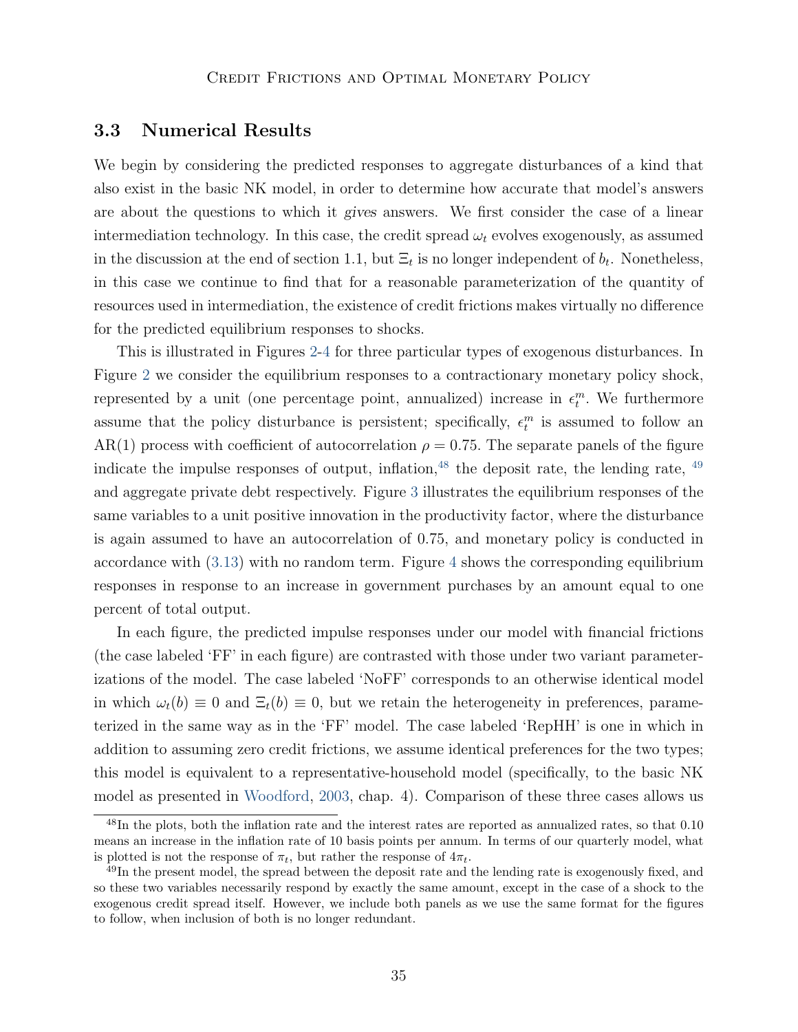### 3.3 Numerical Results

We begin by considering the predicted responses to aggregate disturbances of a kind that also exist in the basic NK model, in order to determine how accurate that model's answers are about the questions to which it *gives* answers. We first consider the case of a linear intermediation technology. In this case, the credit spread $\omega_t$ evolves exogenously, as assumed in the discussion at the end of section 1.1, but $\Xi_t$ is no longer independent of $b_t$. Nonetheless, in this case we continue to find that for a reasonable parameterization of the quantity of resources used in intermediation, the existence of credit frictions makes virtually no difference for the predicted equilibrium responses to shocks.

This is illustrated in Figures 2-4 for three particular types of exogenous disturbances. In Figure 2 we consider the equilibrium responses to a contractionary monetary policy shock, represented by a unit (one percentage point, annualized) increase in $\epsilon_t^m$. We furthermore assume that the policy disturbance is persistent; specifically, $\epsilon_t^m$ is assumed to follow an AR(1) process with coefficient of autocorrelation $\rho = 0.75$. The separate panels of the figure indicate the impulse responses of output, inflation,[48] the deposit rate, the lending rate, [49] and aggregate private debt respectively. Figure 3 illustrates the equilibrium responses of the same variables to a unit positive innovation in the productivity factor, where the disturbance is again assumed to have an autocorrelation of 0.75, and monetary policy is conducted in accordance with (3.13) with no random term. Figure 4 shows the corresponding equilibrium responses in response to an increase in government purchases by an amount equal to one percent of total output.

In each figure, the predicted impulse responses under our model with financial frictions (the case labeled 'FF' in each figure) are contrasted with those under two variant parameterizations of the model. The case labeled 'NoFF' corresponds to an otherwise identical model in which $\omega_t(b) \equiv 0$ and $\Xi_t(b) \equiv 0$, but we retain the heterogeneity in preferences, parameterized in the same way as in the 'FF' model. The case labeled 'RepHH' is one in which in addition to assuming zero credit frictions, we assume identical preferences for the two types; this model is equivalent to a representative-household model (specifically, to the basic NK model as presented in Woodford, 2003, chap. 4). Comparison of these three cases allows us

[48] In the plots, both the inflation rate and the interest rates are reported as annualized rates, so that 0.10 means an increase in the inflation rate of 10 basis points per annum. In terms of our quarterly model, what is plotted is not the response of $\pi_t$, but rather the response of $4\pi_t$.

[49] In the present model, the spread between the deposit rate and the lending rate is exogenously fixed, and so these two variables necessarily respond by exactly the same amount, except in the case of a shock to the exogenous credit spread itself. However, we include both panels as we use the same format for the figures to follow, when inclusion of both is no longer redundant.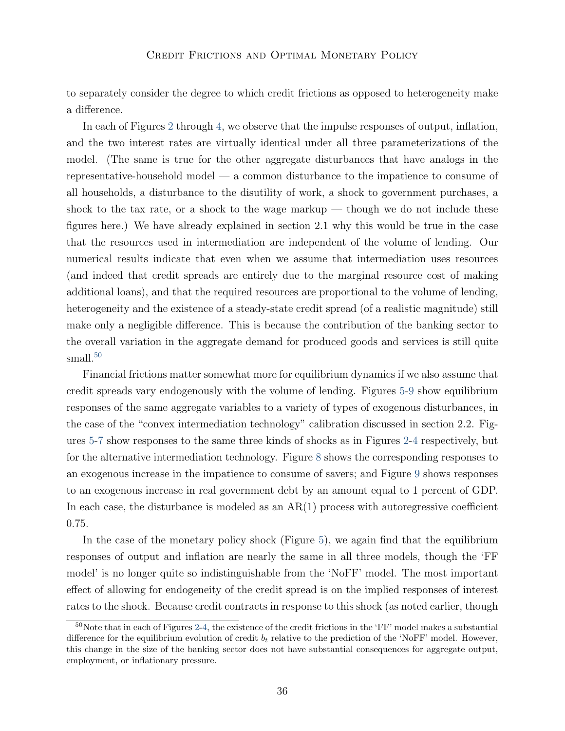to separately consider the degree to which credit frictions as opposed to heterogeneity make a difference.

In each of Figures 2 through 4, we observe that the impulse responses of output, inflation, and the two interest rates are virtually identical under all three parameterizations of the model. (The same is true for the other aggregate disturbances that have analogs in the representative-household model — a common disturbance to the impatience to consume of all households, a disturbance to the disutility of work, a shock to government purchases, a shock to the tax rate, or a shock to the wage markup — though we do not include these figures here.) We have already explained in section 2.1 why this would be true in the case that the resources used in intermediation are independent of the volume of lending. Our numerical results indicate that even when we assume that intermediation uses resources (and indeed that credit spreads are entirely due to the marginal resource cost of making additional loans), and that the required resources are proportional to the volume of lending, heterogeneity and the existence of a steady-state credit spread (of a realistic magnitude) still make only a negligible difference. This is because the contribution of the banking sector to the overall variation in the aggregate demand for produced goods and services is still quite small.[50]

Financial frictions matter somewhat more for equilibrium dynamics if we also assume that credit spreads vary endogenously with the volume of lending. Figures 5-9 show equilibrium responses of the same aggregate variables to a variety of types of exogenous disturbances, in the case of the "convex intermediation technology" calibration discussed in section 2.2. Figures 5-7 show responses to the same three kinds of shocks as in Figures 2-4 respectively, but for the alternative intermediation technology. Figure 8 shows the corresponding responses to an exogenous increase in the impatience to consume of savers; and Figure 9 shows responses to an exogenous increase in real government debt by an amount equal to 1 percent of GDP. In each case, the disturbance is modeled as an AR(1) process with autoregressive coefficient 0.75.

In the case of the monetary policy shock (Figure 5), we again find that the equilibrium responses of output and inflation are nearly the same in all three models, though the 'FF model' is no longer quite so indistinguishable from the 'NoFF' model. The most important effect of allowing for endogeneity of the credit spread is on the implied responses of interest rates to the shock. Because credit contracts in response to this shock (as noted earlier, though

[50] Note that in each of Figures 2-4, the existence of the credit frictions in the 'FF' model makes a substantial difference for the equilibrium evolution of credit $b_t$ relative to the prediction of the 'NoFF' model. However, this change in the size of the banking sector does not have substantial consequences for aggregate output, employment, or inflationary pressure.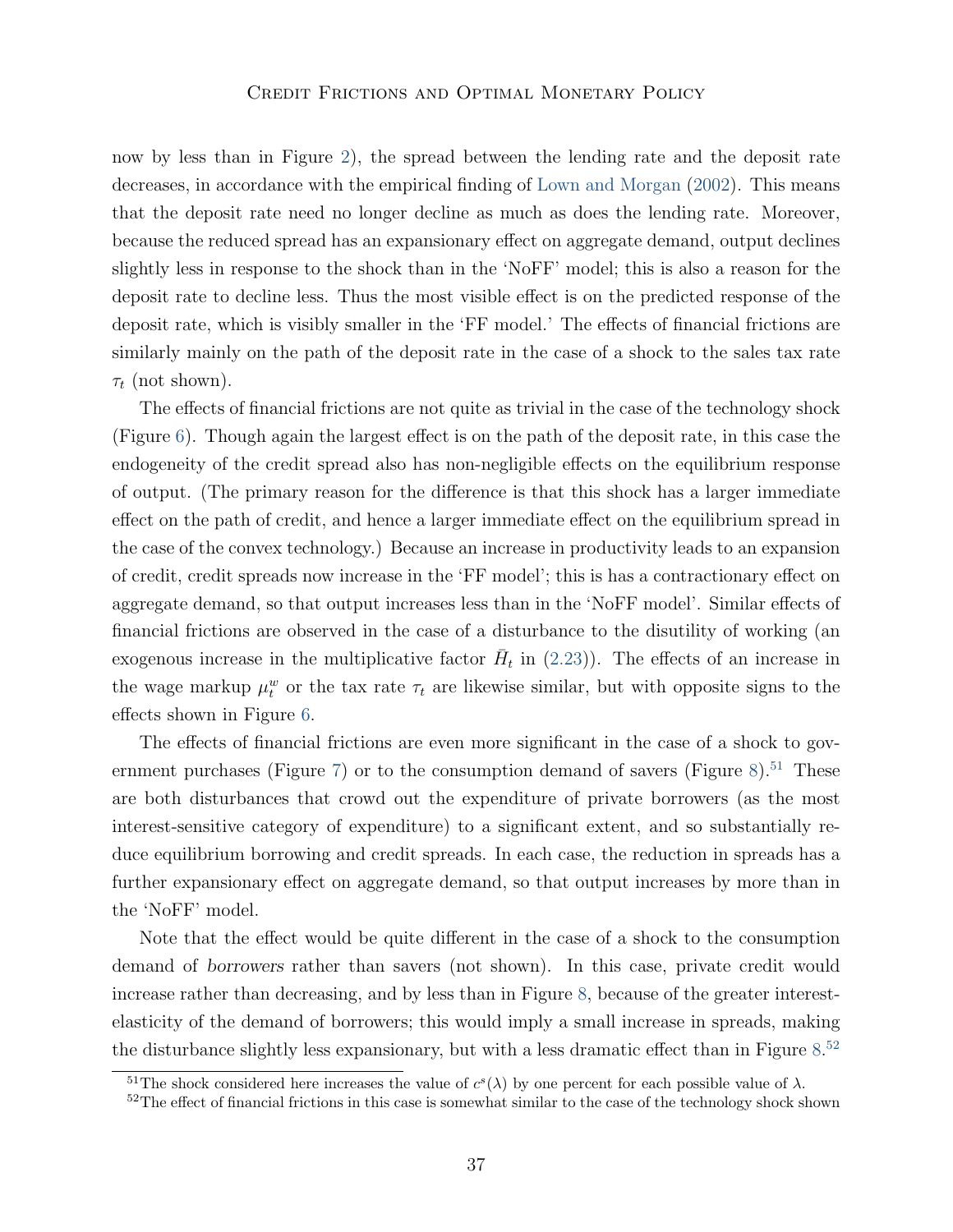now by less than in Figure 2), the spread between the lending rate and the deposit rate decreases, in accordance with the empirical finding of Lown and Morgan (2002). This means that the deposit rate need no longer decline as much as does the lending rate. Moreover, because the reduced spread has an expansionary effect on aggregate demand, output declines slightly less in response to the shock than in the 'NoFF' model; this is also a reason for the deposit rate to decline less. Thus the most visible effect is on the predicted response of the deposit rate, which is visibly smaller in the 'FF model.' The effects of financial frictions are similarly mainly on the path of the deposit rate in the case of a shock to the sales tax rate $\tau_t$ (not shown).

The effects of financial frictions are not quite as trivial in the case of the technology shock (Figure 6). Though again the largest effect is on the path of the deposit rate, in this case the endogeneity of the credit spread also has non-negligible effects on the equilibrium response of output. (The primary reason for the difference is that this shock has a larger immediate effect on the path of credit, and hence a larger immediate effect on the equilibrium spread in the case of the convex technology.) Because an increase in productivity leads to an expansion of credit, credit spreads now increase in the 'FF model'; this is has a contractionary effect on aggregate demand, so that output increases less than in the 'NoFF model'. Similar effects of financial frictions are observed in the case of a disturbance to the disutility of working (an exogenous increase in the multiplicative factor $\bar{H}_t$ in (2.23)). The effects of an increase in the wage markup $\mu_t^w$ or the tax rate $\tau_t$ are likewise similar, but with opposite signs to the effects shown in Figure 6.

The effects of financial frictions are even more significant in the case of a shock to government purchases (Figure 7) or to the consumption demand of savers (Figure 8).[51] These are both disturbances that crowd out the expenditure of private borrowers (as the most interest-sensitive category of expenditure) to a significant extent, and so substantially reduce equilibrium borrowing and credit spreads. In each case, the reduction in spreads has a further expansionary effect on aggregate demand, so that output increases by more than in the 'NoFF' model.

Note that the effect would be quite different in the case of a shock to the consumption demand of *borrowers* rather than savers (not shown). In this case, private credit would increase rather than decreasing, and by less than in Figure 8, because of the greater interest-elasticity of the demand of borrowers; this would imply a small increase in spreads, making the disturbance slightly less expansionary, but with a less dramatic effect than in Figure 8.[52]

[51] The shock considered here increases the value of $c^s(\lambda)$ by one percent for each possible value of $\lambda$.

[52] The effect of financial frictions in this case is somewhat similar to the case of the technology shock shown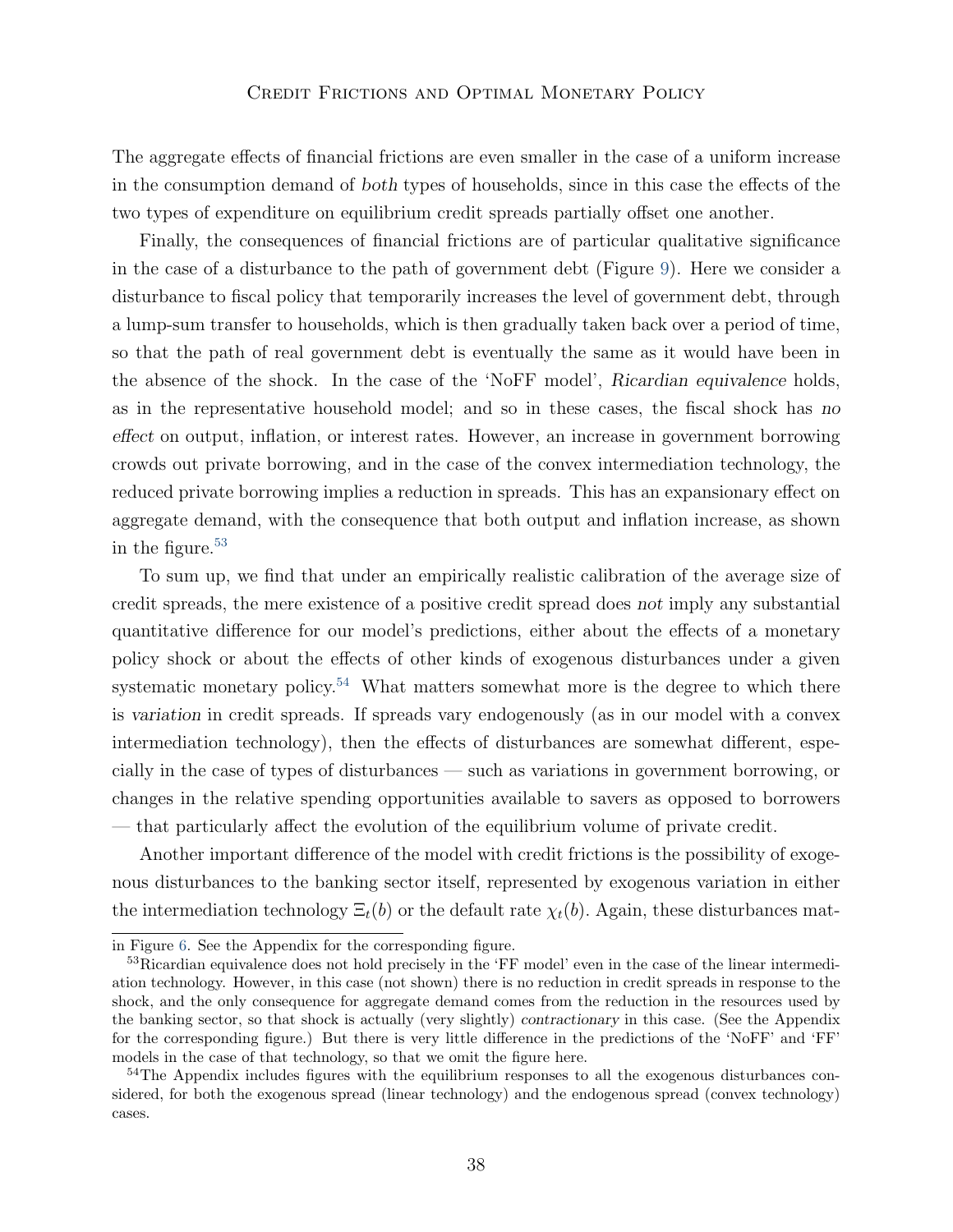The aggregate effects of financial frictions are even smaller in the case of a uniform increase in the consumption demand of *both* types of households, since in this case the effects of the two types of expenditure on equilibrium credit spreads partially offset one another.

Finally, the consequences of financial frictions are of particular qualitative significance in the case of a disturbance to the path of government debt (Figure 9). Here we consider a disturbance to fiscal policy that temporarily increases the level of government debt, through a lump-sum transfer to households, which is then gradually taken back over a period of time, so that the path of real government debt is eventually the same as it would have been in the absence of the shock. In the case of the 'NoFF model', *Ricardian equivalence* holds, as in the representative household model; and so in these cases, the fiscal shock has *no effect* on output, inflation, or interest rates. However, an increase in government borrowing crowds out private borrowing, and in the case of the convex intermediation technology, the reduced private borrowing implies a reduction in spreads. This has an expansionary effect on aggregate demand, with the consequence that both output and inflation increase, as shown in the figure.[53]

To sum up, we find that under an empirically realistic calibration of the average size of credit spreads, the mere existence of a positive credit spread does *not* imply any substantial quantitative difference for our model's predictions, either about the effects of a monetary policy shock or about the effects of other kinds of exogenous disturbances under a given systematic monetary policy.[54] What matters somewhat more is the degree to which there is *variation* in credit spreads. If spreads vary endogenously (as in our model with a convex intermediation technology), then the effects of disturbances are somewhat different, especially in the case of types of disturbances — such as variations in government borrowing, or changes in the relative spending opportunities available to savers as opposed to borrowers — that particularly affect the evolution of the equilibrium volume of private credit.

Another important difference of the model with credit frictions is the possibility of exogenous disturbances to the banking sector itself, represented by exogenous variation in either the intermediation technology $\Xi_t(b)$ or the default rate $\chi_t(b)$. Again, these disturbances mat-

in Figure 6. See the Appendix for the corresponding figure.

[53] Ricardian equivalence does not hold precisely in the 'FF model' even in the case of the linear intermediation technology. However, in this case (not shown) there is no reduction in credit spreads in response to the shock, and the only consequence for aggregate demand comes from the reduction in the resources used by the banking sector, so that shock is actually (very slightly) *contractionary* in this case. (See the Appendix for the corresponding figure.) But there is very little difference in the predictions of the 'NoFF' and 'FF' models in the case of that technology, so that we omit the figure here.

[54] The Appendix includes figures with the equilibrium responses to all the exogenous disturbances considered, for both the exogenous spread (linear technology) and the endogenous spread (convex technology) cases.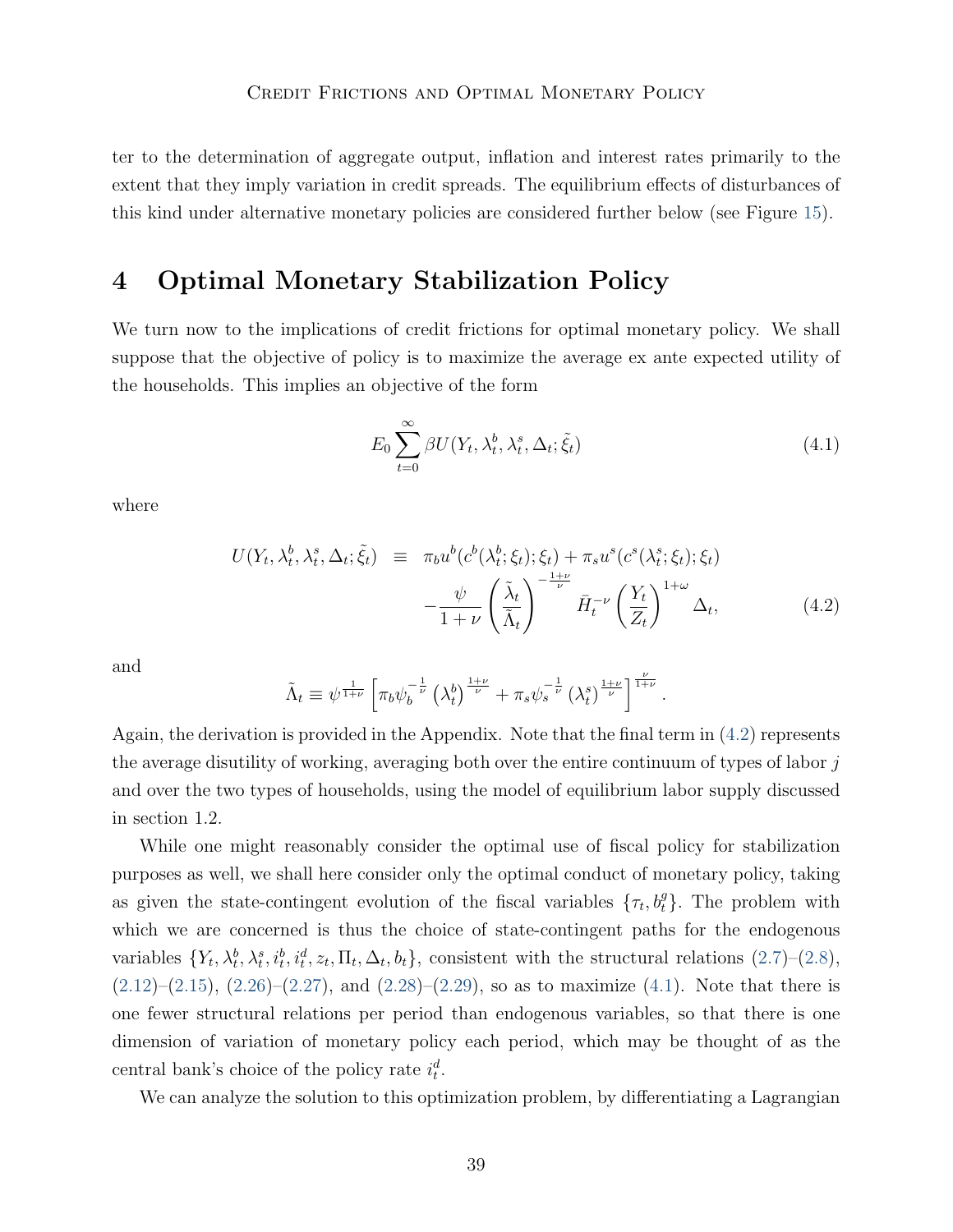ter to the determination of aggregate output, inflation and interest rates primarily to the extent that they imply variation in credit spreads. The equilibrium effects of disturbances of this kind under alternative monetary policies are considered further below (see Figure 15).

# 4 Optimal Monetary Stabilization Policy

We turn now to the implications of credit frictions for optimal monetary policy. We shall suppose that the objective of policy is to maximize the average ex ante expected utility of the households. This implies an objective of the form

$$E_0 \sum_{t=0}^{\infty} \beta U(Y_t, \lambda_t^b, \lambda_t^s, \Delta_t; \tilde{\xi}_t) \tag{4.1}$$

where

$$\begin{aligned} U(Y_t, \lambda_t^b, \lambda_t^s, \Delta_t; \tilde{\xi}_t) \quad &\equiv \quad \pi_b u^b(c^b(\lambda_t^b; \xi_t); \xi_t) + \pi_s u^s(c^s(\lambda_t^s; \xi_t); \xi_t) \\ &\quad -\frac{\psi}{1+\nu} \left( \frac{\tilde{\lambda}_t}{\tilde{\Lambda}_t} \right)^{-\frac{1+\nu}{\nu}} \bar{H}_t^{-\nu} \left( \frac{Y_t}{Z_t} \right)^{1+\omega} \Delta_t, \end{aligned} \tag{4.2}$$

and

$$\tilde{\Lambda}_t \equiv \psi^{\frac{1}{1+\nu}} \left[ \pi_b \psi_b^{-\frac{1}{\nu}} \left( \lambda_t^b \right)^{\frac{1+\nu}{\nu}} + \pi_s \psi_s^{-\frac{1}{\nu}} \left( \lambda_t^s \right)^{\frac{1+\nu}{\nu}} \right]^{\frac{\nu}{1+\nu}}.$$

Again, the derivation is provided in the Appendix. Note that the final term in (4.2) represents the average disutility of working, averaging both over the entire continuum of types of labor $j$ and over the two types of households, using the model of equilibrium labor supply discussed in section 1.2.

While one might reasonably consider the optimal use of fiscal policy for stabilization purposes as well, we shall here consider only the optimal conduct of monetary policy, taking as given the state-contingent evolution of the fiscal variables $\{\tau_t, b_t^g\}$. The problem with which we are concerned is thus the choice of state-contingent paths for the endogenous variables $\{Y_t, \lambda_t^b, \lambda_t^s, i_t^b, i_t^d, z_t, \Pi_t, \Delta_t, b_t\}$, consistent with the structural relations (2.7)–(2.8), (2.12)–(2.15), (2.26)–(2.27), and (2.28)–(2.29), so as to maximize (4.1). Note that there is one fewer structural relations per period than endogenous variables, so that there is one dimension of variation of monetary policy each period, which may be thought of as the central bank's choice of the policy rate $i_t^d$.

We can analyze the solution to this optimization problem, by differentiating a Lagrangian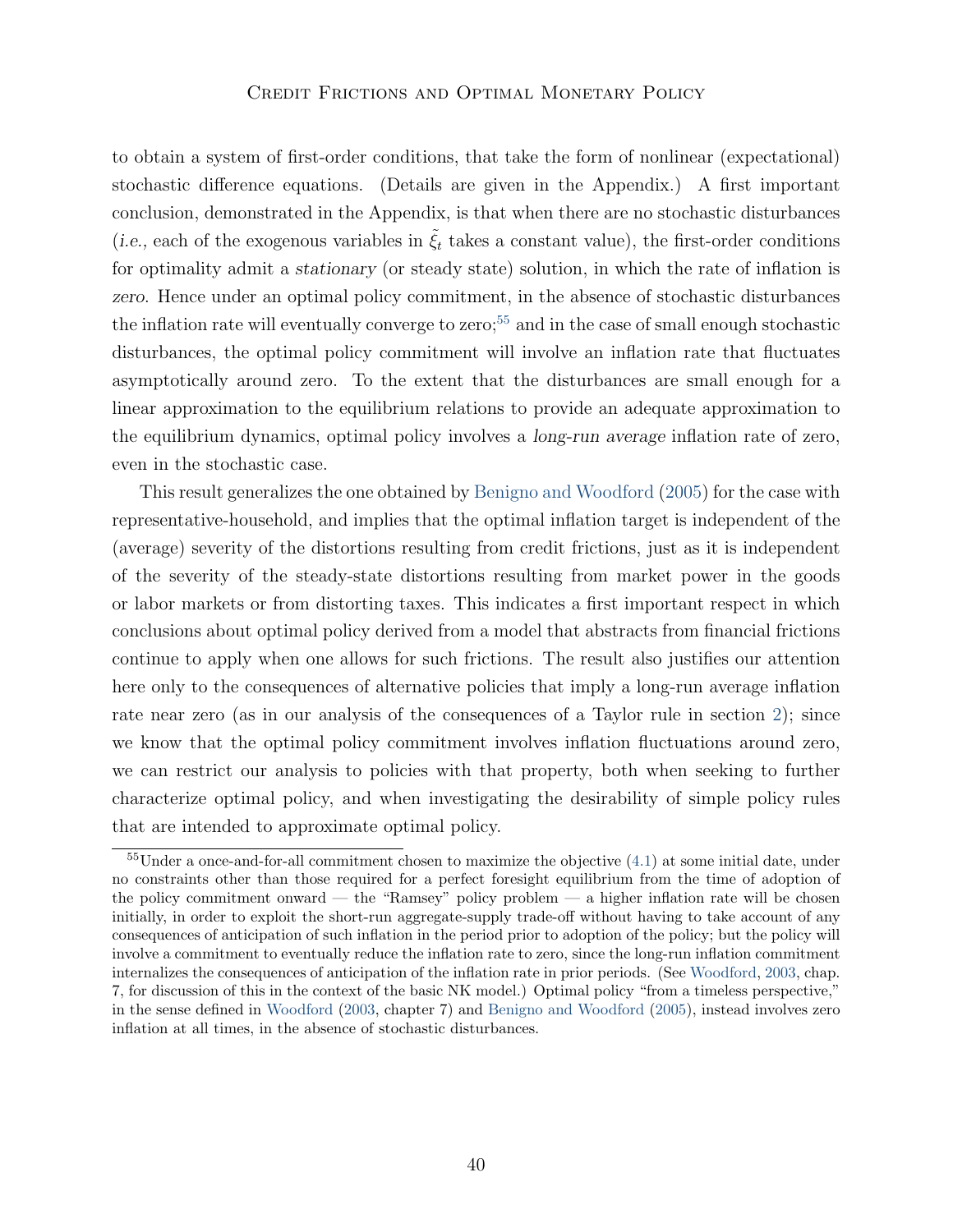to obtain a system of first-order conditions, that take the form of nonlinear (expectational) stochastic difference equations. (Details are given in the Appendix.) A first important conclusion, demonstrated in the Appendix, is that when there are no stochastic disturbances (*i.e.,* each of the exogenous variables in $\tilde{\xi}_t$ takes a constant value), the first-order conditions for optimality admit a *stationary* (or steady state) solution, in which the rate of inflation is *zero*. Hence under an optimal policy commitment, in the absence of stochastic disturbances the inflation rate will eventually converge to zero;[55] and in the case of small enough stochastic disturbances, the optimal policy commitment will involve an inflation rate that fluctuates asymptotically around zero. To the extent that the disturbances are small enough for a linear approximation to the equilibrium relations to provide an adequate approximation to the equilibrium dynamics, optimal policy involves a *long-run average* inflation rate of zero, even in the stochastic case.

This result generalizes the one obtained by Benigno and Woodford (2005) for the case with representative-household, and implies that the optimal inflation target is independent of the (average) severity of the distortions resulting from credit frictions, just as it is independent of the severity of the steady-state distortions resulting from market power in the goods or labor markets or from distorting taxes. This indicates a first important respect in which conclusions about optimal policy derived from a model that abstracts from financial frictions continue to apply when one allows for such frictions. The result also justifies our attention here only to the consequences of alternative policies that imply a long-run average inflation rate near zero (as in our analysis of the consequences of a Taylor rule in section 2); since we know that the optimal policy commitment involves inflation fluctuations around zero, we can restrict our analysis to policies with that property, both when seeking to further characterize optimal policy, and when investigating the desirability of simple policy rules that are intended to approximate optimal policy.

[55]Under a once-and-for-all commitment chosen to maximize the objective (4.1) at some initial date, under no constraints other than those required for a perfect foresight equilibrium from the time of adoption of the policy commitment onward — the "Ramsey" policy problem — a higher inflation rate will be chosen initially, in order to exploit the short-run aggregate-supply trade-off without having to take account of any consequences of anticipation of such inflation in the period prior to adoption of the policy; but the policy will involve a commitment to eventually reduce the inflation rate to zero, since the long-run inflation commitment internalizes the consequences of anticipation of the inflation rate in prior periods. (See Woodford, 2003, chap. 7, for discussion of this in the context of the basic NK model.) Optimal policy "from a timeless perspective," in the sense defined in Woodford (2003, chapter 7) and Benigno and Woodford (2005), instead involves zero inflation at all times, in the absence of stochastic disturbances.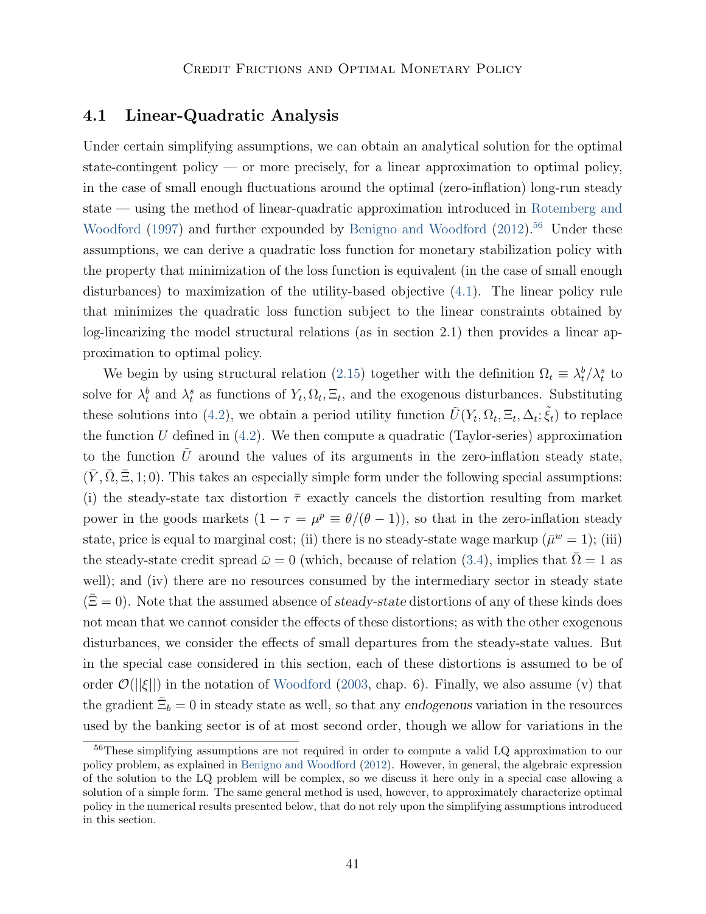## 4.1 Linear-Quadratic Analysis

Under certain simplifying assumptions, we can obtain an analytical solution for the optimal state-contingent policy — or more precisely, for a linear approximation to optimal policy, in the case of small enough fluctuations around the optimal (zero-inflation) long-run steady state — using the method of linear-quadratic approximation introduced in Rotemberg and Woodford (1997) and further expounded by Benigno and Woodford (2012).[56] Under these assumptions, we can derive a quadratic loss function for monetary stabilization policy with the property that minimization of the loss function is equivalent (in the case of small enough disturbances) to maximization of the utility-based objective (4.1). The linear policy rule that minimizes the quadratic loss function subject to the linear constraints obtained by log-linearizing the model structural relations (as in section 2.1) then provides a linear approximation to optimal policy.

We begin by using structural relation (2.15) together with the definition $\Omega_t \equiv \lambda_t^b/\lambda_t^s$ to solve for $\lambda_t^b$ and $\lambda_t^s$ as functions of $Y_t, \Omega_t, \Xi_t$, and the exogenous disturbances. Substituting these solutions into (4.2), we obtain a period utility function $\tilde{U}(Y_t, \Omega_t, \Xi_t, \Delta_t; \tilde{\xi}_t)$ to replace the function $U$ defined in (4.2). We then compute a quadratic (Taylor-series) approximation to the function $\tilde{U}$ around the values of its arguments in the zero-inflation steady state, $(\bar{Y}, \bar{\Omega}, \bar{\Xi}, 1; 0)$. This takes an especially simple form under the following special assumptions: (i) the steady-state tax distortion $\bar{\tau}$ exactly cancels the distortion resulting from market power in the goods markets ($1 - \tau = \mu^p \equiv \theta/(\theta - 1)$), so that in the zero-inflation steady state, price is equal to marginal cost; (ii) there is no steady-state wage markup ($\bar{\mu}^w = 1$); (iii) the steady-state credit spread $\bar{\omega} = 0$ (which, because of relation (3.4), implies that $\bar{\Omega} = 1$ as well); and (iv) there are no resources consumed by the intermediary sector in steady state ($\bar{\Xi} = 0$). Note that the assumed absence of *steady-state* distortions of any of these kinds does not mean that we cannot consider the effects of these distortions; as with the other exogenous disturbances, we consider the effects of small departures from the steady-state values. But in the special case considered in this section, each of these distortions is assumed to be of order $\mathcal{O}(||\xi||)$ in the notation of Woodford (2003, chap. 6). Finally, we also assume (v) that the gradient $\bar{\Xi}_b = 0$ in steady state as well, so that any *endogenous* variation in the resources used by the banking sector is of at most second order, though we allow for variations in the

[56] These simplifying assumptions are not required in order to compute a valid LQ approximation to our policy problem, as explained in Benigno and Woodford (2012). However, in general, the algebraic expression of the solution to the LQ problem will be complex, so we discuss it here only in a special case allowing a solution of a simple form. The same general method is used, however, to approximately characterize optimal policy in the numerical results presented below, that do not rely upon the simplifying assumptions introduced in this section.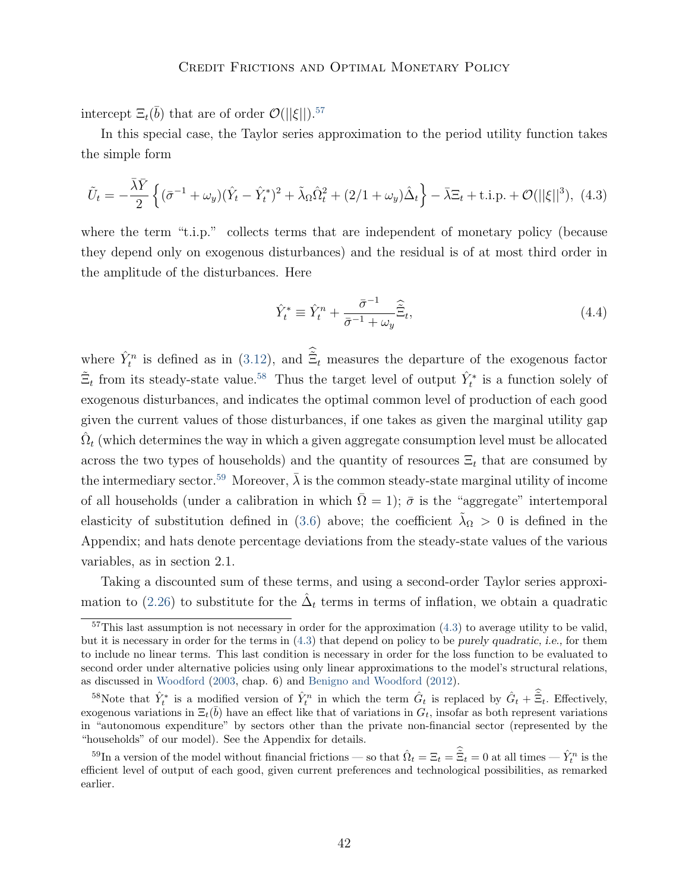intercept $\Xi_t(\bar{b})$ that are of order $\mathcal{O}(||\xi||)$.[57]

In this special case, the Taylor series approximation to the period utility function takes the simple form

$$\tilde{U}_t = -\frac{\bar{\lambda}\bar{Y}}{2}\left\{(\bar{\sigma}^{-1}+\omega_y)(\hat{Y}_t - \hat{Y}_t^*)^2 + \tilde{\lambda}_\Omega \hat{\Omega}_t^2 + (2/1+\omega_y)\hat{\Delta}_t\right\} - \bar{\lambda}\Xi_t + \text{t.i.p.} + \mathcal{O}(||\xi||^3), \quad (4.3)$$

where the term "t.i.p." collects terms that are independent of monetary policy (because they depend only on exogenous disturbances) and the residual is of at most third order in the amplitude of the disturbances. Here

$$\hat{Y}_t^* \equiv \hat{Y}_t^n + \frac{\bar{\sigma}^{-1}}{\bar{\sigma}^{-1}+\omega_y}\hat{\tilde{\Xi}}_t, \quad (4.4)$$

where $\hat{Y}_t^n$ is defined as in (3.12), and $\hat{\tilde{\Xi}}_t$ measures the departure of the exogenous factor $\tilde{\Xi}_t$ from its steady-state value.[58] Thus the target level of output $\hat{Y}_t^*$ is a function solely of exogenous disturbances, and indicates the optimal common level of production of each good given the current values of those disturbances, if one takes as given the marginal utility gap $\hat{\Omega}_t$ (which determines the way in which a given aggregate consumption level must be allocated across the two types of households) and the quantity of resources $\Xi_t$ that are consumed by the intermediary sector.[59] Moreover, $\bar{\lambda}$ is the common steady-state marginal utility of income of all households (under a calibration in which $\bar{\Omega} = 1$); $\bar{\sigma}$ is the "aggregate" intertemporal elasticity of substitution defined in (3.6) above; the coefficient $\tilde{\lambda}_\Omega > 0$ is defined in the Appendix; and hats denote percentage deviations from the steady-state values of the various variables, as in section 2.1.

Taking a discounted sum of these terms, and using a second-order Taylor series approximation to (2.26) to substitute for the $\hat{\Delta}_t$ terms in terms of inflation, we obtain a quadratic

---

[57] This last assumption is not necessary in order for the approximation (4.3) to average utility to be valid, but it is necessary in order for the terms in (4.3) that depend on policy to be *purely quadratic*, *i.e.*, for them to include no linear terms. This last condition is necessary in order for the loss function to be evaluated to second order under alternative policies using only linear approximations to the model's structural relations, as discussed in Woodford (2003, chap. 6) and Benigno and Woodford (2012).

[58] Note that $\hat{Y}_t^*$ is a modified version of $\hat{Y}_t^n$ in which the term $\hat{G}_t$ is replaced by $\hat{G}_t + \hat{\tilde{\Xi}}_t$. Effectively, exogenous variations in $\Xi_t(\bar{b})$ have an effect like that of variations in $G_t$, insofar as both represent variations in "autonomous expenditure" by sectors other than the private non-financial sector (represented by the "households" of our model). See the Appendix for details.

[59] In a version of the model without financial frictions — so that $\hat{\Omega}_t = \Xi_t = \hat{\tilde{\Xi}}_t = 0$ at all times — $\hat{Y}_t^n$ is the efficient level of output of each good, given current preferences and technological possibilities, as remarked earlier.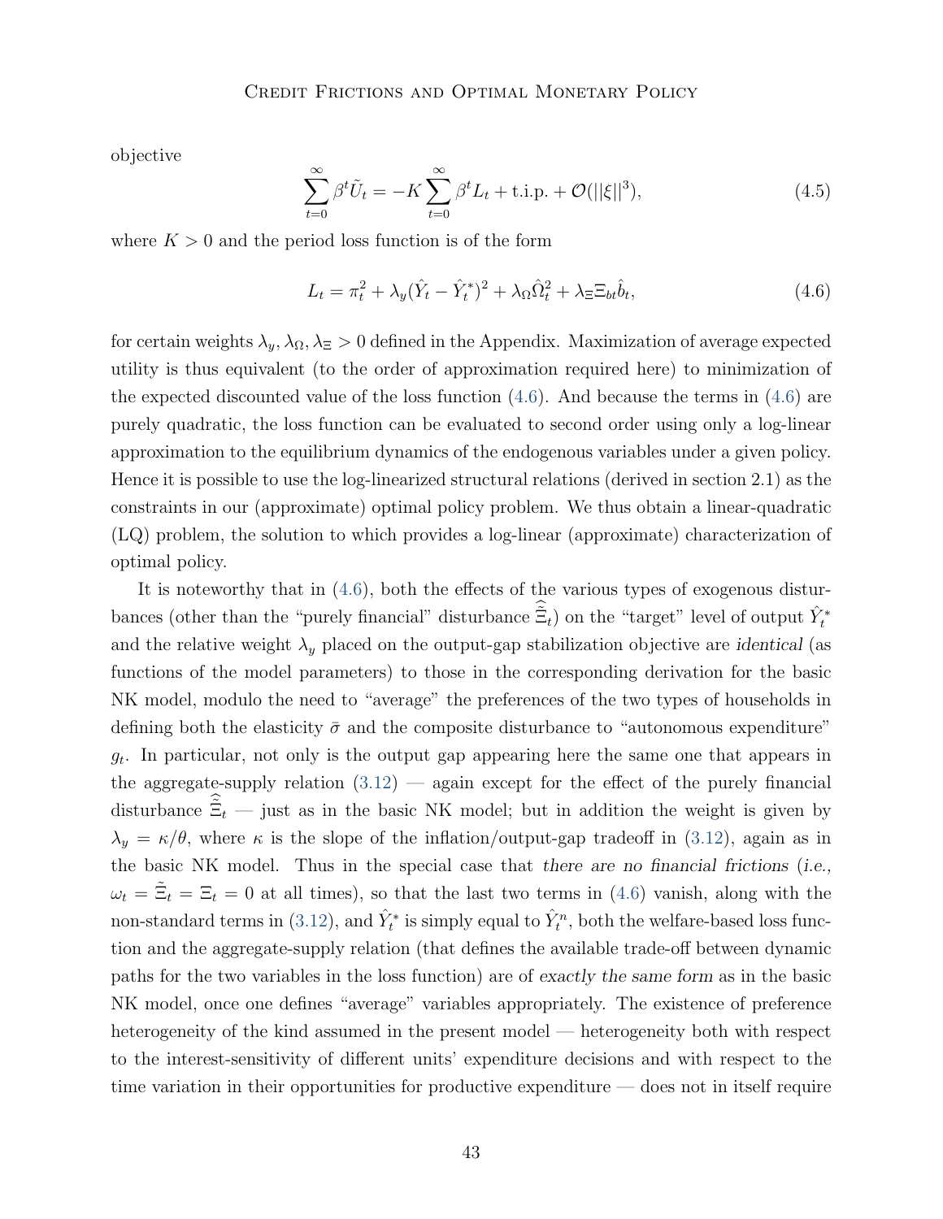objective

$$\sum_{t=0}^{\infty} \beta^t \tilde{U}_t = -K \sum_{t=0}^{\infty} \beta^t L_t + \text{t.i.p.} + \mathcal{O}(||\xi||^3), \tag{4.5}$$

where $K > 0$ and the period loss function is of the form

$$L_t = \pi_t^2 + \lambda_y (\hat{Y}_t - \hat{Y}_t^*)^2 + \lambda_\Omega \hat{\Omega}_t^2 + \lambda_\Xi \Xi_{bt} \hat{b}_t, \tag{4.6}$$

for certain weights $\lambda_y, \lambda_\Omega, \lambda_\Xi > 0$ defined in the Appendix. Maximization of average expected utility is thus equivalent (to the order of approximation required here) to minimization of the expected discounted value of the loss function (4.6). And because the terms in (4.6) are purely quadratic, the loss function can be evaluated to second order using only a log-linear approximation to the equilibrium dynamics of the endogenous variables under a given policy. Hence it is possible to use the log-linearized structural relations (derived in section 2.1) as the constraints in our (approximate) optimal policy problem. We thus obtain a linear-quadratic (LQ) problem, the solution to which provides a log-linear (approximate) characterization of optimal policy.

It is noteworthy that in (4.6), both the effects of the various types of exogenous disturbances (other than the "purely financial" disturbance $\hat{\tilde{\Xi}}_t$) on the "target" level of output $\hat{Y}_t^*$ and the relative weight $\lambda_y$ placed on the output-gap stabilization objective are *identical* (as functions of the model parameters) to those in the corresponding derivation for the basic NK model, modulo the need to "average" the preferences of the two types of households in defining both the elasticity $\bar{\sigma}$ and the composite disturbance to "autonomous expenditure" $g_t$. In particular, not only is the output gap appearing here the same one that appears in the aggregate-supply relation (3.12) — again except for the effect of the purely financial disturbance $\hat{\tilde{\Xi}}_t$ — just as in the basic NK model; but in addition the weight is given by $\lambda_y = \kappa/\theta$, where $\kappa$ is the slope of the inflation/output-gap tradeoff in (3.12), again as in the basic NK model. Thus in the special case that *there are no financial frictions* (*i.e.*, $\omega_t = \tilde{\Xi}_t = \Xi_t = 0$ at all times), so that the last two terms in (4.6) vanish, along with the non-standard terms in (3.12), and $\hat{Y}_t^*$ is simply equal to $\hat{Y}_t^n$, both the welfare-based loss function and the aggregate-supply relation (that defines the available trade-off between dynamic paths for the two variables in the loss function) are of *exactly the same form* as in the basic NK model, once one defines "average" variables appropriately. The existence of preference heterogeneity of the kind assumed in the present model — heterogeneity both with respect to the interest-sensitivity of different units' expenditure decisions and with respect to the time variation in their opportunities for productive expenditure — does not in itself require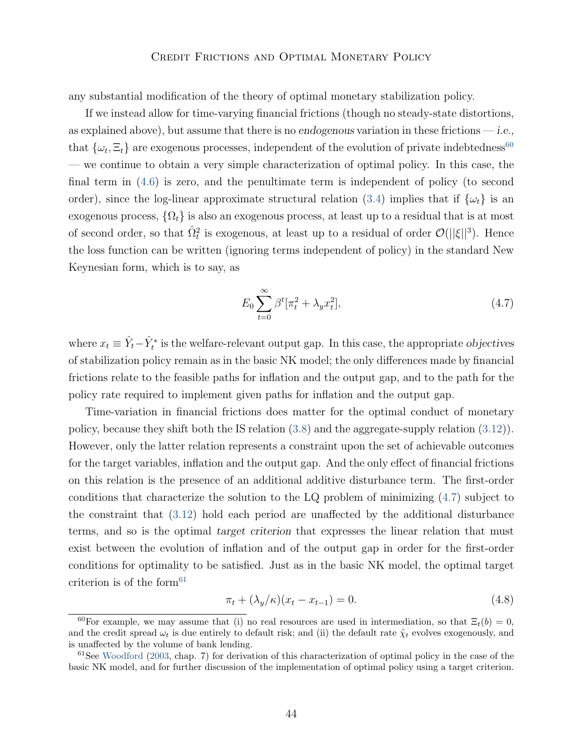any substantial modification of the theory of optimal monetary stabilization policy.

If we instead allow for time-varying financial frictions (though no steady-state distortions, as explained above), but assume that there is no *endogenous* variation in these frictions — *i.e.,* that $\{\omega_t, \Xi_t\}$ are exogenous processes, independent of the evolution of private indebtedness[60] — we continue to obtain a very simple characterization of optimal policy. In this case, the final term in (4.6) is zero, and the penultimate term is independent of policy (to second order), since the log-linear approximate structural relation (3.4) implies that if $\{\omega_t\}$ is an exogenous process, $\{\Omega_t\}$ is also an exogenous process, at least up to a residual that is at most of second order, so that $\hat{\Omega}_t^2$ is exogenous, at least up to a residual of order $\mathcal{O}(||\xi||^3)$. Hence the loss function can be written (ignoring terms independent of policy) in the standard New Keynesian form, which is to say, as

$$E_0 \sum_{t=0}^{\infty} \beta^t [\pi_t^2 + \lambda_y x_t^2], \tag{4.7}$$

where $x_t \equiv \hat{Y}_t - \hat{Y}_t^*$ is the welfare-relevant output gap. In this case, the appropriate *objectives* of stabilization policy remain as in the basic NK model; the only differences made by financial frictions relate to the feasible paths for inflation and the output gap, and to the path for the policy rate required to implement given paths for inflation and the output gap.

Time-variation in financial frictions does matter for the optimal conduct of monetary policy, because they shift both the IS relation (3.8) and the aggregate-supply relation (3.12)). However, only the latter relation represents a constraint upon the set of achievable outcomes for the target variables, inflation and the output gap. And the only effect of financial frictions on this relation is the presence of an additional additive disturbance term. The first-order conditions that characterize the solution to the LQ problem of minimizing (4.7) subject to the constraint that (3.12) hold each period are unaffected by the additional disturbance terms, and so is the optimal *target criterion* that expresses the linear relation that must exist between the evolution of inflation and of the output gap in order for the first-order conditions for optimality to be satisfied. Just as in the basic NK model, the optimal target criterion is of the form[61]

$$\pi_t + (\lambda_y/\kappa)(x_t - x_{t-1}) = 0. \tag{4.8}$$

[60] For example, we may assume that (i) no real resources are used in intermediation, so that $\Xi_t(b) = 0$, and the credit spread $\omega_t$ is due entirely to default risk; and (ii) the default rate $\tilde{\chi}_t$ evolves exogenously, and is unaffected by the volume of bank lending.

[61] See Woodford (2003, chap. 7) for derivation of this characterization of optimal policy in the case of the basic NK model, and for further discussion of the implementation of optimal policy using a target criterion.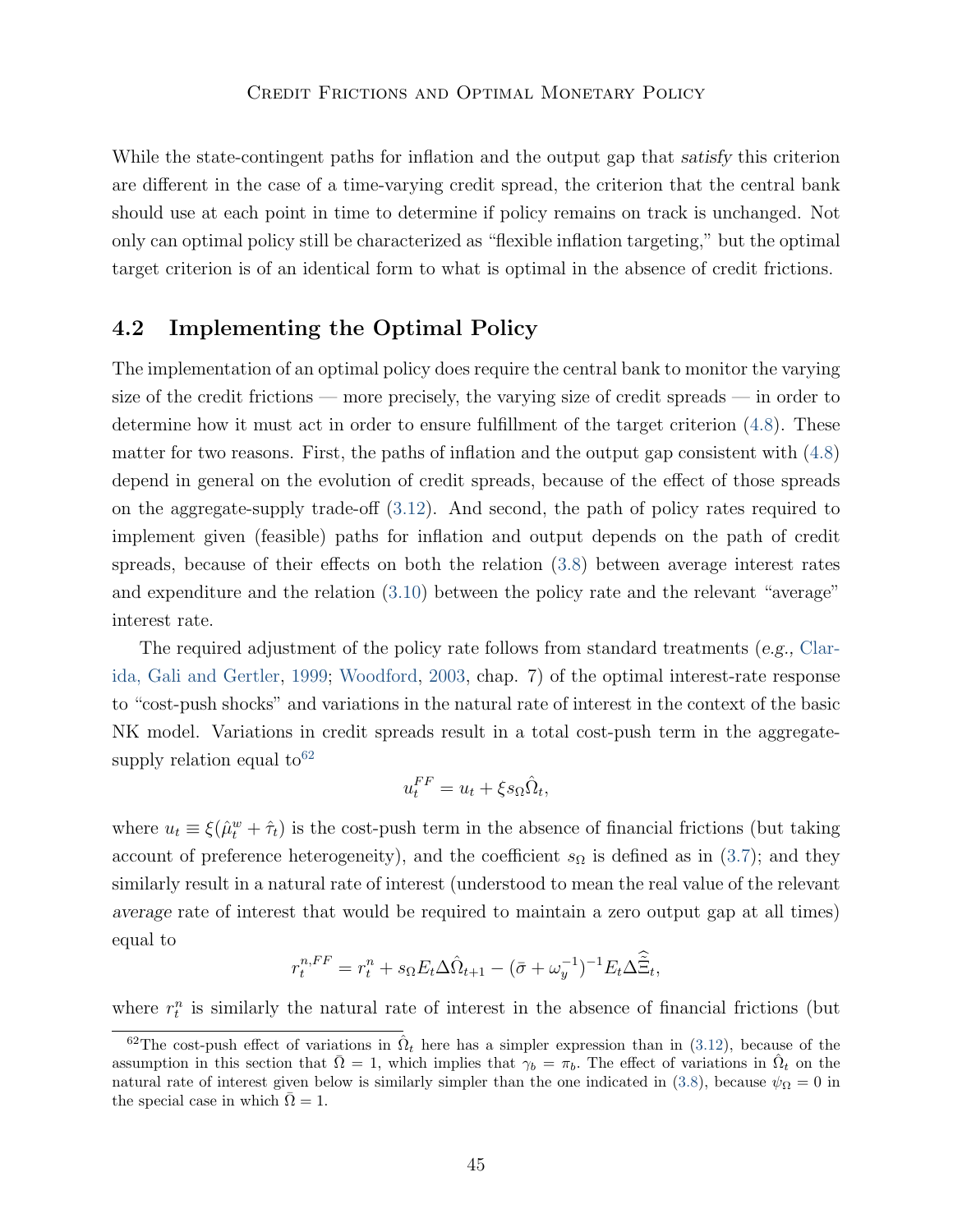While the state-contingent paths for inflation and the output gap that *satisfy* this criterion are different in the case of a time-varying credit spread, the criterion that the central bank should use at each point in time to determine if policy remains on track is unchanged. Not only can optimal policy still be characterized as "flexible inflation targeting," but the optimal target criterion is of an identical form to what is optimal in the absence of credit frictions.

## 4.2 Implementing the Optimal Policy

The implementation of an optimal policy does require the central bank to monitor the varying size of the credit frictions — more precisely, the varying size of credit spreads — in order to determine how it must act in order to ensure fulfillment of the target criterion (4.8). These matter for two reasons. First, the paths of inflation and the output gap consistent with (4.8) depend in general on the evolution of credit spreads, because of the effect of those spreads on the aggregate-supply trade-off (3.12). And second, the path of policy rates required to implement given (feasible) paths for inflation and output depends on the path of credit spreads, because of their effects on both the relation (3.8) between average interest rates and expenditure and the relation (3.10) between the policy rate and the relevant "average" interest rate.

The required adjustment of the policy rate follows from standard treatments (*e.g.,* Clarida, Gali and Gertler, 1999; Woodford, 2003, chap. 7) of the optimal interest-rate response to "cost-push shocks" and variations in the natural rate of interest in the context of the basic NK model. Variations in credit spreads result in a total cost-push term in the aggregate-supply relation equal to[62]

$$u_t^{FF} = u_t + \xi s_\Omega \hat{\Omega}_t,$$

where $u_t \equiv \xi(\hat{\mu}_t^w + \hat{\tau}_t)$ is the cost-push term in the absence of financial frictions (but taking account of preference heterogeneity), and the coefficient $s_\Omega$ is defined as in (3.7); and they similarly result in a natural rate of interest (understood to mean the real value of the relevant *average* rate of interest that would be required to maintain a zero output gap at all times) equal to

$$r_t^{n,FF} = r_t^n + s_\Omega E_t \Delta \hat{\Omega}_{t+1} - (\bar{\sigma} + \omega_y^{-1})^{-1} E_t \Delta \hat{\hat{\Xi}}_t,$$

where $r_t^n$ is similarly the natural rate of interest in the absence of financial frictions (but

[62]The cost-push effect of variations in $\hat{\Omega}_t$ here has a simpler expression than in (3.12), because of the assumption in this section that $\bar{\Omega} = 1$, which implies that $\gamma_b = \pi_b$. The effect of variations in $\hat{\Omega}_t$ on the natural rate of interest given below is similarly simpler than the one indicated in (3.8), because $\psi_\Omega = 0$ in the special case in which $\bar{\Omega} = 1$.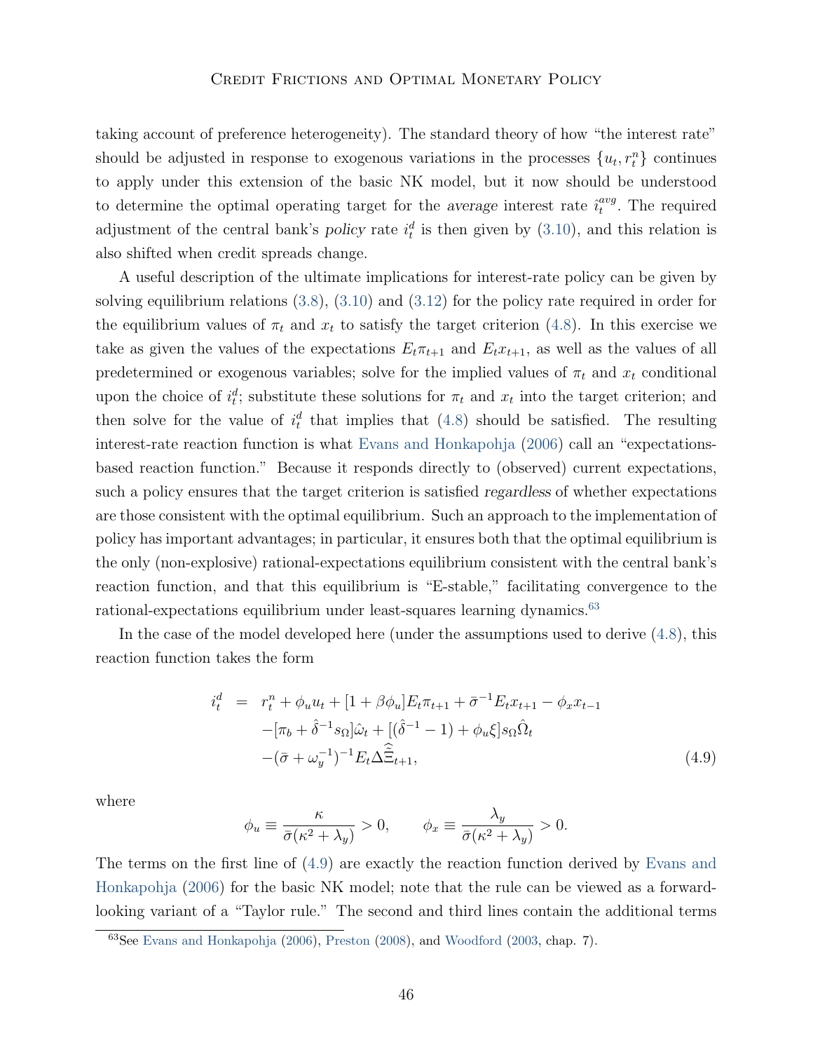taking account of preference heterogeneity). The standard theory of how "the interest rate" should be adjusted in response to exogenous variations in the processes $\{u_t, r_t^n\}$ continues to apply under this extension of the basic NK model, but it now should be understood to determine the optimal operating target for the *average* interest rate $\hat{\imath}_t^{avg}$. The required adjustment of the central bank's *policy* rate $i_t^d$ is then given by (3.10), and this relation is also shifted when credit spreads change.

A useful description of the ultimate implications for interest-rate policy can be given by solving equilibrium relations (3.8), (3.10) and (3.12) for the policy rate required in order for the equilibrium values of $\pi_t$ and $x_t$ to satisfy the target criterion (4.8). In this exercise we take as given the values of the expectations $E_t\pi_{t+1}$ and $E_t x_{t+1}$, as well as the values of all predetermined or exogenous variables; solve for the implied values of $\pi_t$ and $x_t$ conditional upon the choice of $i_t^d$; substitute these solutions for $\pi_t$ and $x_t$ into the target criterion; and then solve for the value of $i_t^d$ that implies that (4.8) should be satisfied. The resulting interest-rate reaction function is what Evans and Honkapohja (2006) call an "expectations-based reaction function." Because it responds directly to (observed) current expectations, such a policy ensures that the target criterion is satisfied *regardless* of whether expectations are those consistent with the optimal equilibrium. Such an approach to the implementation of policy has important advantages; in particular, it ensures both that the optimal equilibrium is the only (non-explosive) rational-expectations equilibrium consistent with the central bank's reaction function, and that this equilibrium is "E-stable," facilitating convergence to the rational-expectations equilibrium under least-squares learning dynamics.[63]

In the case of the model developed here (under the assumptions used to derive (4.8), this reaction function takes the form

$$
\begin{aligned}
i_t^d \;=\;& r_t^n + \phi_u u_t + [1 + \beta\phi_u]E_t\pi_{t+1} + \bar{\sigma}^{-1}E_t x_{t+1} - \phi_x x_{t-1} \\
& - [\pi_b + \hat{\delta}^{-1}s_\Omega]\hat{\omega}_t + [(\hat{\delta}^{-1} - 1) + \phi_u\xi]s_\Omega\hat{\Omega}_t \\
& - (\bar{\sigma} + \omega_y^{-1})^{-1}E_t\Delta\hat{\bar{\Xi}}_{t+1},
\end{aligned}
\tag{4.9}
$$

where

$$
\phi_u \equiv \frac{\kappa}{\bar{\sigma}(\kappa^2 + \lambda_y)} > 0, \qquad \phi_x \equiv \frac{\lambda_y}{\bar{\sigma}(\kappa^2 + \lambda_y)} > 0.
$$

The terms on the first line of (4.9) are exactly the reaction function derived by Evans and Honkapohja (2006) for the basic NK model; note that the rule can be viewed as a forward-looking variant of a "Taylor rule." The second and third lines contain the additional terms

[63] See Evans and Honkapohja (2006), Preston (2008), and Woodford (2003, chap. 7).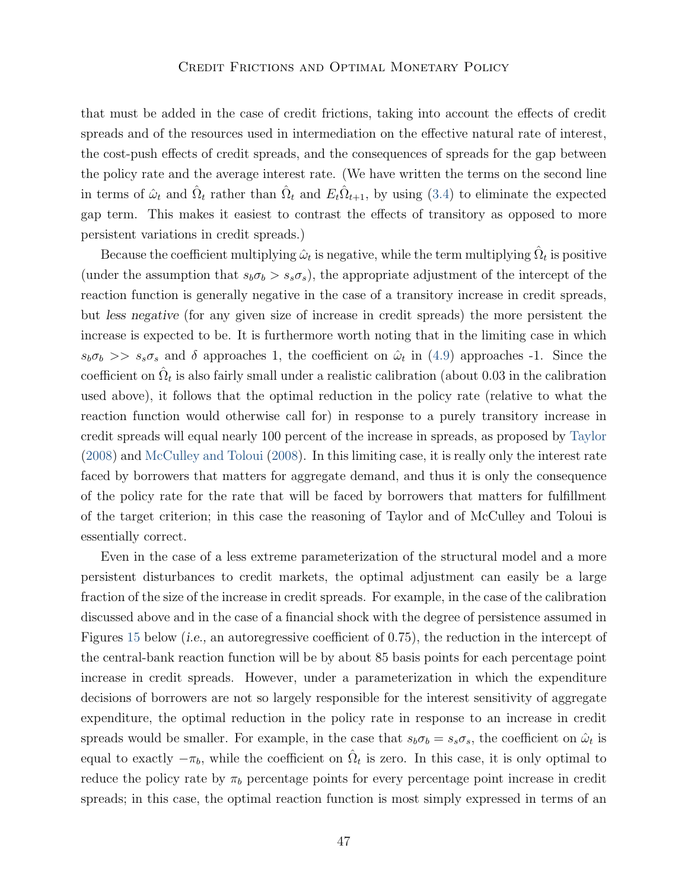that must be added in the case of credit frictions, taking into account the effects of credit spreads and of the resources used in intermediation on the effective natural rate of interest, the cost-push effects of credit spreads, and the consequences of spreads for the gap between the policy rate and the average interest rate. (We have written the terms on the second line in terms of $\hat{\omega}_t$ and $\hat{\Omega}_t$ rather than $\hat{\Omega}_t$ and $E_t\hat{\Omega}_{t+1}$, by using (3.4) to eliminate the expected gap term. This makes it easiest to contrast the effects of transitory as opposed to more persistent variations in credit spreads.)

Because the coefficient multiplying $\hat{\omega}_t$ is negative, while the term multiplying $\hat{\Omega}_t$ is positive (under the assumption that $s_b\sigma_b > s_s\sigma_s$), the appropriate adjustment of the intercept of the reaction function is generally negative in the case of a transitory increase in credit spreads, but *less negative* (for any given size of increase in credit spreads) the more persistent the increase is expected to be. It is furthermore worth noting that in the limiting case in which $s_b\sigma_b >> s_s\sigma_s$ and $\delta$ approaches 1, the coefficient on $\hat{\omega}_t$ in (4.9) approaches -1. Since the coefficient on $\hat{\Omega}_t$ is also fairly small under a realistic calibration (about 0.03 in the calibration used above), it follows that the optimal reduction in the policy rate (relative to what the reaction function would otherwise call for) in response to a purely transitory increase in credit spreads will equal nearly 100 percent of the increase in spreads, as proposed by Taylor (2008) and McCulley and Toloui (2008). In this limiting case, it is really only the interest rate faced by borrowers that matters for aggregate demand, and thus it is only the consequence of the policy rate for the rate that will be faced by borrowers that matters for fulfillment of the target criterion; in this case the reasoning of Taylor and of McCulley and Toloui is essentially correct.

Even in the case of a less extreme parameterization of the structural model and a more persistent disturbances to credit markets, the optimal adjustment can easily be a large fraction of the size of the increase in credit spreads. For example, in the case of the calibration discussed above and in the case of a financial shock with the degree of persistence assumed in Figures 15 below (*i.e.*, an autoregressive coefficient of 0.75), the reduction in the intercept of the central-bank reaction function will be by about 85 basis points for each percentage point increase in credit spreads. However, under a parameterization in which the expenditure decisions of borrowers are not so largely responsible for the interest sensitivity of aggregate expenditure, the optimal reduction in the policy rate in response to an increase in credit spreads would be smaller. For example, in the case that $s_b\sigma_b = s_s\sigma_s$, the coefficient on $\hat{\omega}_t$ is equal to exactly $-\pi_b$, while the coefficient on $\hat{\Omega}_t$ is zero. In this case, it is only optimal to reduce the policy rate by $\pi_b$ percentage points for every percentage point increase in credit spreads; in this case, the optimal reaction function is most simply expressed in terms of an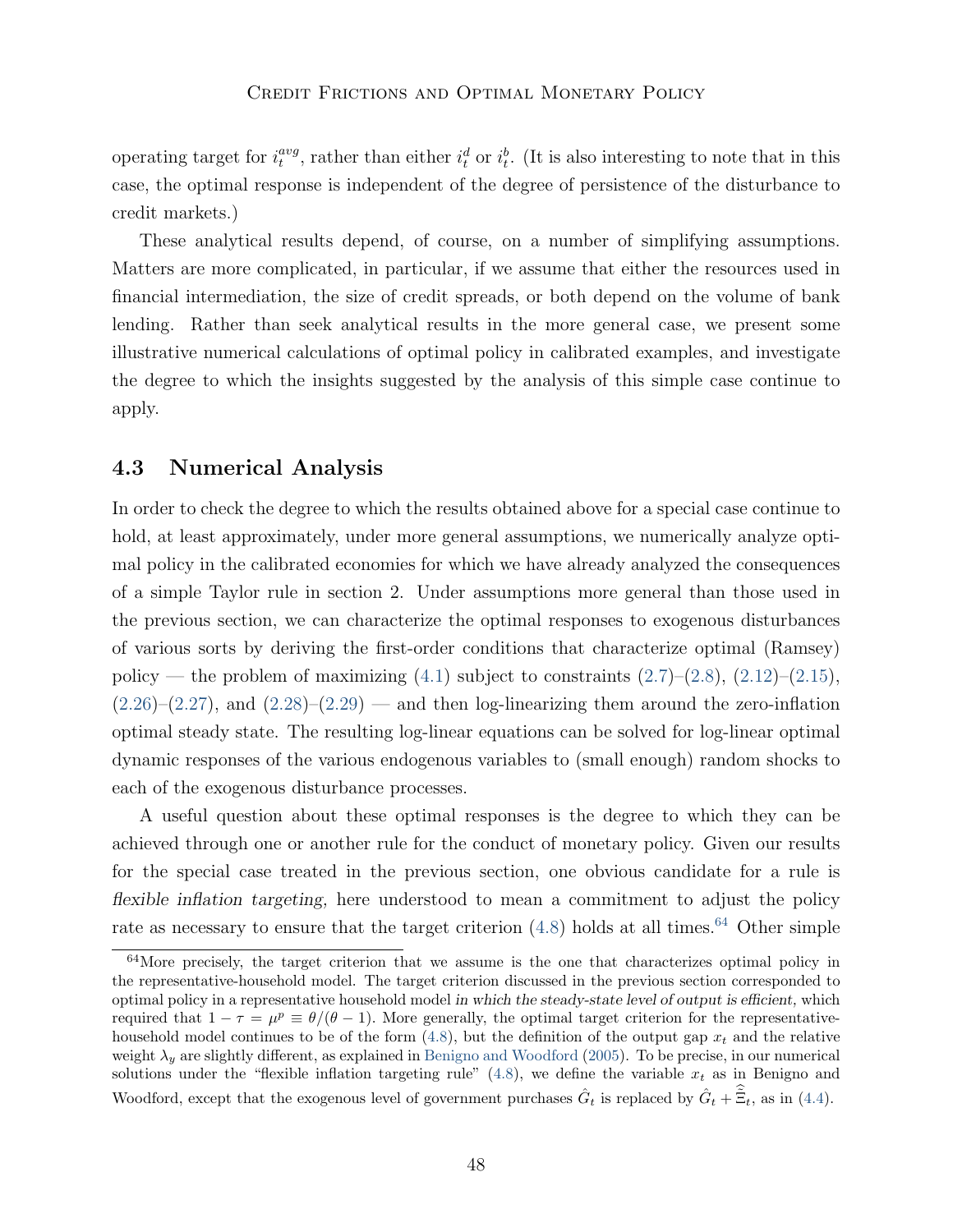operating target for $i_t^{avg}$, rather than either $i_t^d$ or $i_t^b$. (It is also interesting to note that in this case, the optimal response is independent of the degree of persistence of the disturbance to credit markets.)

These analytical results depend, of course, on a number of simplifying assumptions. Matters are more complicated, in particular, if we assume that either the resources used in financial intermediation, the size of credit spreads, or both depend on the volume of bank lending. Rather than seek analytical results in the more general case, we present some illustrative numerical calculations of optimal policy in calibrated examples, and investigate the degree to which the insights suggested by the analysis of this simple case continue to apply.

## 4.3 Numerical Analysis

In order to check the degree to which the results obtained above for a special case continue to hold, at least approximately, under more general assumptions, we numerically analyze optimal policy in the calibrated economies for which we have already analyzed the consequences of a simple Taylor rule in section 2. Under assumptions more general than those used in the previous section, we can characterize the optimal responses to exogenous disturbances of various sorts by deriving the first-order conditions that characterize optimal (Ramsey) policy — the problem of maximizing (4.1) subject to constraints (2.7)–(2.8), (2.12)–(2.15), (2.26)–(2.27), and (2.28)–(2.29) — and then log-linearizing them around the zero-inflation optimal steady state. The resulting log-linear equations can be solved for log-linear optimal dynamic responses of the various endogenous variables to (small enough) random shocks to each of the exogenous disturbance processes.

A useful question about these optimal responses is the degree to which they can be achieved through one or another rule for the conduct of monetary policy. Given our results for the special case treated in the previous section, one obvious candidate for a rule is *flexible inflation targeting*, here understood to mean a commitment to adjust the policy rate as necessary to ensure that the target criterion (4.8) holds at all times.[64] Other simple

[64] More precisely, the target criterion that we assume is the one that characterizes optimal policy in the representative-household model. The target criterion discussed in the previous section corresponded to optimal policy in a representative household model *in which the steady-state level of output is efficient,* which required that $1 - \tau = \mu^p \equiv \theta/(\theta - 1)$. More generally, the optimal target criterion for the representative-household model continues to be of the form (4.8), but the definition of the output gap $x_t$ and the relative weight $\lambda_y$ are slightly different, as explained in Benigno and Woodford (2005). To be precise, in our numerical solutions under the "flexible inflation targeting rule" (4.8), we define the variable $x_t$ as in Benigno and Woodford, except that the exogenous level of government purchases $\hat{G}_t$ is replaced by $\hat{G}_t + \hat{\bar{\Xi}}_t$, as in (4.4).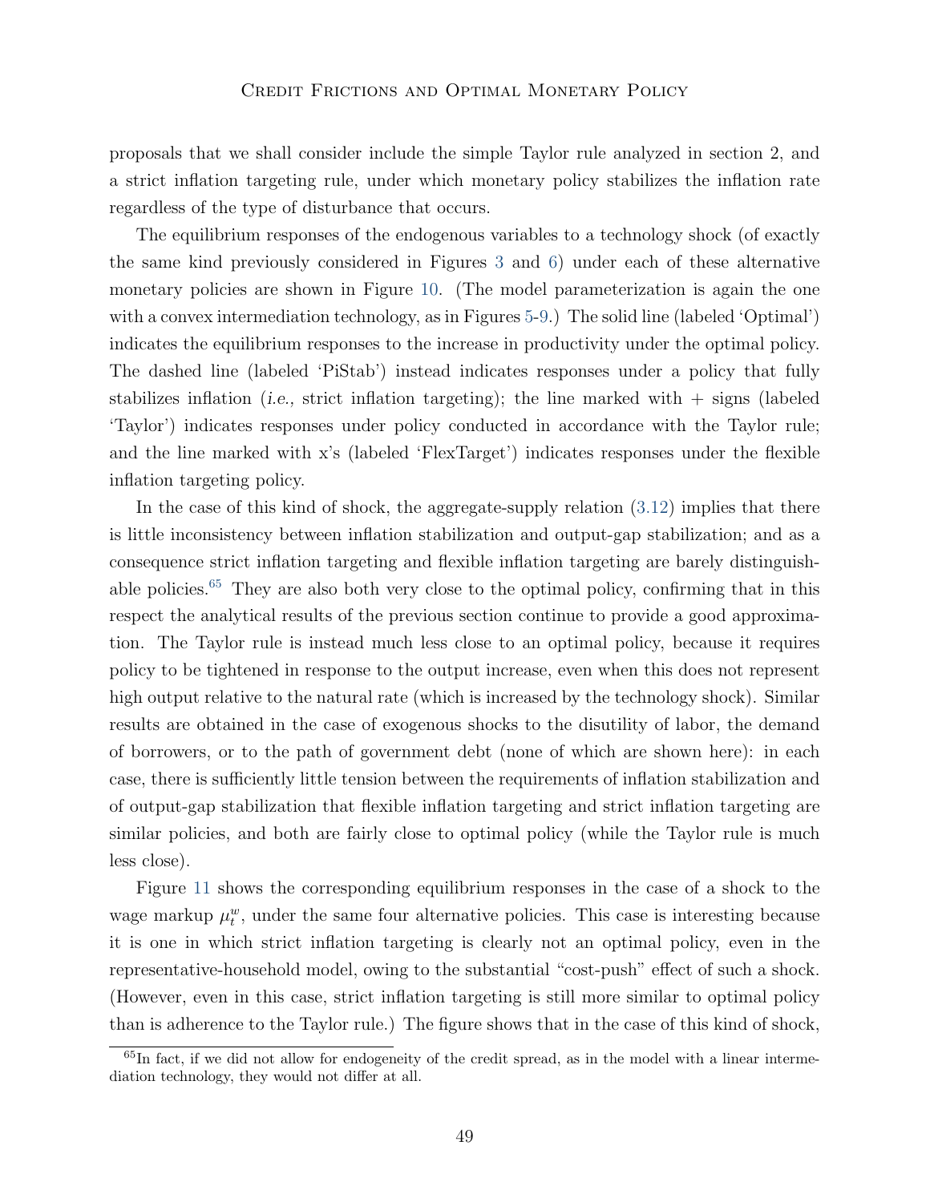proposals that we shall consider include the simple Taylor rule analyzed in section 2, and a strict inflation targeting rule, under which monetary policy stabilizes the inflation rate regardless of the type of disturbance that occurs.

The equilibrium responses of the endogenous variables to a technology shock (of exactly the same kind previously considered in Figures 3 and 6) under each of these alternative monetary policies are shown in Figure 10. (The model parameterization is again the one with a convex intermediation technology, as in Figures 5-9.) The solid line (labeled 'Optimal') indicates the equilibrium responses to the increase in productivity under the optimal policy. The dashed line (labeled 'PiStab') instead indicates responses under a policy that fully stabilizes inflation (*i.e.,* strict inflation targeting); the line marked with + signs (labeled 'Taylor') indicates responses under policy conducted in accordance with the Taylor rule; and the line marked with x's (labeled 'FlexTarget') indicates responses under the flexible inflation targeting policy.

In the case of this kind of shock, the aggregate-supply relation (3.12) implies that there is little inconsistency between inflation stabilization and output-gap stabilization; and as a consequence strict inflation targeting and flexible inflation targeting are barely distinguishable policies.[65] They are also both very close to the optimal policy, confirming that in this respect the analytical results of the previous section continue to provide a good approximation. The Taylor rule is instead much less close to an optimal policy, because it requires policy to be tightened in response to the output increase, even when this does not represent high output relative to the natural rate (which is increased by the technology shock). Similar results are obtained in the case of exogenous shocks to the disutility of labor, the demand of borrowers, or to the path of government debt (none of which are shown here): in each case, there is sufficiently little tension between the requirements of inflation stabilization and of output-gap stabilization that flexible inflation targeting and strict inflation targeting are similar policies, and both are fairly close to optimal policy (while the Taylor rule is much less close).

Figure 11 shows the corresponding equilibrium responses in the case of a shock to the wage markup $\mu_t^w$, under the same four alternative policies. This case is interesting because it is one in which strict inflation targeting is clearly not an optimal policy, even in the representative-household model, owing to the substantial "cost-push" effect of such a shock. (However, even in this case, strict inflation targeting is still more similar to optimal policy than is adherence to the Taylor rule.) The figure shows that in the case of this kind of shock,

[65] In fact, if we did not allow for endogeneity of the credit spread, as in the model with a linear intermediation technology, they would not differ at all.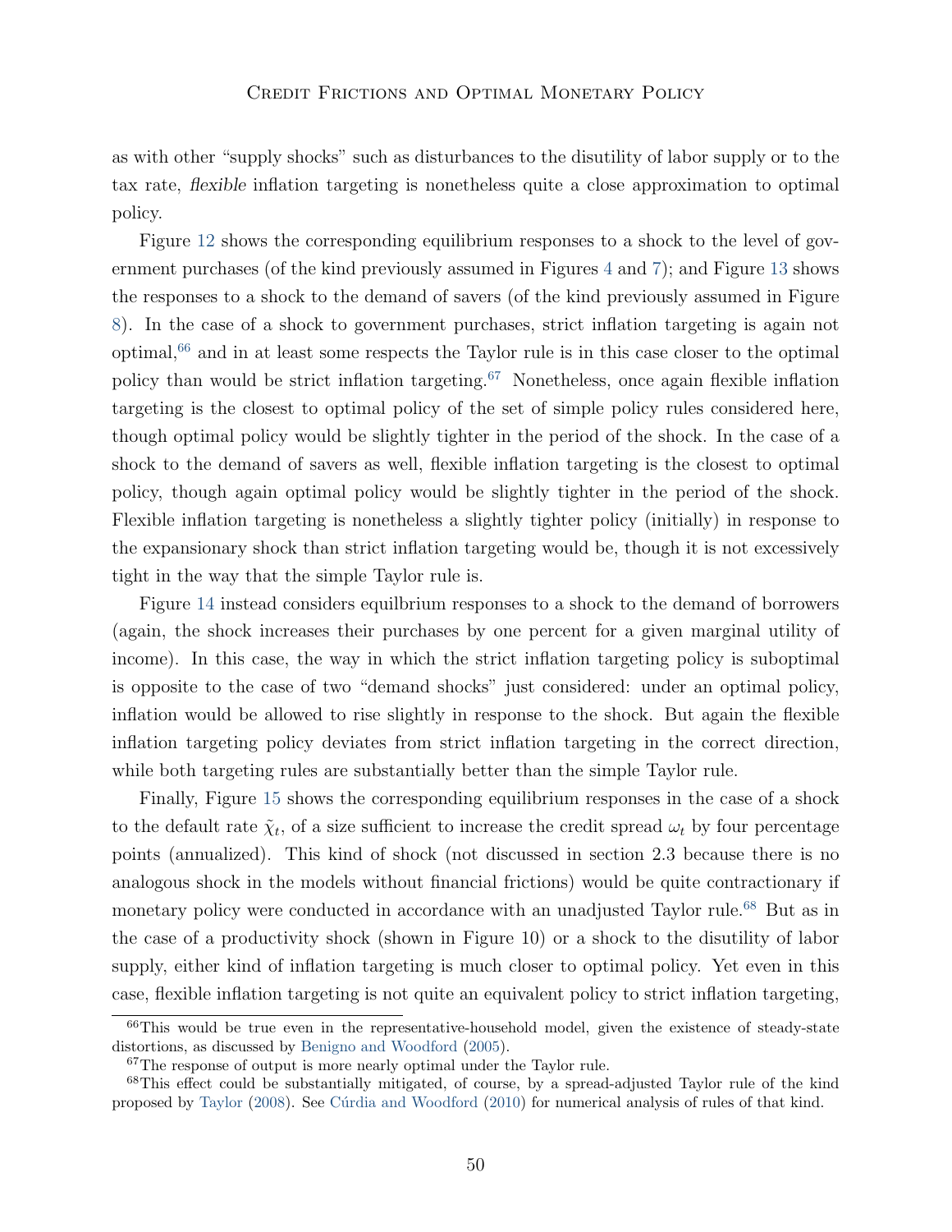as with other "supply shocks" such as disturbances to the disutility of labor supply or to the tax rate, *flexible* inflation targeting is nonetheless quite a close approximation to optimal policy.

Figure 12 shows the corresponding equilibrium responses to a shock to the level of government purchases (of the kind previously assumed in Figures 4 and 7); and Figure 13 shows the responses to a shock to the demand of savers (of the kind previously assumed in Figure 8). In the case of a shock to government purchases, strict inflation targeting is again not optimal,[66] and in at least some respects the Taylor rule is in this case closer to the optimal policy than would be strict inflation targeting.[67] Nonetheless, once again flexible inflation targeting is the closest to optimal policy of the set of simple policy rules considered here, though optimal policy would be slightly tighter in the period of the shock. In the case of a shock to the demand of savers as well, flexible inflation targeting is the closest to optimal policy, though again optimal policy would be slightly tighter in the period of the shock. Flexible inflation targeting is nonetheless a slightly tighter policy (initially) in response to the expansionary shock than strict inflation targeting would be, though it is not excessively tight in the way that the simple Taylor rule is.

Figure 14 instead considers equilbrium responses to a shock to the demand of borrowers (again, the shock increases their purchases by one percent for a given marginal utility of income). In this case, the way in which the strict inflation targeting policy is suboptimal is opposite to the case of two "demand shocks" just considered: under an optimal policy, inflation would be allowed to rise slightly in response to the shock. But again the flexible inflation targeting policy deviates from strict inflation targeting in the correct direction, while both targeting rules are substantially better than the simple Taylor rule.

Finally, Figure 15 shows the corresponding equilibrium responses in the case of a shock to the default rate $\tilde{\chi}_t$, of a size sufficient to increase the credit spread $\omega_t$ by four percentage points (annualized). This kind of shock (not discussed in section 2.3 because there is no analogous shock in the models without financial frictions) would be quite contractionary if monetary policy were conducted in accordance with an unadjusted Taylor rule.[68] But as in the case of a productivity shock (shown in Figure 10) or a shock to the disutility of labor supply, either kind of inflation targeting is much closer to optimal policy. Yet even in this case, flexible inflation targeting is not quite an equivalent policy to strict inflation targeting,

[66] This would be true even in the representative-household model, given the existence of steady-state distortions, as discussed by Benigno and Woodford (2005).

[67] The response of output is more nearly optimal under the Taylor rule.

[68] This effect could be substantially mitigated, of course, by a spread-adjusted Taylor rule of the kind proposed by Taylor (2008). See Cúrdia and Woodford (2010) for numerical analysis of rules of that kind.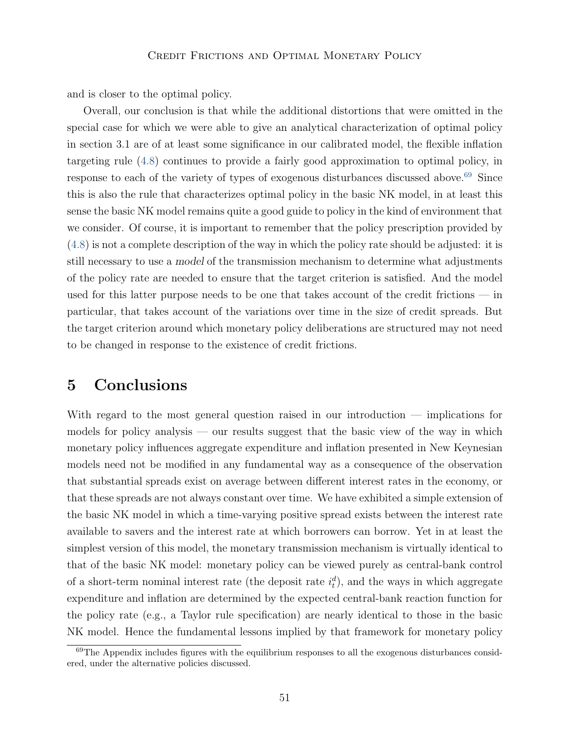and is closer to the optimal policy.

Overall, our conclusion is that while the additional distortions that were omitted in the special case for which we were able to give an analytical characterization of optimal policy in section 3.1 are of at least some significance in our calibrated model, the flexible inflation targeting rule (4.8) continues to provide a fairly good approximation to optimal policy, in response to each of the variety of types of exogenous disturbances discussed above.[69] Since this is also the rule that characterizes optimal policy in the basic NK model, in at least this sense the basic NK model remains quite a good guide to policy in the kind of environment that we consider. Of course, it is important to remember that the policy prescription provided by (4.8) is not a complete description of the way in which the policy rate should be adjusted: it is still necessary to use a *model* of the transmission mechanism to determine what adjustments of the policy rate are needed to ensure that the target criterion is satisfied. And the model used for this latter purpose needs to be one that takes account of the credit frictions — in particular, that takes account of the variations over time in the size of credit spreads. But the target criterion around which monetary policy deliberations are structured may not need to be changed in response to the existence of credit frictions.

# 5 Conclusions

With regard to the most general question raised in our introduction — implications for models for policy analysis — our results suggest that the basic view of the way in which monetary policy influences aggregate expenditure and inflation presented in New Keynesian models need not be modified in any fundamental way as a consequence of the observation that substantial spreads exist on average between different interest rates in the economy, or that these spreads are not always constant over time. We have exhibited a simple extension of the basic NK model in which a time-varying positive spread exists between the interest rate available to savers and the interest rate at which borrowers can borrow. Yet in at least the simplest version of this model, the monetary transmission mechanism is virtually identical to that of the basic NK model: monetary policy can be viewed purely as central-bank control of a short-term nominal interest rate (the deposit rate $i_t^d$), and the ways in which aggregate expenditure and inflation are determined by the expected central-bank reaction function for the policy rate (e.g., a Taylor rule specification) are nearly identical to those in the basic NK model. Hence the fundamental lessons implied by that framework for monetary policy

[69] The Appendix includes figures with the equilibrium responses to all the exogenous disturbances considered, under the alternative policies discussed.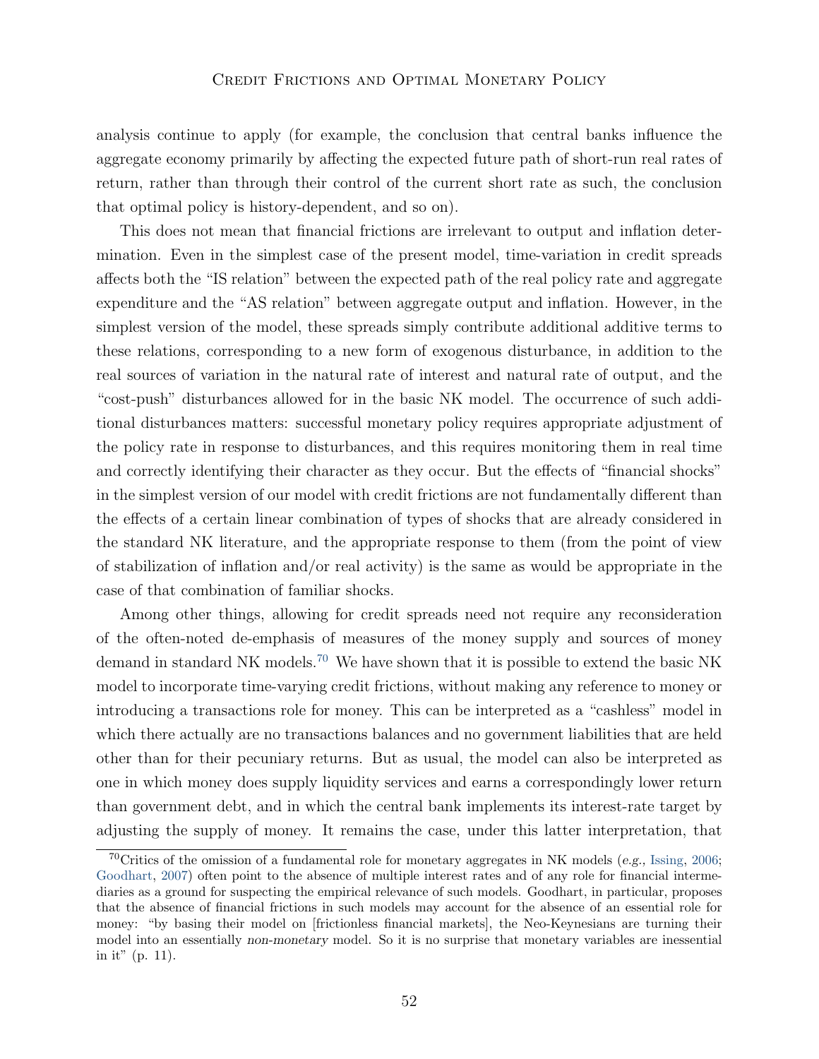analysis continue to apply (for example, the conclusion that central banks influence the aggregate economy primarily by affecting the expected future path of short-run real rates of return, rather than through their control of the current short rate as such, the conclusion that optimal policy is history-dependent, and so on).

This does not mean that financial frictions are irrelevant to output and inflation determination. Even in the simplest case of the present model, time-variation in credit spreads affects both the "IS relation" between the expected path of the real policy rate and aggregate expenditure and the "AS relation" between aggregate output and inflation. However, in the simplest version of the model, these spreads simply contribute additional additive terms to these relations, corresponding to a new form of exogenous disturbance, in addition to the real sources of variation in the natural rate of interest and natural rate of output, and the "cost-push" disturbances allowed for in the basic NK model. The occurrence of such additional disturbances matters: successful monetary policy requires appropriate adjustment of the policy rate in response to disturbances, and this requires monitoring them in real time and correctly identifying their character as they occur. But the effects of "financial shocks" in the simplest version of our model with credit frictions are not fundamentally different than the effects of a certain linear combination of types of shocks that are already considered in the standard NK literature, and the appropriate response to them (from the point of view of stabilization of inflation and/or real activity) is the same as would be appropriate in the case of that combination of familiar shocks.

Among other things, allowing for credit spreads need not require any reconsideration of the often-noted de-emphasis of measures of the money supply and sources of money demand in standard NK models.[70] We have shown that it is possible to extend the basic NK model to incorporate time-varying credit frictions, without making any reference to money or introducing a transactions role for money. This can be interpreted as a "cashless" model in which there actually are no transactions balances and no government liabilities that are held other than for their pecuniary returns. But as usual, the model can also be interpreted as one in which money does supply liquidity services and earns a correspondingly lower return than government debt, and in which the central bank implements its interest-rate target by adjusting the supply of money. It remains the case, under this latter interpretation, that

[70] Critics of the omission of a fundamental role for monetary aggregates in NK models (*e.g.,* Issing, 2006; Goodhart, 2007) often point to the absence of multiple interest rates and of any role for financial intermediaries as a ground for suspecting the empirical relevance of such models. Goodhart, in particular, proposes that the absence of financial frictions in such models may account for the absence of an essential role for money: "by basing their model on [frictionless financial markets], the Neo-Keynesians are turning their model into an essentially *non-monetary* model. So it is no surprise that monetary variables are inessential in it" (p. 11).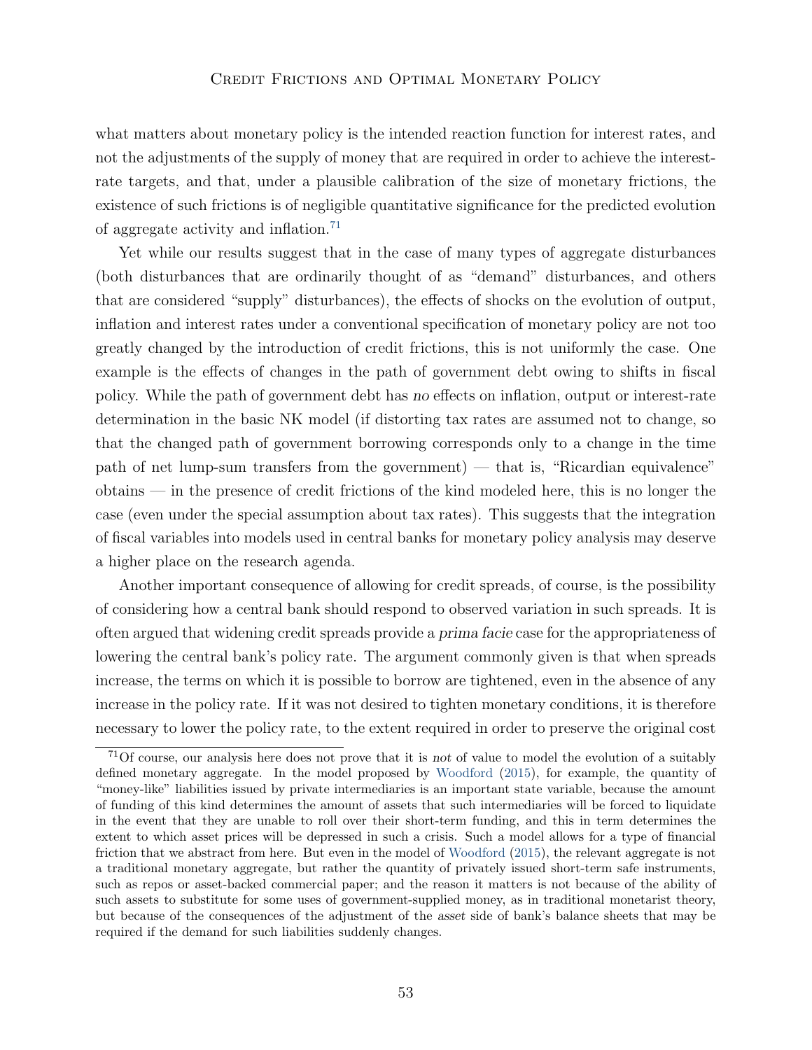what matters about monetary policy is the intended reaction function for interest rates, and not the adjustments of the supply of money that are required in order to achieve the interest-rate targets, and that, under a plausible calibration of the size of monetary frictions, the existence of such frictions is of negligible quantitative significance for the predicted evolution of aggregate activity and inflation.[71]

Yet while our results suggest that in the case of many types of aggregate disturbances (both disturbances that are ordinarily thought of as "demand" disturbances, and others that are considered "supply" disturbances), the effects of shocks on the evolution of output, inflation and interest rates under a conventional specification of monetary policy are not too greatly changed by the introduction of credit frictions, this is not uniformly the case. One example is the effects of changes in the path of government debt owing to shifts in fiscal policy. While the path of government debt has *no* effects on inflation, output or interest-rate determination in the basic NK model (if distorting tax rates are assumed not to change, so that the changed path of government borrowing corresponds only to a change in the time path of net lump-sum transfers from the government) — that is, "Ricardian equivalence" obtains — in the presence of credit frictions of the kind modeled here, this is no longer the case (even under the special assumption about tax rates). This suggests that the integration of fiscal variables into models used in central banks for monetary policy analysis may deserve a higher place on the research agenda.

Another important consequence of allowing for credit spreads, of course, is the possibility of considering how a central bank should respond to observed variation in such spreads. It is often argued that widening credit spreads provide a *prima facie* case for the appropriateness of lowering the central bank's policy rate. The argument commonly given is that when spreads increase, the terms on which it is possible to borrow are tightened, even in the absence of any increase in the policy rate. If it was not desired to tighten monetary conditions, it is therefore necessary to lower the policy rate, to the extent required in order to preserve the original cost

[71] Of course, our analysis here does not prove that it is *not* of value to model the evolution of a suitably defined monetary aggregate. In the model proposed by Woodford (2015), for example, the quantity of "money-like" liabilities issued by private intermediaries is an important state variable, because the amount of funding of this kind determines the amount of assets that such intermediaries will be forced to liquidate in the event that they are unable to roll over their short-term funding, and this in term determines the extent to which asset prices will be depressed in such a crisis. Such a model allows for a type of financial friction that we abstract from here. But even in the model of Woodford (2015), the relevant aggregate is not a traditional monetary aggregate, but rather the quantity of privately issued short-term safe instruments, such as repos or asset-backed commercial paper; and the reason it matters is not because of the ability of such assets to substitute for some uses of government-supplied money, as in traditional monetarist theory, but because of the consequences of the adjustment of the *asset* side of bank's balance sheets that may be required if the demand for such liabilities suddenly changes.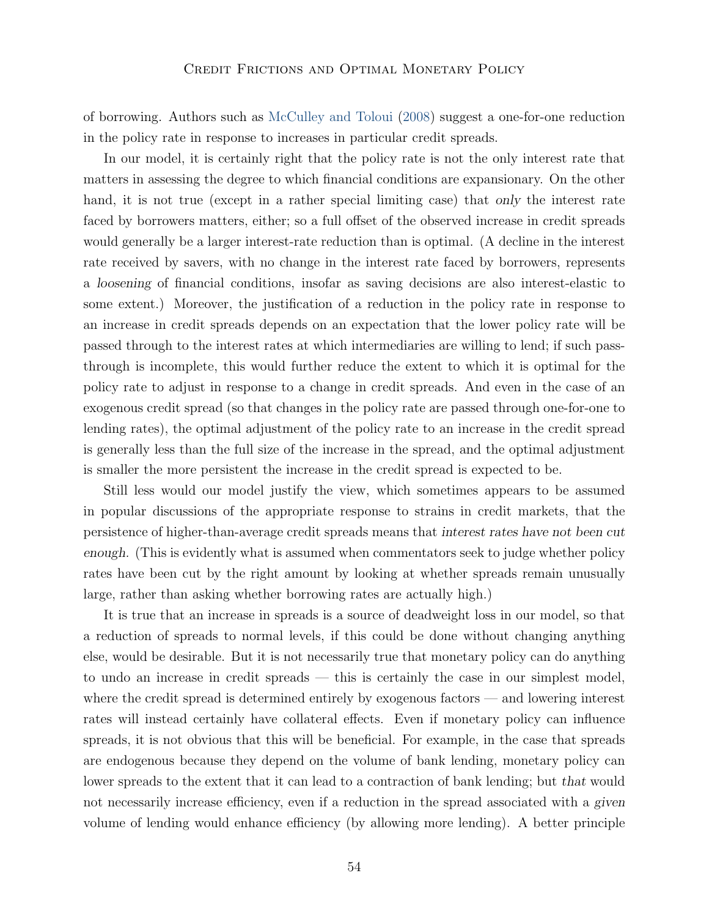of borrowing. Authors such as McCulley and Toloui (2008) suggest a one-for-one reduction in the policy rate in response to increases in particular credit spreads.

In our model, it is certainly right that the policy rate is not the only interest rate that matters in assessing the degree to which financial conditions are expansionary. On the other hand, it is not true (except in a rather special limiting case) that *only* the interest rate faced by borrowers matters, either; so a full offset of the observed increase in credit spreads would generally be a larger interest-rate reduction than is optimal. (A decline in the interest rate received by savers, with no change in the interest rate faced by borrowers, represents a *loosening* of financial conditions, insofar as saving decisions are also interest-elastic to some extent.) Moreover, the justification of a reduction in the policy rate in response to an increase in credit spreads depends on an expectation that the lower policy rate will be passed through to the interest rates at which intermediaries are willing to lend; if such pass-through is incomplete, this would further reduce the extent to which it is optimal for the policy rate to adjust in response to a change in credit spreads. And even in the case of an exogenous credit spread (so that changes in the policy rate are passed through one-for-one to lending rates), the optimal adjustment of the policy rate to an increase in the credit spread is generally less than the full size of the increase in the spread, and the optimal adjustment is smaller the more persistent the increase in the credit spread is expected to be.

Still less would our model justify the view, which sometimes appears to be assumed in popular discussions of the appropriate response to strains in credit markets, that the persistence of higher-than-average credit spreads means that *interest rates have not been cut enough*. (This is evidently what is assumed when commentators seek to judge whether policy rates have been cut by the right amount by looking at whether spreads remain unusually large, rather than asking whether borrowing rates are actually high.)

It is true that an increase in spreads is a source of deadweight loss in our model, so that a reduction of spreads to normal levels, if this could be done without changing anything else, would be desirable. But it is not necessarily true that monetary policy can do anything to undo an increase in credit spreads — this is certainly the case in our simplest model, where the credit spread is determined entirely by exogenous factors — and lowering interest rates will instead certainly have collateral effects. Even if monetary policy can influence spreads, it is not obvious that this will be beneficial. For example, in the case that spreads are endogenous because they depend on the volume of bank lending, monetary policy can lower spreads to the extent that it can lead to a contraction of bank lending; but *that* would not necessarily increase efficiency, even if a reduction in the spread associated with a *given* volume of lending would enhance efficiency (by allowing more lending). A better principle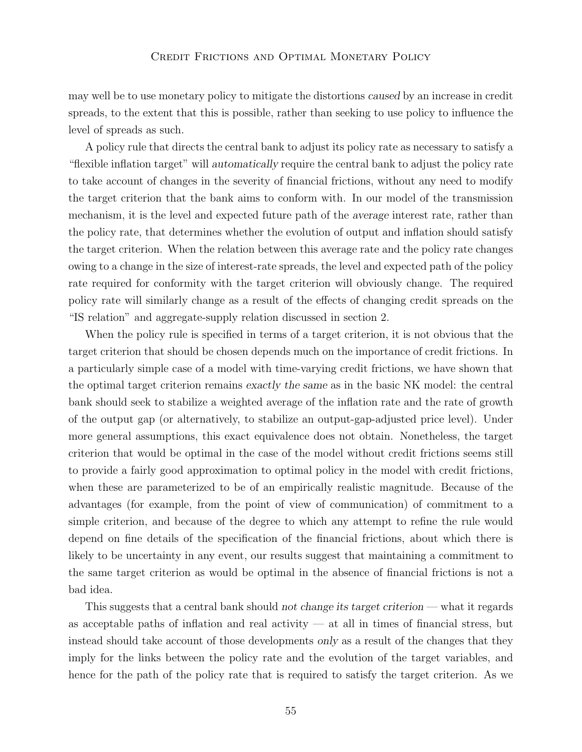may well be to use monetary policy to mitigate the distortions *caused* by an increase in credit spreads, to the extent that this is possible, rather than seeking to use policy to influence the level of spreads as such.

A policy rule that directs the central bank to adjust its policy rate as necessary to satisfy a "flexible inflation target" will *automatically* require the central bank to adjust the policy rate to take account of changes in the severity of financial frictions, without any need to modify the target criterion that the bank aims to conform with. In our model of the transmission mechanism, it is the level and expected future path of the *average* interest rate, rather than the policy rate, that determines whether the evolution of output and inflation should satisfy the target criterion. When the relation between this average rate and the policy rate changes owing to a change in the size of interest-rate spreads, the level and expected path of the policy rate required for conformity with the target criterion will obviously change. The required policy rate will similarly change as a result of the effects of changing credit spreads on the "IS relation" and aggregate-supply relation discussed in section 2.

When the policy rule is specified in terms of a target criterion, it is not obvious that the target criterion that should be chosen depends much on the importance of credit frictions. In a particularly simple case of a model with time-varying credit frictions, we have shown that the optimal target criterion remains *exactly the same* as in the basic NK model: the central bank should seek to stabilize a weighted average of the inflation rate and the rate of growth of the output gap (or alternatively, to stabilize an output-gap-adjusted price level). Under more general assumptions, this exact equivalence does not obtain. Nonetheless, the target criterion that would be optimal in the case of the model without credit frictions seems still to provide a fairly good approximation to optimal policy in the model with credit frictions, when these are parameterized to be of an empirically realistic magnitude. Because of the advantages (for example, from the point of view of communication) of commitment to a simple criterion, and because of the degree to which any attempt to refine the rule would depend on fine details of the specification of the financial frictions, about which there is likely to be uncertainty in any event, our results suggest that maintaining a commitment to the same target criterion as would be optimal in the absence of financial frictions is not a bad idea.

This suggests that a central bank should *not change its target criterion* — what it regards as acceptable paths of inflation and real activity — at all in times of financial stress, but instead should take account of those developments *only* as a result of the changes that they imply for the links between the policy rate and the evolution of the target variables, and hence for the path of the policy rate that is required to satisfy the target criterion. As we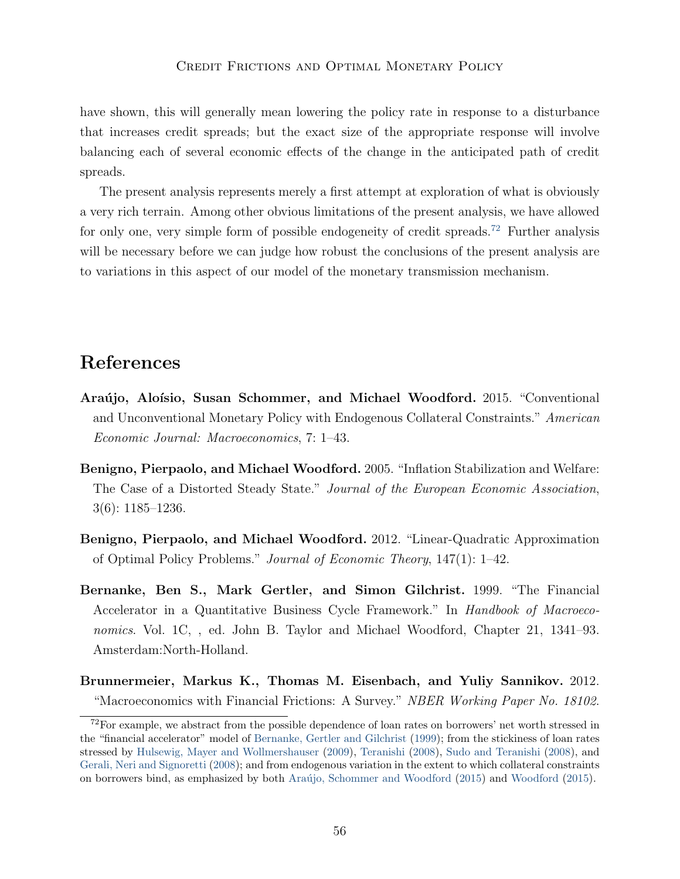have shown, this will generally mean lowering the policy rate in response to a disturbance that increases credit spreads; but the exact size of the appropriate response will involve balancing each of several economic effects of the change in the anticipated path of credit spreads.

The present analysis represents merely a first attempt at exploration of what is obviously a very rich terrain. Among other obvious limitations of the present analysis, we have allowed for only one, very simple form of possible endogeneity of credit spreads.[72] Further analysis will be necessary before we can judge how robust the conclusions of the present analysis are to variations in this aspect of our model of the monetary transmission mechanism.

## References

**Araújo, Aloísio, Susan Schommer, and Michael Woodford.** 2015. "Conventional and Unconventional Monetary Policy with Endogenous Collateral Constraints." *American Economic Journal: Macroeconomics*, 7: 1–43.

**Benigno, Pierpaolo, and Michael Woodford.** 2005. "Inflation Stabilization and Welfare: The Case of a Distorted Steady State." *Journal of the European Economic Association*, 3(6): 1185–1236.

**Benigno, Pierpaolo, and Michael Woodford.** 2012. "Linear-Quadratic Approximation of Optimal Policy Problems." *Journal of Economic Theory*, 147(1): 1–42.

**Bernanke, Ben S., Mark Gertler, and Simon Gilchrist.** 1999. "The Financial Accelerator in a Quantitative Business Cycle Framework." In *Handbook of Macroeconomics*. Vol. 1C, , ed. John B. Taylor and Michael Woodford, Chapter 21, 1341–93. Amsterdam:North-Holland.

**Brunnermeier, Markus K., Thomas M. Eisenbach, and Yuliy Sannikov.** 2012. "Macroeconomics with Financial Frictions: A Survey." *NBER Working Paper No. 18102*.

[72] For example, we abstract from the possible dependence of loan rates on borrowers' net worth stressed in the "financial accelerator" model of Bernanke, Gertler and Gilchrist (1999); from the stickiness of loan rates stressed by Hulsewig, Mayer and Wollmershauser (2009), Teranishi (2008), Sudo and Teranishi (2008), and Gerali, Neri and Signoretti (2008); and from endogenous variation in the extent to which collateral constraints on borrowers bind, as emphasized by both Araújo, Schommer and Woodford (2015) and Woodford (2015).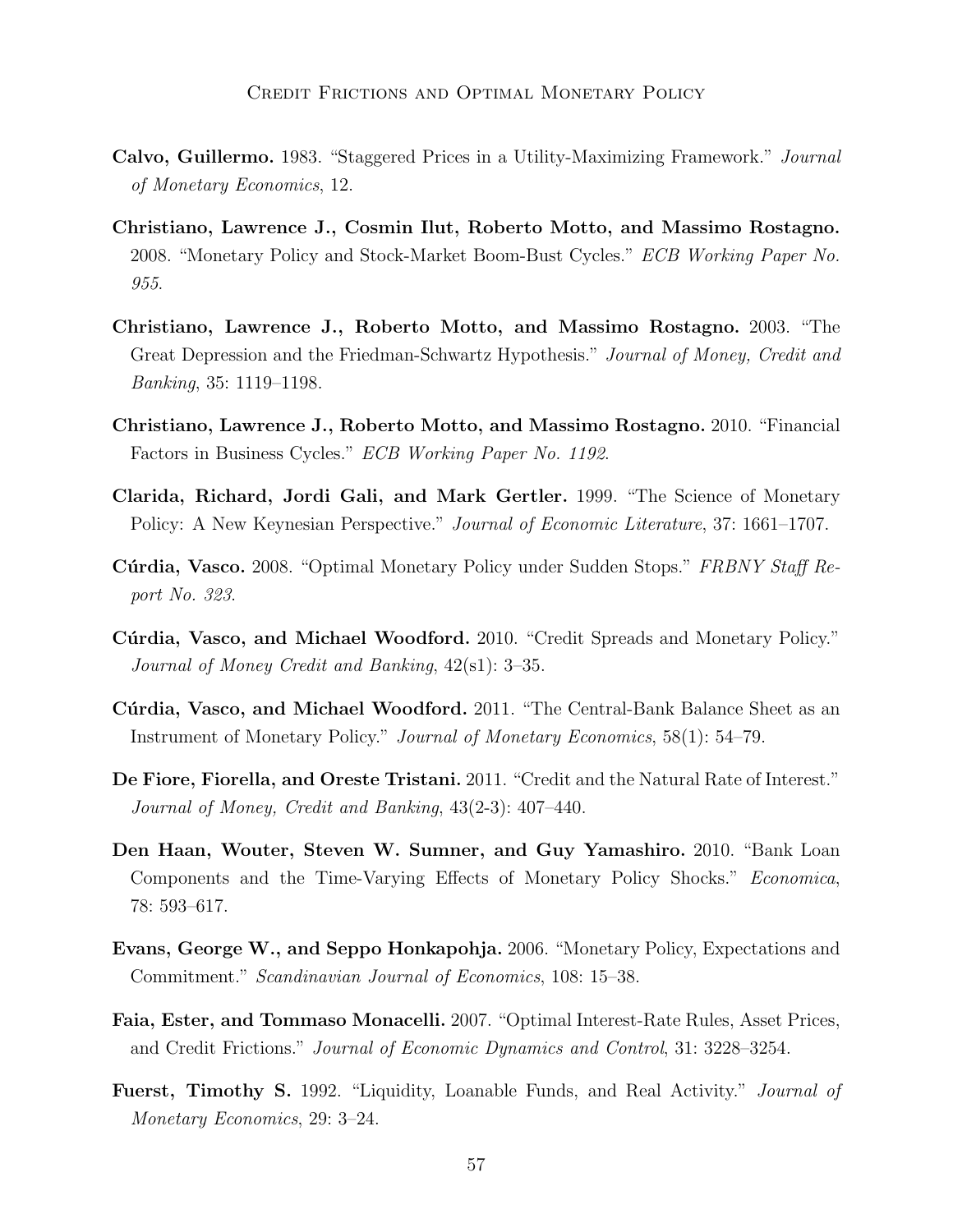**Calvo, Guillermo.** 1983. "Staggered Prices in a Utility-Maximizing Framework." *Journal of Monetary Economics*, 12.

**Christiano, Lawrence J., Cosmin Ilut, Roberto Motto, and Massimo Rostagno.** 2008. "Monetary Policy and Stock-Market Boom-Bust Cycles." *ECB Working Paper No. 955*.

**Christiano, Lawrence J., Roberto Motto, and Massimo Rostagno.** 2003. "The Great Depression and the Friedman-Schwartz Hypothesis." *Journal of Money, Credit and Banking*, 35: 1119–1198.

**Christiano, Lawrence J., Roberto Motto, and Massimo Rostagno.** 2010. "Financial Factors in Business Cycles." *ECB Working Paper No. 1192*.

**Clarida, Richard, Jordi Gali, and Mark Gertler.** 1999. "The Science of Monetary Policy: A New Keynesian Perspective." *Journal of Economic Literature*, 37: 1661–1707.

**Cúrdia, Vasco.** 2008. "Optimal Monetary Policy under Sudden Stops." *FRBNY Staff Report No. 323*.

**Cúrdia, Vasco, and Michael Woodford.** 2010. "Credit Spreads and Monetary Policy." *Journal of Money Credit and Banking*, 42(s1): 3–35.

**Cúrdia, Vasco, and Michael Woodford.** 2011. "The Central-Bank Balance Sheet as an Instrument of Monetary Policy." *Journal of Monetary Economics*, 58(1): 54–79.

**De Fiore, Fiorella, and Oreste Tristani.** 2011. "Credit and the Natural Rate of Interest." *Journal of Money, Credit and Banking*, 43(2-3): 407–440.

**Den Haan, Wouter, Steven W. Sumner, and Guy Yamashiro.** 2010. "Bank Loan Components and the Time-Varying Effects of Monetary Policy Shocks." *Economica*, 78: 593–617.

**Evans, George W., and Seppo Honkapohja.** 2006. "Monetary Policy, Expectations and Commitment." *Scandinavian Journal of Economics*, 108: 15–38.

**Faia, Ester, and Tommaso Monacelli.** 2007. "Optimal Interest-Rate Rules, Asset Prices, and Credit Frictions." *Journal of Economic Dynamics and Control*, 31: 3228–3254.

**Fuerst, Timothy S.** 1992. "Liquidity, Loanable Funds, and Real Activity." *Journal of Monetary Economics*, 29: 3–24.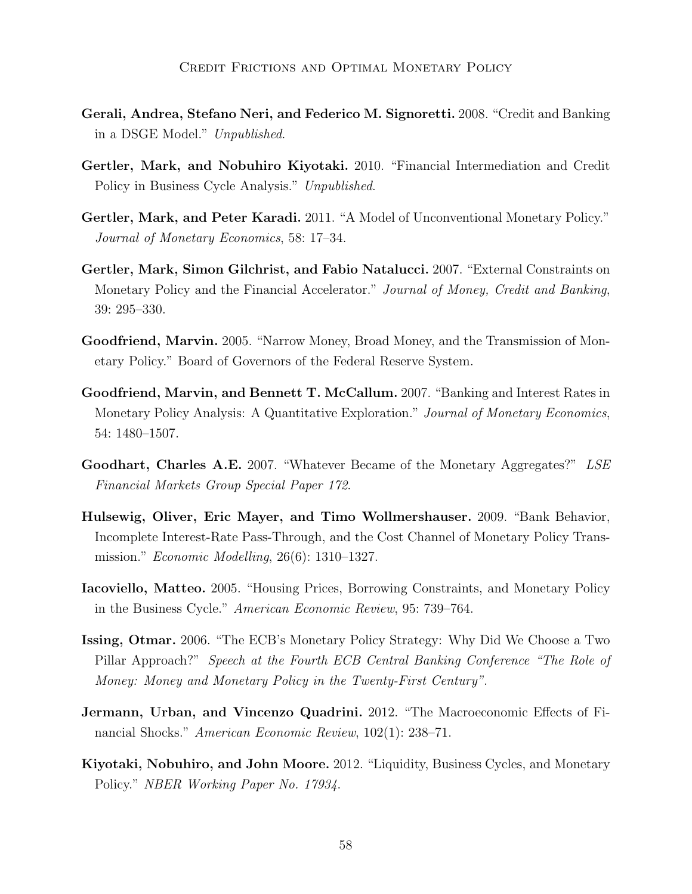**Gerali, Andrea, Stefano Neri, and Federico M. Signoretti.** 2008. "Credit and Banking in a DSGE Model." *Unpublished*.

**Gertler, Mark, and Nobuhiro Kiyotaki.** 2010. "Financial Intermediation and Credit Policy in Business Cycle Analysis." *Unpublished*.

**Gertler, Mark, and Peter Karadi.** 2011. "A Model of Unconventional Monetary Policy." *Journal of Monetary Economics*, 58: 17–34.

**Gertler, Mark, Simon Gilchrist, and Fabio Natalucci.** 2007. "External Constraints on Monetary Policy and the Financial Accelerator." *Journal of Money, Credit and Banking*, 39: 295–330.

**Goodfriend, Marvin.** 2005. "Narrow Money, Broad Money, and the Transmission of Monetary Policy." Board of Governors of the Federal Reserve System.

**Goodfriend, Marvin, and Bennett T. McCallum.** 2007. "Banking and Interest Rates in Monetary Policy Analysis: A Quantitative Exploration." *Journal of Monetary Economics*, 54: 1480–1507.

**Goodhart, Charles A.E.** 2007. "Whatever Became of the Monetary Aggregates?" *LSE Financial Markets Group Special Paper 172*.

**Hulsewig, Oliver, Eric Mayer, and Timo Wollmershauser.** 2009. "Bank Behavior, Incomplete Interest-Rate Pass-Through, and the Cost Channel of Monetary Policy Transmission." *Economic Modelling*, 26(6): 1310–1327.

**Iacoviello, Matteo.** 2005. "Housing Prices, Borrowing Constraints, and Monetary Policy in the Business Cycle." *American Economic Review*, 95: 739–764.

**Issing, Otmar.** 2006. "The ECB's Monetary Policy Strategy: Why Did We Choose a Two Pillar Approach?" *Speech at the Fourth ECB Central Banking Conference "The Role of Money: Money and Monetary Policy in the Twenty-First Century"*.

**Jermann, Urban, and Vincenzo Quadrini.** 2012. "The Macroeconomic Effects of Financial Shocks." *American Economic Review*, 102(1): 238–71.

**Kiyotaki, Nobuhiro, and John Moore.** 2012. "Liquidity, Business Cycles, and Monetary Policy." *NBER Working Paper No. 17934*.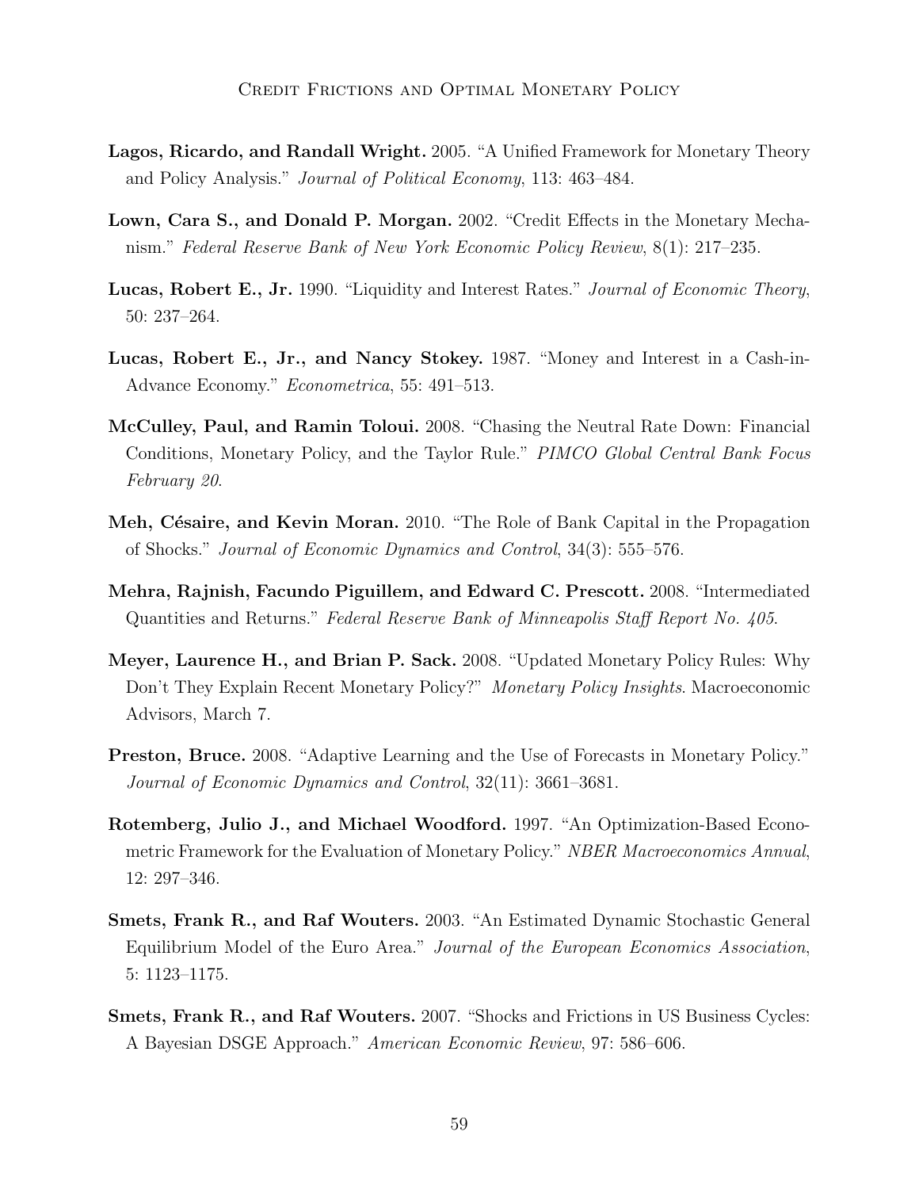**Lagos, Ricardo, and Randall Wright.** 2005. "A Unified Framework for Monetary Theory and Policy Analysis." *Journal of Political Economy*, 113: 463–484.

**Lown, Cara S., and Donald P. Morgan.** 2002. "Credit Effects in the Monetary Mechanism." *Federal Reserve Bank of New York Economic Policy Review*, 8(1): 217–235.

**Lucas, Robert E., Jr.** 1990. "Liquidity and Interest Rates." *Journal of Economic Theory*, 50: 237–264.

**Lucas, Robert E., Jr., and Nancy Stokey.** 1987. "Money and Interest in a Cash-in-Advance Economy." *Econometrica*, 55: 491–513.

**McCulley, Paul, and Ramin Toloui.** 2008. "Chasing the Neutral Rate Down: Financial Conditions, Monetary Policy, and the Taylor Rule." *PIMCO Global Central Bank Focus February 20*.

**Meh, Césaire, and Kevin Moran.** 2010. "The Role of Bank Capital in the Propagation of Shocks." *Journal of Economic Dynamics and Control*, 34(3): 555–576.

**Mehra, Rajnish, Facundo Piguillem, and Edward C. Prescott.** 2008. "Intermediated Quantities and Returns." *Federal Reserve Bank of Minneapolis Staff Report No. 405*.

**Meyer, Laurence H., and Brian P. Sack.** 2008. "Updated Monetary Policy Rules: Why Don't They Explain Recent Monetary Policy?" *Monetary Policy Insights*. Macroeconomic Advisors, March 7.

**Preston, Bruce.** 2008. "Adaptive Learning and the Use of Forecasts in Monetary Policy." *Journal of Economic Dynamics and Control*, 32(11): 3661–3681.

**Rotemberg, Julio J., and Michael Woodford.** 1997. "An Optimization-Based Econometric Framework for the Evaluation of Monetary Policy." *NBER Macroeconomics Annual*, 12: 297–346.

**Smets, Frank R., and Raf Wouters.** 2003. "An Estimated Dynamic Stochastic General Equilibrium Model of the Euro Area." *Journal of the European Economics Association*, 5: 1123–1175.

**Smets, Frank R., and Raf Wouters.** 2007. "Shocks and Frictions in US Business Cycles: A Bayesian DSGE Approach." *American Economic Review*, 97: 586–606.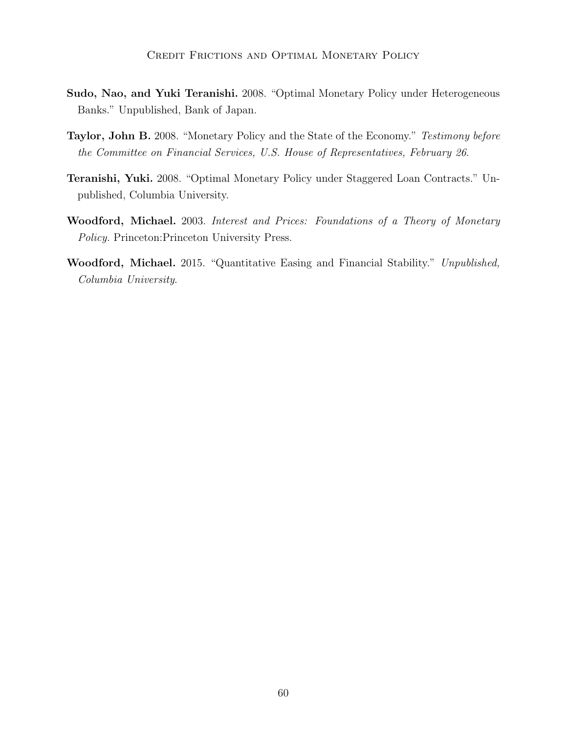**Sudo, Nao, and Yuki Teranishi.** 2008. "Optimal Monetary Policy under Heterogeneous Banks." Unpublished, Bank of Japan.

**Taylor, John B.** 2008. "Monetary Policy and the State of the Economy." *Testimony before the Committee on Financial Services, U.S. House of Representatives, February 26*.

**Teranishi, Yuki.** 2008. "Optimal Monetary Policy under Staggered Loan Contracts." Unpublished, Columbia University.

**Woodford, Michael.** 2003. *Interest and Prices: Foundations of a Theory of Monetary Policy.* Princeton:Princeton University Press.

**Woodford, Michael.** 2015. "Quantitative Easing and Financial Stability." *Unpublished, Columbia University*.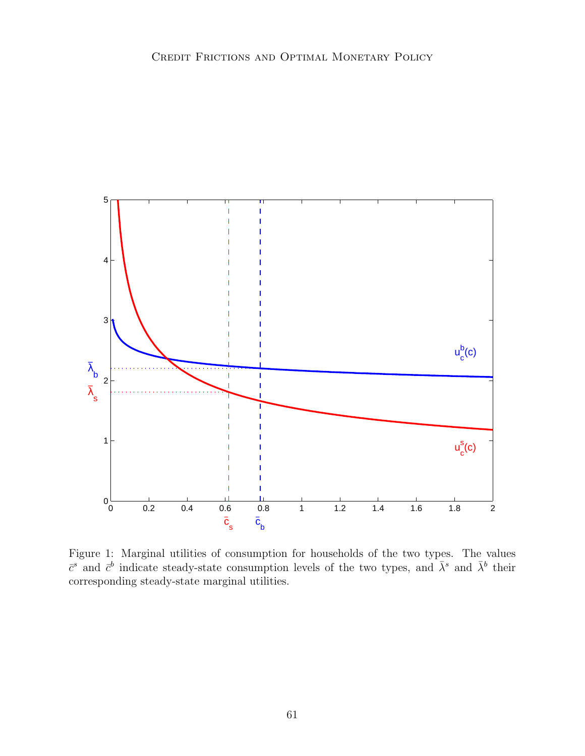Figure 1: Marginal utilities of consumption for households of the two types. The values $\bar{c}^s$ and $\bar{c}^b$ indicate steady-state consumption levels of the two types, and $\bar{\lambda}^s$ and $\bar{\lambda}^b$ their corresponding steady-state marginal utilities.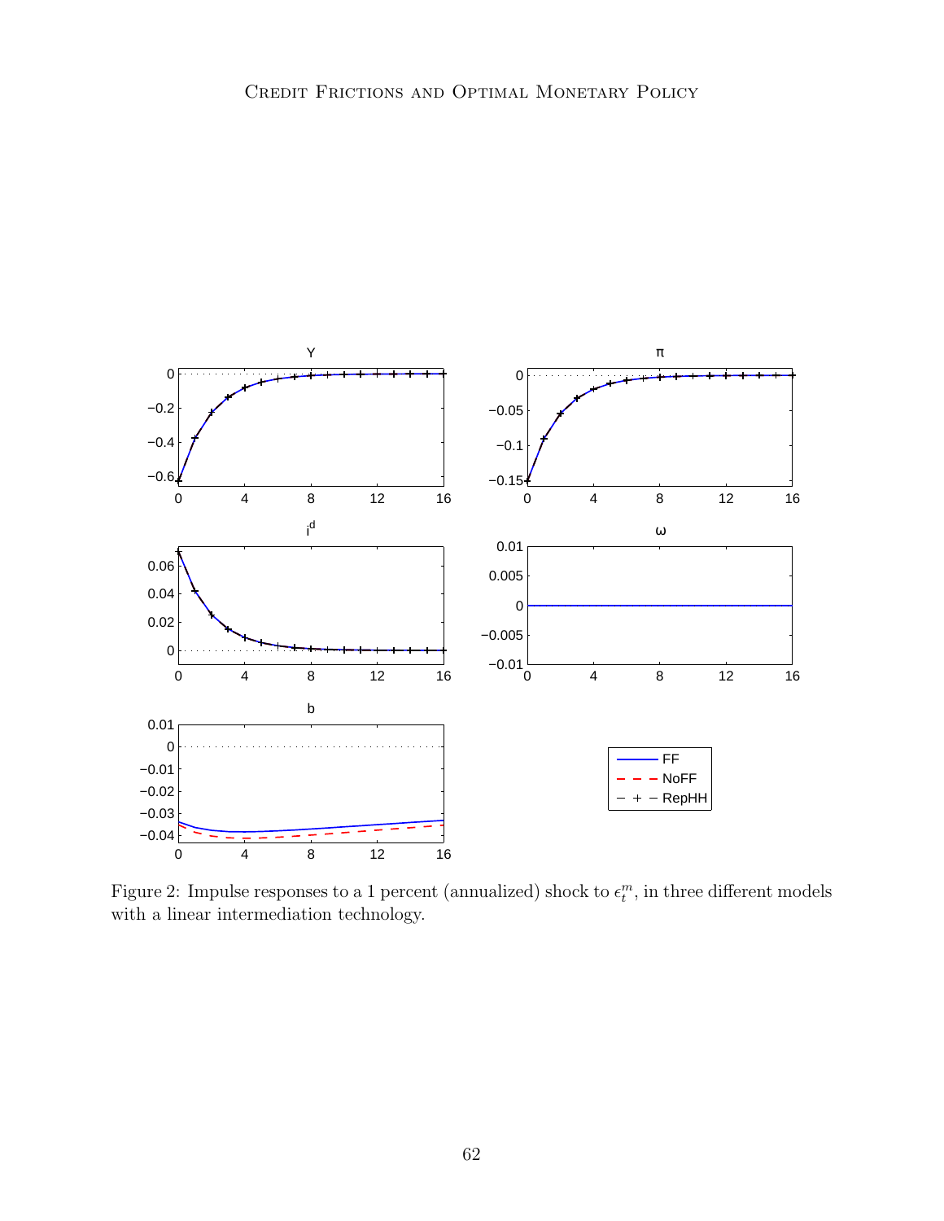Figure 2: Impulse responses to a 1 percent (annualized) shock to $\epsilon_t^m$, in three different models with a linear intermediation technology.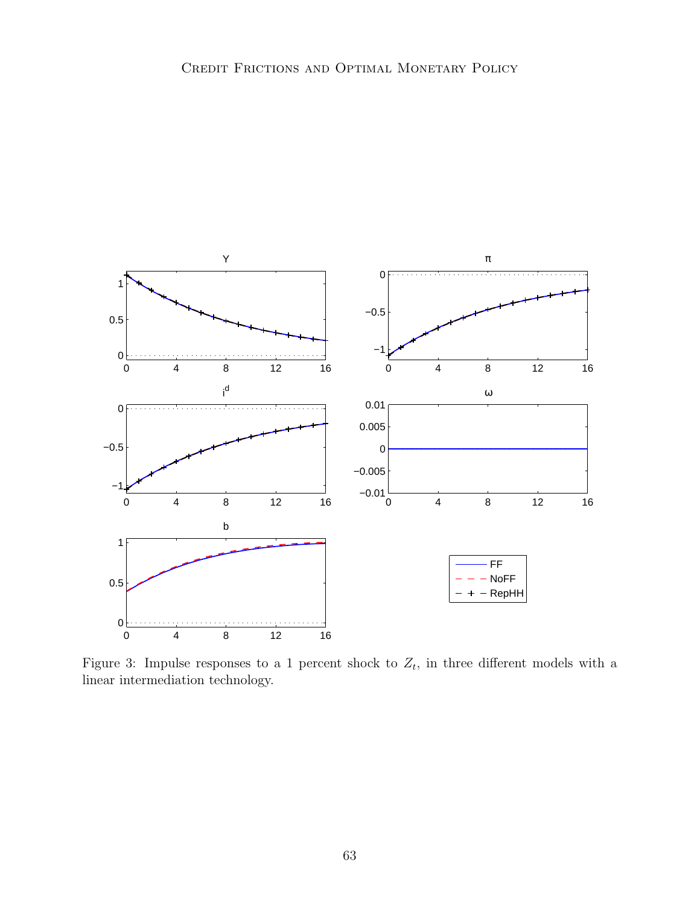Figure 3: Impulse responses to a 1 percent shock to $Z_t$, in three different models with a linear intermediation technology.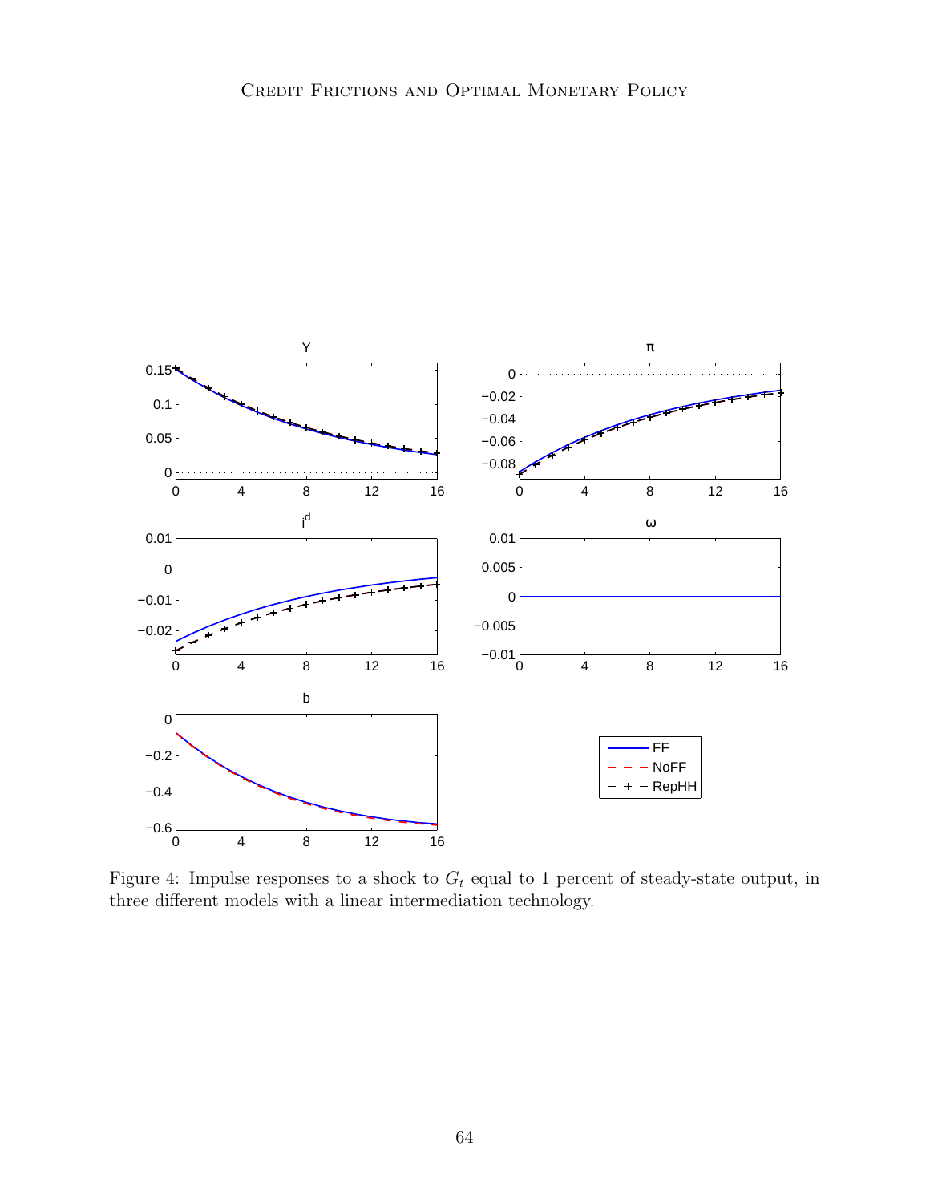Figure 4: Impulse responses to a shock to $G_t$ equal to 1 percent of steady-state output, in three different models with a linear intermediation technology.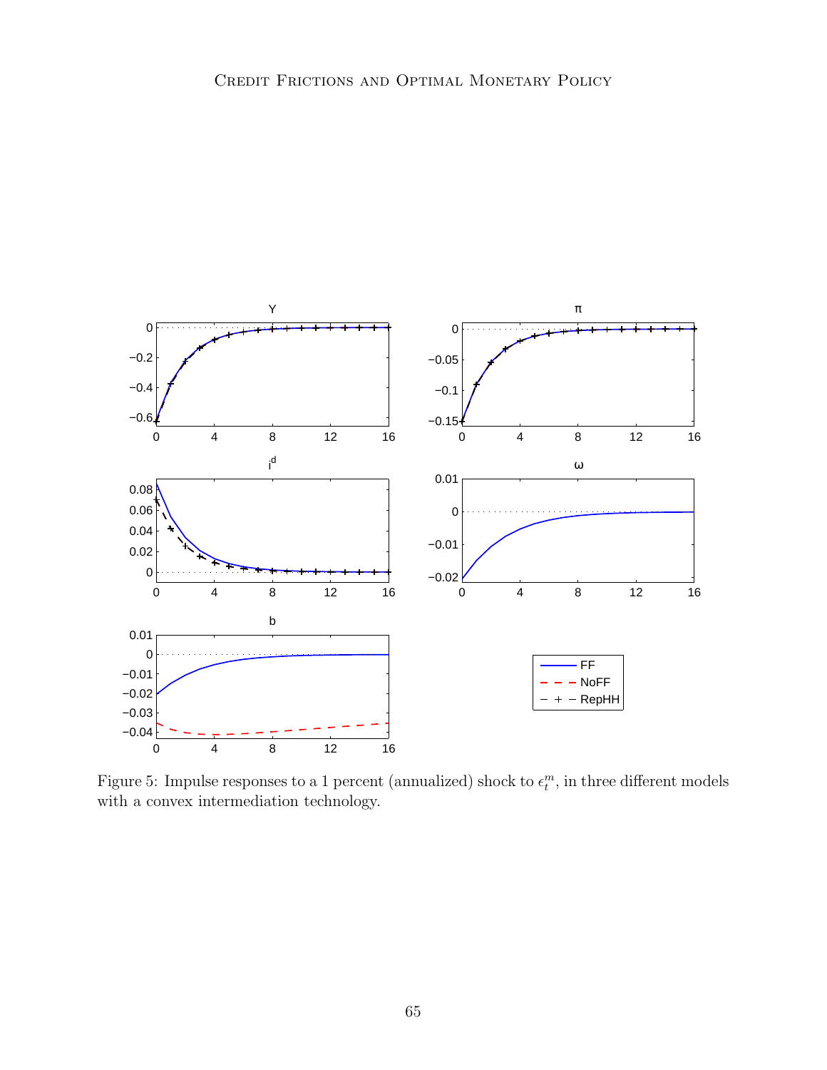Figure 5: Impulse responses to a 1 percent (annualized) shock to $\epsilon_t^m$, in three different models with a convex intermediation technology.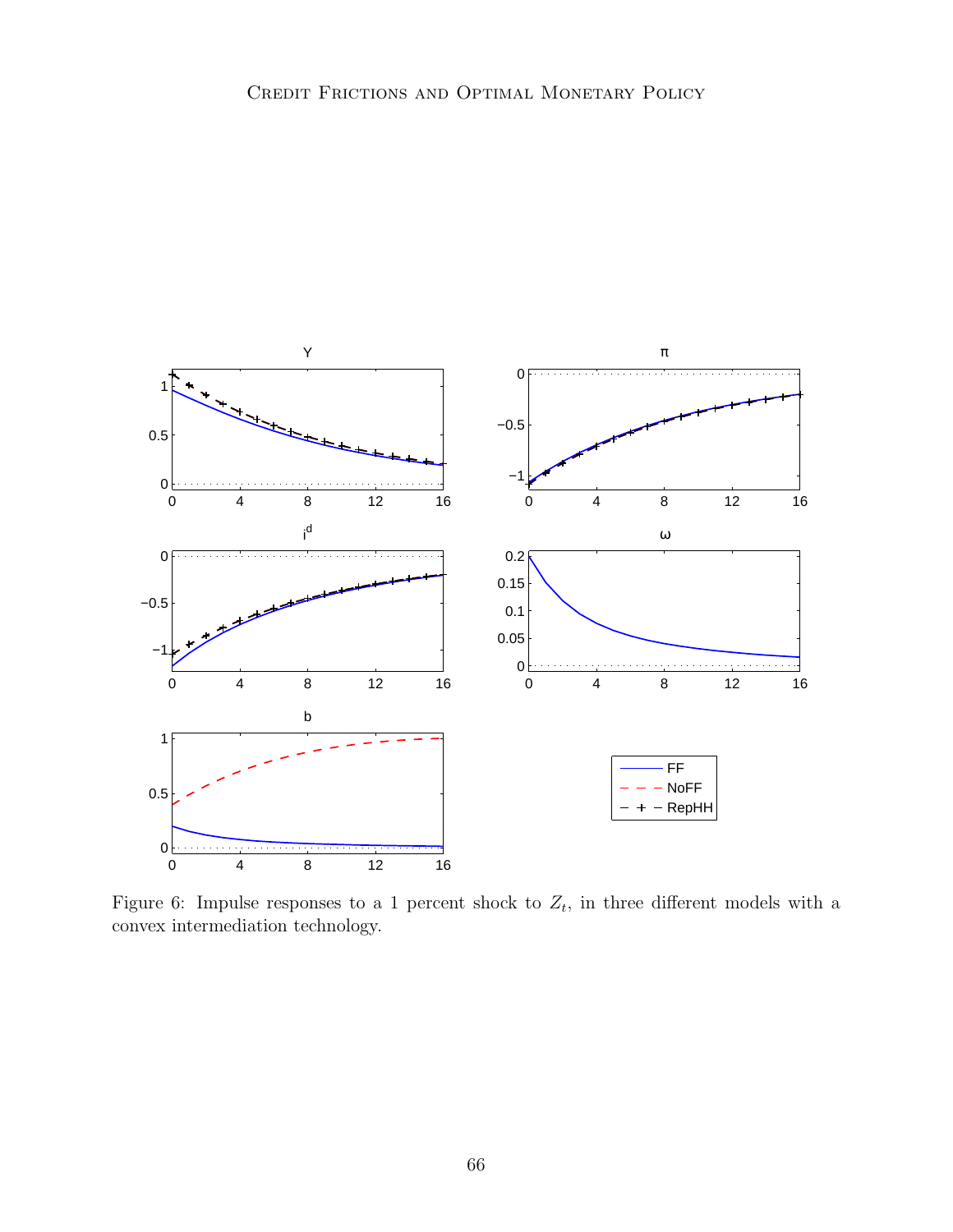Figure 6: Impulse responses to a 1 percent shock to $Z_t$, in three different models with a convex intermediation technology.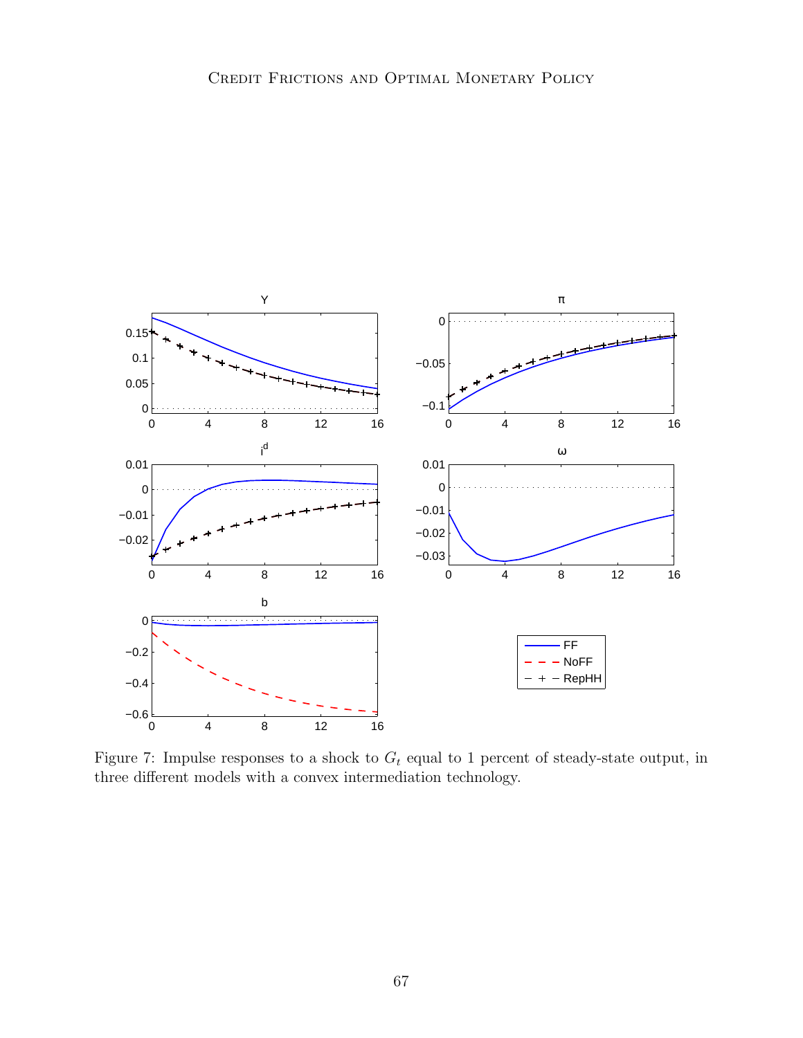Figure 7: Impulse responses to a shock to $G_t$ equal to 1 percent of steady-state output, in three different models with a convex intermediation technology.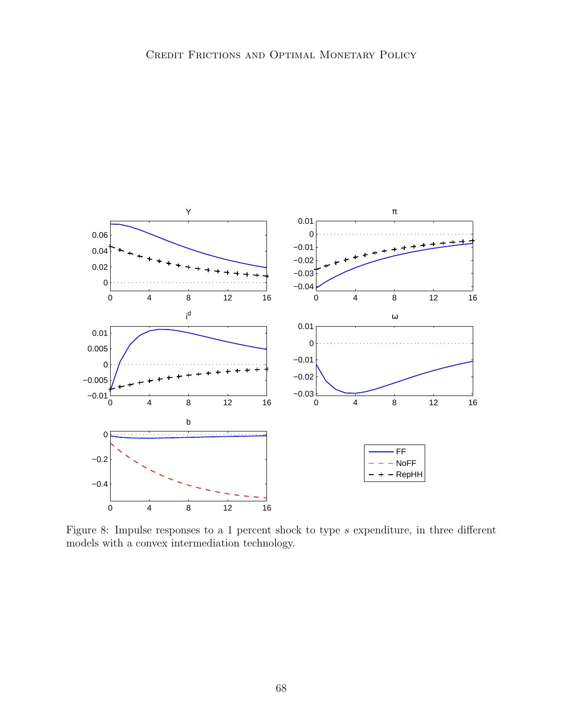Figure 8: Impulse responses to a 1 percent shock to type $s$ expenditure, in three different models with a convex intermediation technology.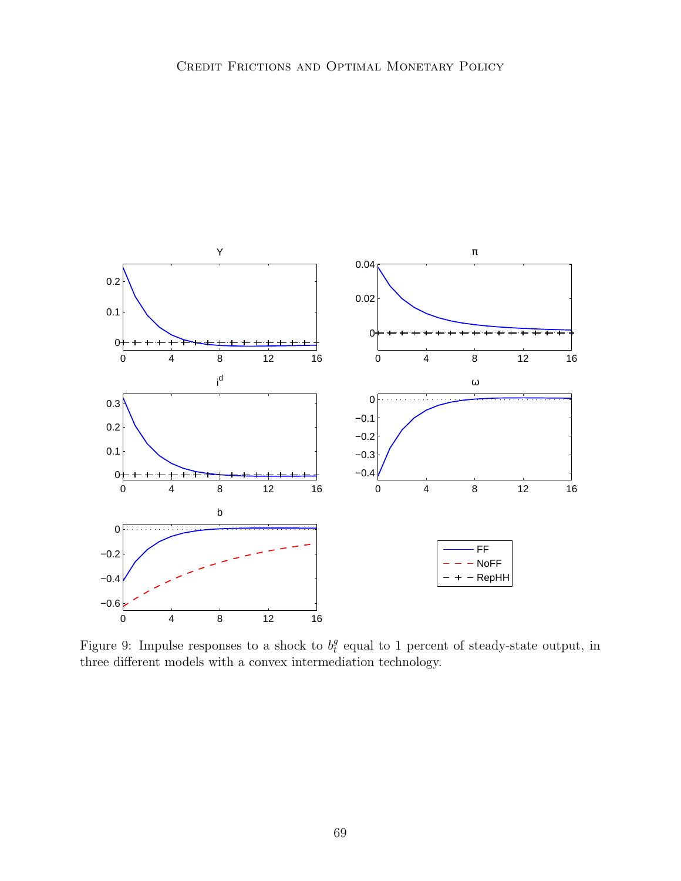Figure 9: Impulse responses to a shock to $b_t^g$ equal to 1 percent of steady-state output, in three different models with a convex intermediation technology.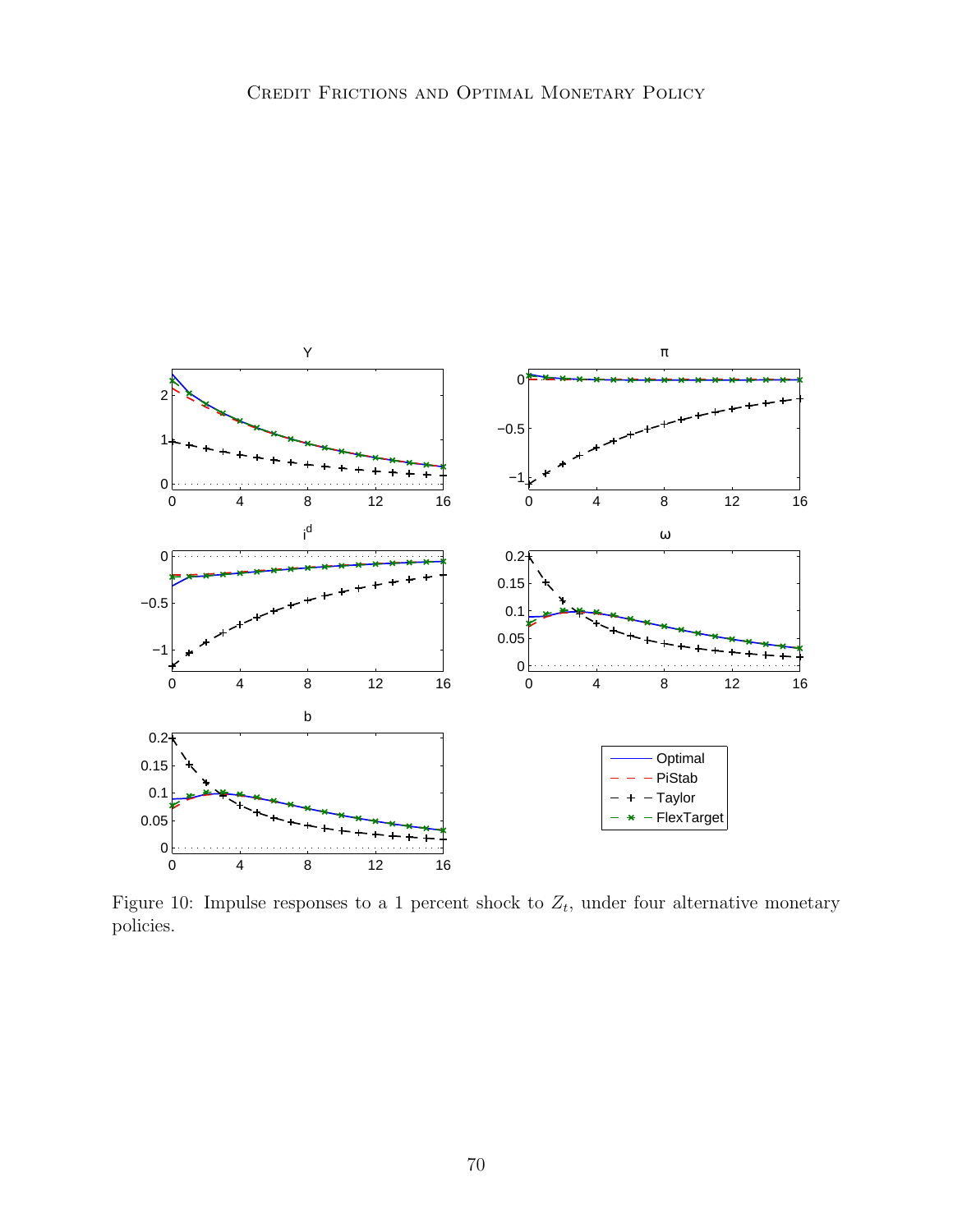Figure 10: Impulse responses to a 1 percent shock to $Z_t$, under four alternative monetary policies.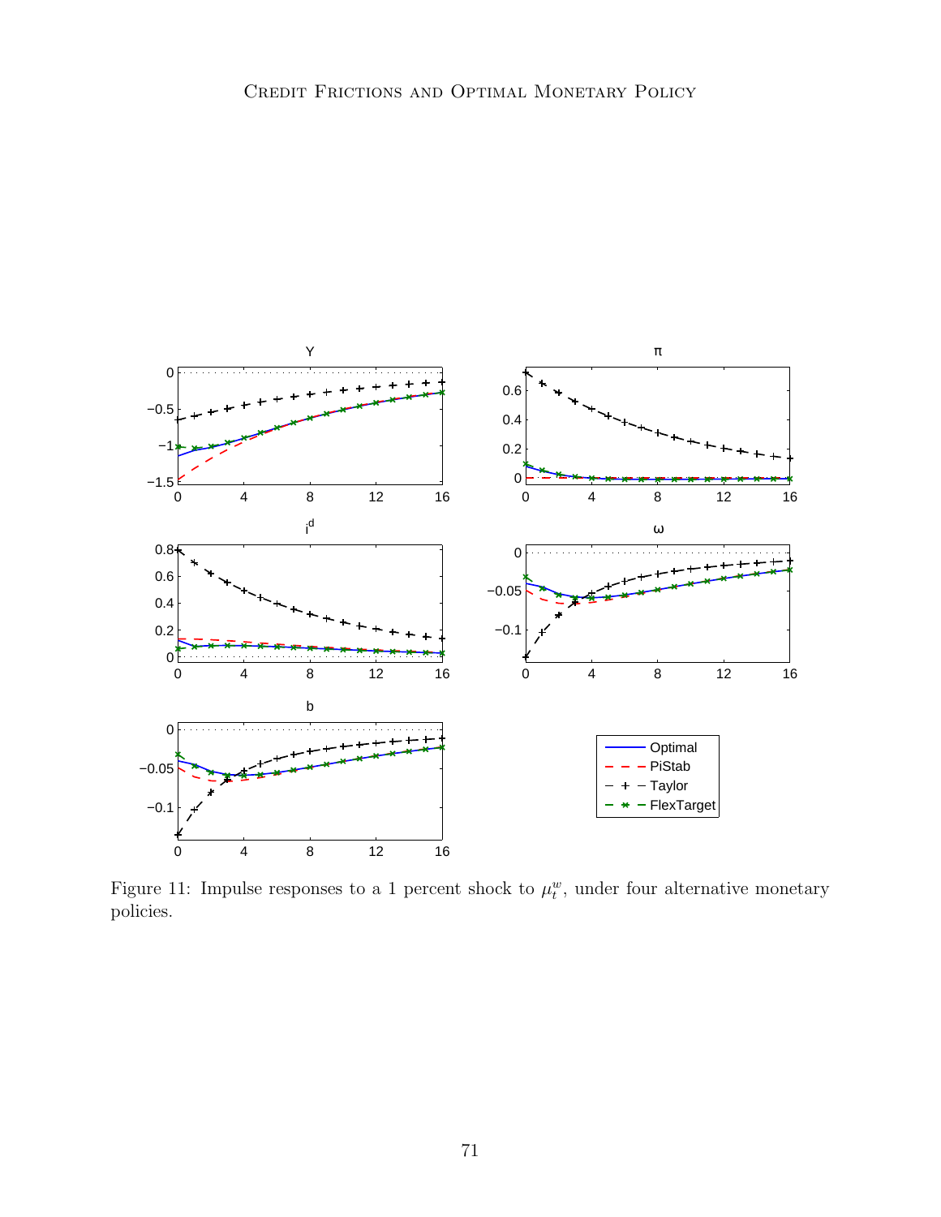Figure 11: Impulse responses to a 1 percent shock to $\mu_t^w$, under four alternative monetary policies.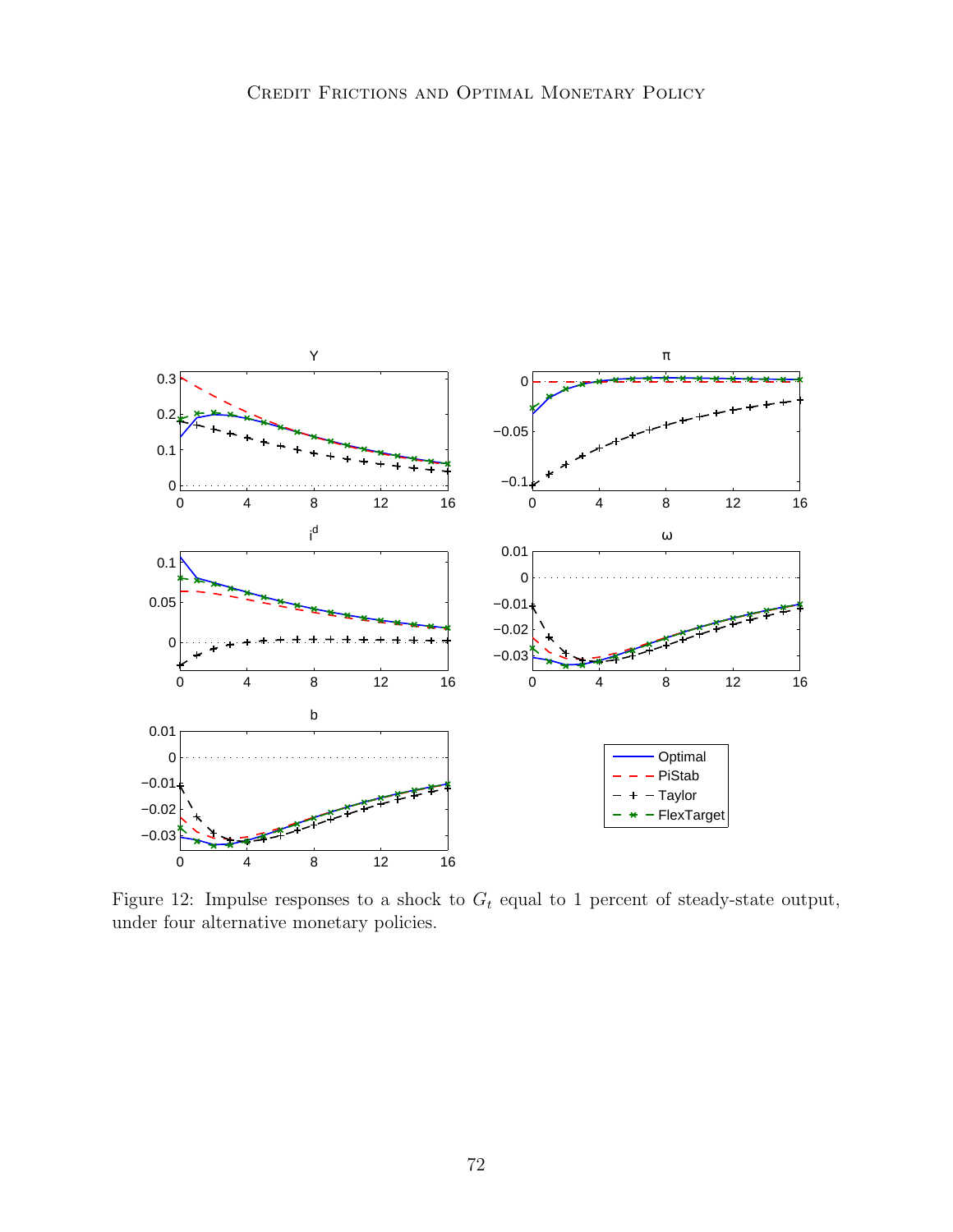Figure 12: Impulse responses to a shock to $G_t$ equal to 1 percent of steady-state output, under four alternative monetary policies.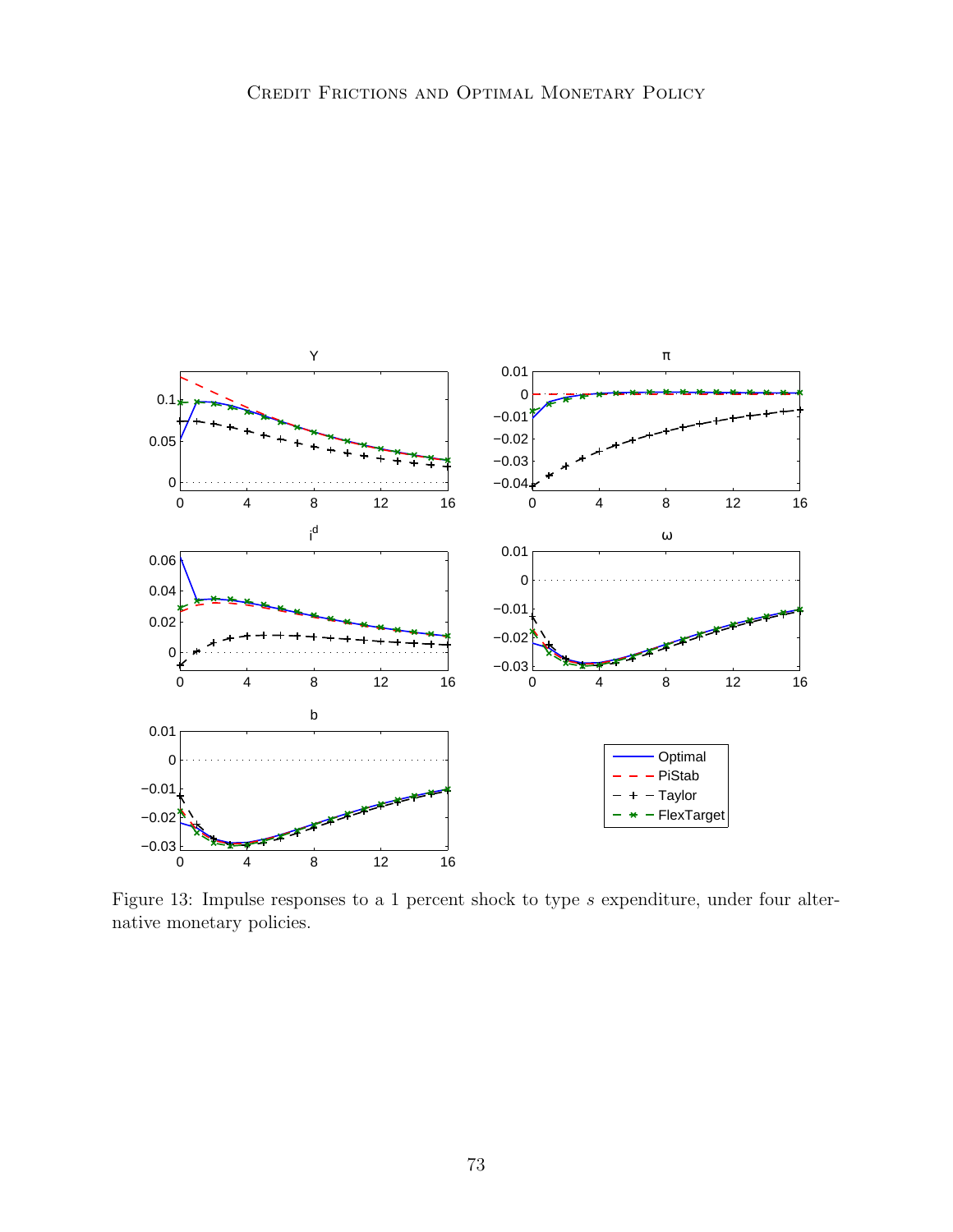Figure 13: Impulse responses to a 1 percent shock to type $s$ expenditure, under four alternative monetary policies.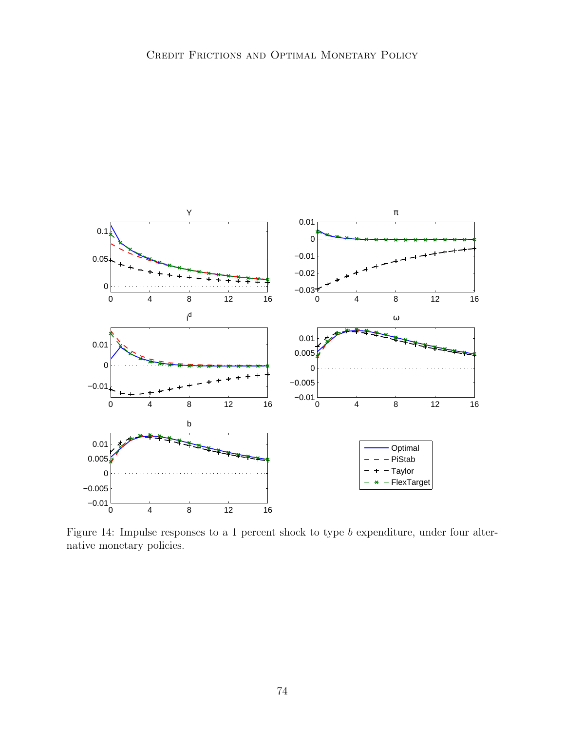Figure 14: Impulse responses to a 1 percent shock to type $b$ expenditure, under four alternative monetary policies.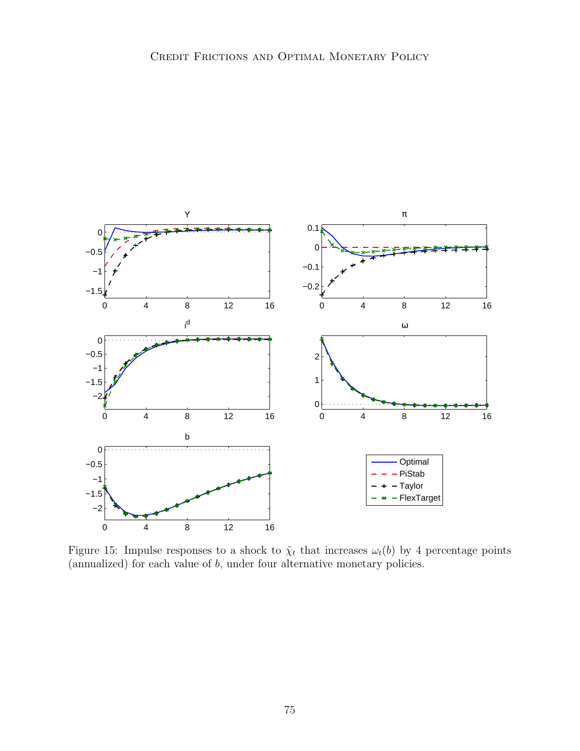Y

0
−0.5
−1
−1.5

0 4 8 12 16

π

0.1
0
−0.1
−0.2

0 4 8 12 16

i^d

0
−0.5
−1
−1.5
−2

0 4 8 12 16

ω

2
1
0

0 4 8 12 16

b

0
−0.5
−1
−1.5
−2

0 4 8 12 16

Optimal
PiStab
Taylor
FlexTarget

Figure 15: Impulse responses to a shock to $\tilde{\chi}_t$ that increases $\omega_t(b)$ by 4 percentage points (annualized) for each value of $b$, under four alternative monetary policies.